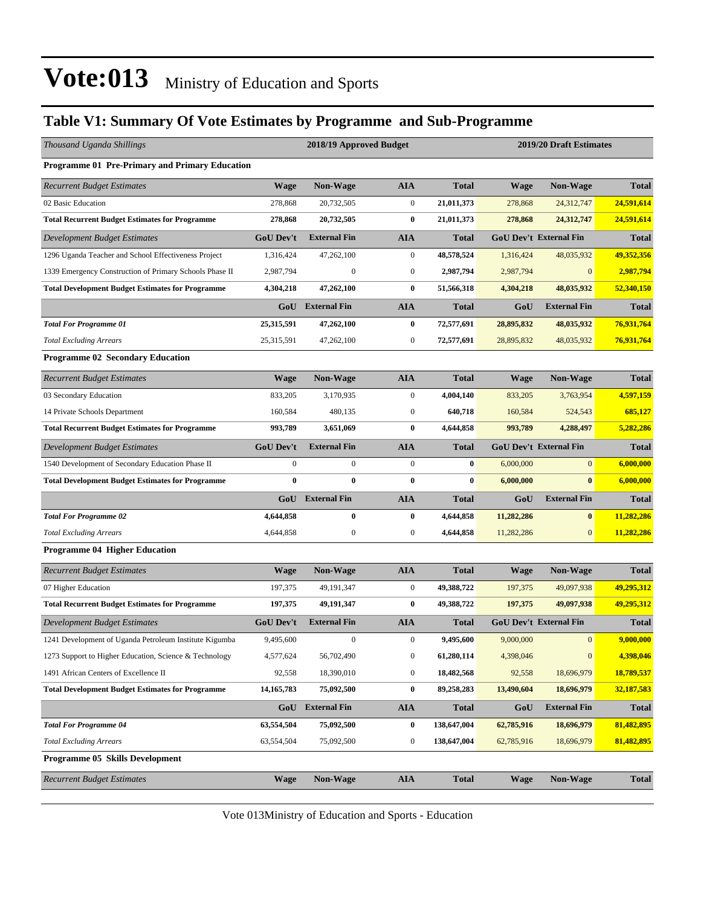# Vote:013 Ministry of Education and Sports

## Table V1: Summary Of Vote Estimates by Programme and Sub-Programme

| *Thousand Uganda Shillings* | 2018/19 Approved Budget | | | | 2019/20 Draft Estimates | | |
|---|---|---|---|---|---|---|---|
| **Programme 01 Pre-Primary and Primary Education** | | | | | | | |
| *Recurrent Budget Estimates* | **Wage** | **Non-Wage** | **AIA** | **Total** | **Wage** | **Non-Wage** | **Total** |
| 02 Basic Education | 278,868 | 20,732,505 | 0 | **21,011,373** | 278,868 | 24,312,747 | **24,591,614** |
| **Total Recurrent Budget Estimates for Programme** | **278,868** | **20,732,505** | **0** | **21,011,373** | **278,868** | **24,312,747** | **24,591,614** |
| *Development Budget Estimates* | **GoU Dev't** | **External Fin** | **AIA** | **Total** | **GoU Dev't** | **External Fin** | **Total** |
| 1296 Uganda Teacher and School Effectiveness Project | 1,316,424 | 47,262,100 | 0 | **48,578,524** | 1,316,424 | 48,035,932 | **49,352,356** |
| 1339 Emergency Construction of Primary Schools Phase II | 2,987,794 | 0 | 0 | **2,987,794** | 2,987,794 | 0 | **2,987,794** |
| **Total Development Budget Estimates for Programme** | **4,304,218** | **47,262,100** | **0** | **51,566,318** | **4,304,218** | **48,035,932** | **52,340,150** |
| | **GoU** | **External Fin** | **AIA** | **Total** | **GoU** | **External Fin** | **Total** |
| ***Total For Programme 01*** | **25,315,591** | **47,262,100** | **0** | **72,577,691** | **28,895,832** | **48,035,932** | **76,931,764** |
| *Total Excluding Arrears* | 25,315,591 | 47,262,100 | 0 | **72,577,691** | 28,895,832 | 48,035,932 | **76,931,764** |
| **Programme 02 Secondary Education** | | | | | | | |
| *Recurrent Budget Estimates* | **Wage** | **Non-Wage** | **AIA** | **Total** | **Wage** | **Non-Wage** | **Total** |
| 03 Secondary Education | 833,205 | 3,170,935 | 0 | **4,004,140** | 833,205 | 3,763,954 | **4,597,159** |
| 14 Private Schools Department | 160,584 | 480,135 | 0 | **640,718** | 160,584 | 524,543 | **685,127** |
| **Total Recurrent Budget Estimates for Programme** | **993,789** | **3,651,069** | **0** | **4,644,858** | **993,789** | **4,288,497** | **5,282,286** |
| *Development Budget Estimates* | **GoU Dev't** | **External Fin** | **AIA** | **Total** | **GoU Dev't** | **External Fin** | **Total** |
| 1540 Development of Secondary Education Phase II | 0 | 0 | 0 | **0** | 6,000,000 | 0 | **6,000,000** |
| **Total Development Budget Estimates for Programme** | **0** | **0** | **0** | **0** | **6,000,000** | **0** | **6,000,000** |
| | **GoU** | **External Fin** | **AIA** | **Total** | **GoU** | **External Fin** | **Total** |
| ***Total For Programme 02*** | **4,644,858** | **0** | **0** | **4,644,858** | **11,282,286** | **0** | **11,282,286** |
| *Total Excluding Arrears* | 4,644,858 | 0 | 0 | **4,644,858** | 11,282,286 | 0 | **11,282,286** |
| **Programme 04 Higher Education** | | | | | | | |
| *Recurrent Budget Estimates* | **Wage** | **Non-Wage** | **AIA** | **Total** | **Wage** | **Non-Wage** | **Total** |
| 07 Higher Education | 197,375 | 49,191,347 | 0 | **49,388,722** | 197,375 | 49,097,938 | **49,295,312** |
| **Total Recurrent Budget Estimates for Programme** | **197,375** | **49,191,347** | **0** | **49,388,722** | **197,375** | **49,097,938** | **49,295,312** |
| *Development Budget Estimates* | **GoU Dev't** | **External Fin** | **AIA** | **Total** | **GoU Dev't** | **External Fin** | **Total** |
| 1241 Development of Uganda Petroleum Institute Kigumba | 9,495,600 | 0 | 0 | **9,495,600** | 9,000,000 | 0 | **9,000,000** |
| 1273 Support to Higher Education, Science & Technology | 4,577,624 | 56,702,490 | 0 | **61,280,114** | 4,398,046 | 0 | **4,398,046** |
| 1491 African Centers of Excellence II | 92,558 | 18,390,010 | 0 | **18,482,568** | 92,558 | 18,696,979 | **18,789,537** |
| **Total Development Budget Estimates for Programme** | **14,165,783** | **75,092,500** | **0** | **89,258,283** | **13,490,604** | **18,696,979** | **32,187,583** |
| | **GoU** | **External Fin** | **AIA** | **Total** | **GoU** | **External Fin** | **Total** |
| ***Total For Programme 04*** | **63,554,504** | **75,092,500** | **0** | **138,647,004** | **62,785,916** | **18,696,979** | **81,482,895** |
| *Total Excluding Arrears* | 63,554,504 | 75,092,500 | 0 | **138,647,004** | 62,785,916 | 18,696,979 | **81,482,895** |
| **Programme 05 Skills Development** | | | | | | | |
| *Recurrent Budget Estimates* | **Wage** | **Non-Wage** | **AIA** | **Total** | **Wage** | **Non-Wage** | **Total** |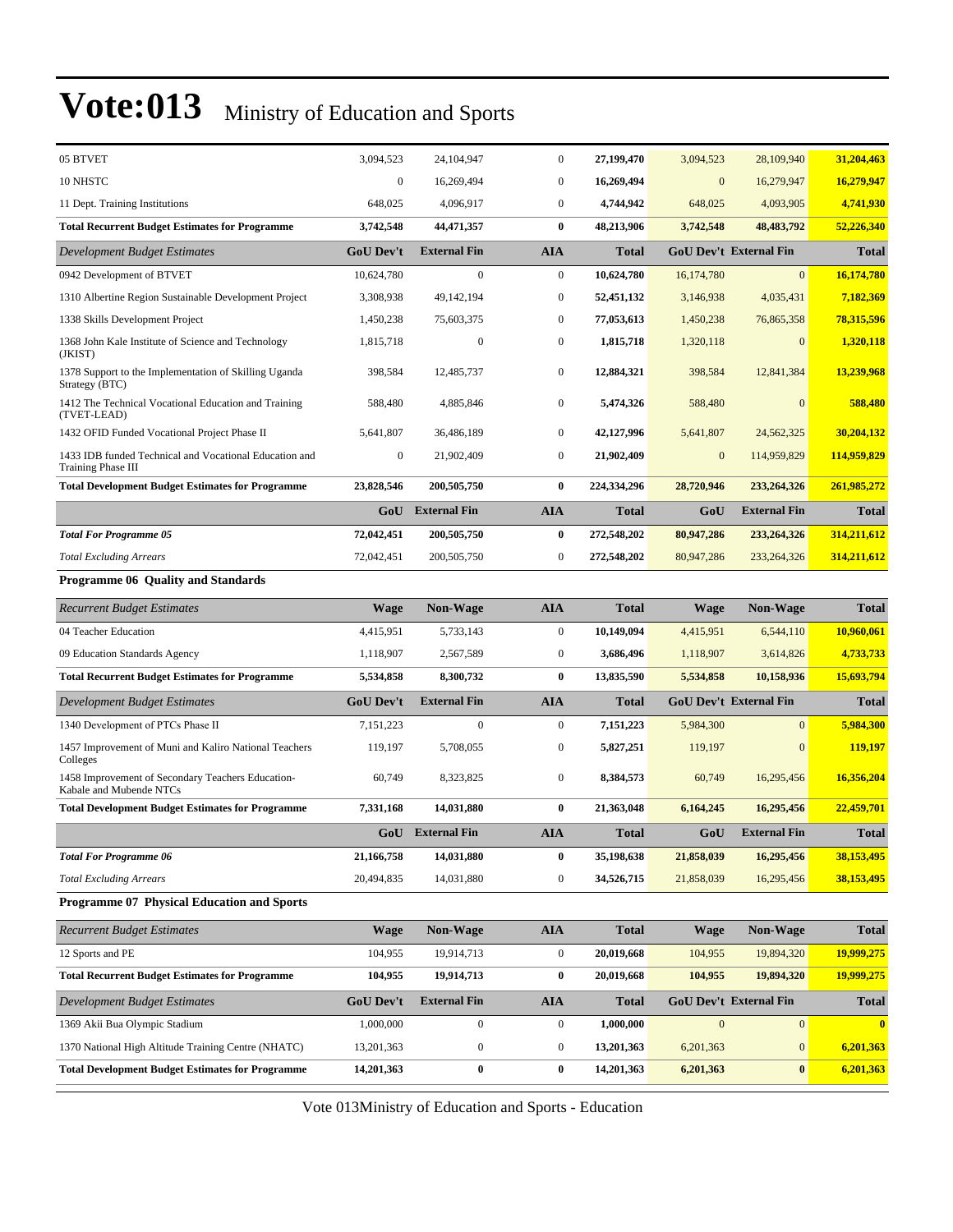# Vote:013 Ministry of Education and Sports

| | | | | | | | |
|---|---|---|---|---|---|---|---|
| 05 BTVET | 3,094,523 | 24,104,947 | 0 | **27,199,470** | 3,094,523 | 28,109,940 | **31,204,463** |
| 10 NHSTC | 0 | 16,269,494 | 0 | **16,269,494** | 0 | 16,279,947 | **16,279,947** |
| 11 Dept. Training Institutions | 648,025 | 4,096,917 | 0 | **4,744,942** | 648,025 | 4,093,905 | **4,741,930** |
| **Total Recurrent Budget Estimates for Programme** | **3,742,548** | **44,471,357** | **0** | **48,213,906** | **3,742,548** | **48,483,792** | **52,226,340** |
| *Development Budget Estimates* | **GoU Dev't** | **External Fin** | **AIA** | **Total** | **GoU Dev't** | **External Fin** | **Total** |
| 0942 Development of BTVET | 10,624,780 | 0 | 0 | **10,624,780** | 16,174,780 | 0 | **16,174,780** |
| 1310 Albertine Region Sustainable Development Project | 3,308,938 | 49,142,194 | 0 | **52,451,132** | 3,146,938 | 4,035,431 | **7,182,369** |
| 1338 Skills Development Project | 1,450,238 | 75,603,375 | 0 | **77,053,613** | 1,450,238 | 76,865,358 | **78,315,596** |
| 1368 John Kale Institute of Science and Technology (JKIST) | 1,815,718 | 0 | 0 | **1,815,718** | 1,320,118 | 0 | **1,320,118** |
| 1378 Support to the Implementation of Skilling Uganda Strategy (BTC) | 398,584 | 12,485,737 | 0 | **12,884,321** | 398,584 | 12,841,384 | **13,239,968** |
| 1412 The Technical Vocational Education and Training (TVET-LEAD) | 588,480 | 4,885,846 | 0 | **5,474,326** | 588,480 | 0 | **588,480** |
| 1432 OFID Funded Vocational Project Phase II | 5,641,807 | 36,486,189 | 0 | **42,127,996** | 5,641,807 | 24,562,325 | **30,204,132** |
| 1433 IDB funded Technical and Vocational Education and Training Phase III | 0 | 21,902,409 | 0 | **21,902,409** | 0 | 114,959,829 | **114,959,829** |
| **Total Development Budget Estimates for Programme** | **23,828,546** | **200,505,750** | **0** | **224,334,296** | **28,720,946** | **233,264,326** | **261,985,272** |
| | **GoU** | **External Fin** | **AIA** | **Total** | **GoU** | **External Fin** | **Total** |
| ***Total For Programme 05*** | **72,042,451** | **200,505,750** | **0** | **272,548,202** | **80,947,286** | **233,264,326** | **314,211,612** |
| *Total Excluding Arrears* | 72,042,451 | 200,505,750 | 0 | 272,548,202 | 80,947,286 | 233,264,326 | 314,211,612 |

**Programme 06 Quality and Standards**

| *Recurrent Budget Estimates* | **Wage** | **Non-Wage** | **AIA** | **Total** | **Wage** | **Non-Wage** | **Total** |
|---|---|---|---|---|---|---|---|
| 04 Teacher Education | 4,415,951 | 5,733,143 | 0 | **10,149,094** | 4,415,951 | 6,544,110 | **10,960,061** |
| 09 Education Standards Agency | 1,118,907 | 2,567,589 | 0 | **3,686,496** | 1,118,907 | 3,614,826 | **4,733,733** |
| **Total Recurrent Budget Estimates for Programme** | **5,534,858** | **8,300,732** | **0** | **13,835,590** | **5,534,858** | **10,158,936** | **15,693,794** |
| *Development Budget Estimates* | **GoU Dev't** | **External Fin** | **AIA** | **Total** | **GoU Dev't** | **External Fin** | **Total** |
| 1340 Development of PTCs Phase II | 7,151,223 | 0 | 0 | **7,151,223** | 5,984,300 | 0 | **5,984,300** |
| 1457 Improvement of Muni and Kaliro National Teachers Colleges | 119,197 | 5,708,055 | 0 | **5,827,251** | 119,197 | 0 | **119,197** |
| 1458 Improvement of Secondary Teachers Education-Kabale and Mubende NTCs | 60,749 | 8,323,825 | 0 | **8,384,573** | 60,749 | 16,295,456 | **16,356,204** |
| **Total Development Budget Estimates for Programme** | **7,331,168** | **14,031,880** | **0** | **21,363,048** | **6,164,245** | **16,295,456** | **22,459,701** |
| | **GoU** | **External Fin** | **AIA** | **Total** | **GoU** | **External Fin** | **Total** |
| ***Total For Programme 06*** | **21,166,758** | **14,031,880** | **0** | **35,198,638** | **21,858,039** | **16,295,456** | **38,153,495** |
| *Total Excluding Arrears* | 20,494,835 | 14,031,880 | 0 | 34,526,715 | 21,858,039 | 16,295,456 | 38,153,495 |

**Programme 07 Physical Education and Sports**

| *Recurrent Budget Estimates* | **Wage** | **Non-Wage** | **AIA** | **Total** | **Wage** | **Non-Wage** | **Total** |
|---|---|---|---|---|---|---|---|
| 12 Sports and PE | 104,955 | 19,914,713 | 0 | **20,019,668** | 104,955 | 19,894,320 | **19,999,275** |
| **Total Recurrent Budget Estimates for Programme** | **104,955** | **19,914,713** | **0** | **20,019,668** | **104,955** | **19,894,320** | **19,999,275** |
| *Development Budget Estimates* | **GoU Dev't** | **External Fin** | **AIA** | **Total** | **GoU Dev't** | **External Fin** | **Total** |
| 1369 Akii Bua Olympic Stadium | 1,000,000 | 0 | 0 | **1,000,000** | 0 | 0 | **0** |
| 1370 National High Altitude Training Centre (NHATC) | 13,201,363 | 0 | 0 | **13,201,363** | 6,201,363 | 0 | **6,201,363** |
| **Total Development Budget Estimates for Programme** | **14,201,363** | **0** | **0** | **14,201,363** | **6,201,363** | **0** | **6,201,363** |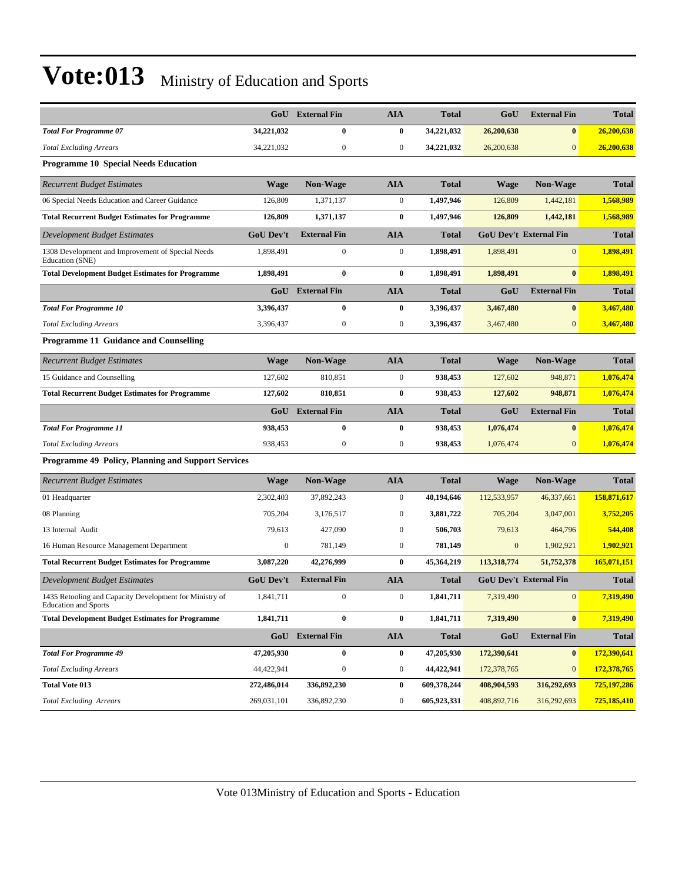# Vote:013 Ministry of Education and Sports

| | GoU | External Fin | AIA | Total | GoU | External Fin | Total |
|---|---|---|---|---|---|---|---|
| ***Total For Programme 07*** | **34,221,032** | **0** | **0** | **34,221,032** | **26,200,638** | **0** | **26,200,638** |
| *Total Excluding Arrears* | 34,221,032 | 0 | 0 | **34,221,032** | 26,200,638 | 0 | **26,200,638** |
| **Programme 10 Special Needs Education** | | | | | | | |
| *Recurrent Budget Estimates* | **Wage** | **Non-Wage** | **AIA** | **Total** | **Wage** | **Non-Wage** | **Total** |
| 06 Special Needs Education and Career Guidance | 126,809 | 1,371,137 | 0 | **1,497,946** | 126,809 | 1,442,181 | **1,568,989** |
| **Total Recurrent Budget Estimates for Programme** | **126,809** | **1,371,137** | **0** | **1,497,946** | **126,809** | **1,442,181** | **1,568,989** |
| *Development Budget Estimates* | **GoU Dev't** | **External Fin** | **AIA** | **Total** | **GoU Dev't** | **External Fin** | **Total** |
| 1308 Development and Improvement of Special Needs Education (SNE) | 1,898,491 | 0 | 0 | **1,898,491** | 1,898,491 | 0 | **1,898,491** |
| **Total Development Budget Estimates for Programme** | **1,898,491** | **0** | **0** | **1,898,491** | **1,898,491** | **0** | **1,898,491** |
| | **GoU** | **External Fin** | **AIA** | **Total** | **GoU** | **External Fin** | **Total** |
| ***Total For Programme 10*** | **3,396,437** | **0** | **0** | **3,396,437** | **3,467,480** | **0** | **3,467,480** |
| *Total Excluding Arrears* | 3,396,437 | 0 | 0 | **3,396,437** | 3,467,480 | 0 | **3,467,480** |
| **Programme 11 Guidance and Counselling** | | | | | | | |
| *Recurrent Budget Estimates* | **Wage** | **Non-Wage** | **AIA** | **Total** | **Wage** | **Non-Wage** | **Total** |
| 15 Guidance and Counselling | 127,602 | 810,851 | 0 | **938,453** | 127,602 | 948,871 | **1,076,474** |
| **Total Recurrent Budget Estimates for Programme** | **127,602** | **810,851** | **0** | **938,453** | **127,602** | **948,871** | **1,076,474** |
| | **GoU** | **External Fin** | **AIA** | **Total** | **GoU** | **External Fin** | **Total** |
| ***Total For Programme 11*** | **938,453** | **0** | **0** | **938,453** | **1,076,474** | **0** | **1,076,474** |
| *Total Excluding Arrears* | 938,453 | 0 | 0 | **938,453** | 1,076,474 | 0 | **1,076,474** |
| **Programme 49 Policy, Planning and Support Services** | | | | | | | |
| *Recurrent Budget Estimates* | **Wage** | **Non-Wage** | **AIA** | **Total** | **Wage** | **Non-Wage** | **Total** |
| 01 Headquarter | 2,302,403 | 37,892,243 | 0 | **40,194,646** | 112,533,957 | 46,337,661 | **158,871,617** |
| 08 Planning | 705,204 | 3,176,517 | 0 | **3,881,722** | 705,204 | 3,047,001 | **3,752,205** |
| 13 Internal Audit | 79,613 | 427,090 | 0 | **506,703** | 79,613 | 464,796 | **544,408** |
| 16 Human Resource Management Department | 0 | 781,149 | 0 | **781,149** | 0 | 1,902,921 | **1,902,921** |
| **Total Recurrent Budget Estimates for Programme** | **3,087,220** | **42,276,999** | **0** | **45,364,219** | **113,318,774** | **51,752,378** | **165,071,151** |
| *Development Budget Estimates* | **GoU Dev't** | **External Fin** | **AIA** | **Total** | **GoU Dev't** | **External Fin** | **Total** |
| 1435 Retooling and Capacity Development for Ministry of Education and Sports | 1,841,711 | 0 | 0 | **1,841,711** | 7,319,490 | 0 | **7,319,490** |
| **Total Development Budget Estimates for Programme** | **1,841,711** | **0** | **0** | **1,841,711** | **7,319,490** | **0** | **7,319,490** |
| | **GoU** | **External Fin** | **AIA** | **Total** | **GoU** | **External Fin** | **Total** |
| ***Total For Programme 49*** | **47,205,930** | **0** | **0** | **47,205,930** | **172,390,641** | **0** | **172,390,641** |
| *Total Excluding Arrears* | 44,422,941 | 0 | 0 | **44,422,941** | 172,378,765 | 0 | **172,378,765** |
| **Total Vote 013** | **272,486,014** | **336,892,230** | **0** | **609,378,244** | **408,904,593** | **316,292,693** | **725,197,286** |
| *Total Excluding Arrears* | 269,031,101 | 336,892,230 | 0 | **605,923,331** | 408,892,716 | 316,292,693 | **725,185,410** |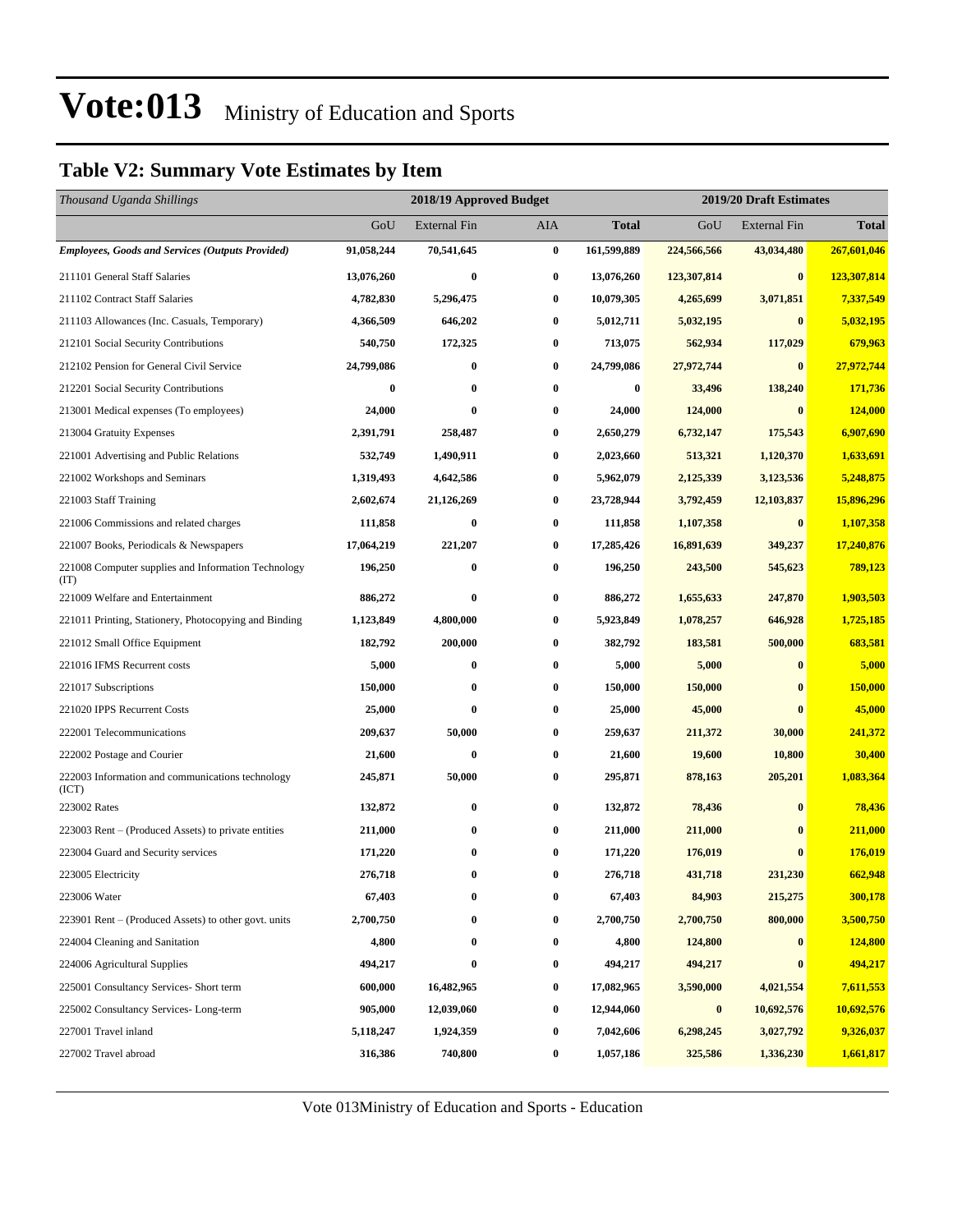# Vote:013 Ministry of Education and Sports

## Table V2: Summary Vote Estimates by Item

| *Thousand Uganda Shillings* | 2018/19 Approved Budget | | | | 2019/20 Draft Estimates | | |
|---|---|---|---|---|---|---|---|
| | GoU | External Fin | AIA | Total | GoU | External Fin | Total |
| ***Employees, Goods and Services (Outputs Provided)*** | **91,058,244** | **70,541,645** | **0** | **161,599,889** | **224,566,566** | **43,034,480** | **267,601,046** |
| 211101 General Staff Salaries | 13,076,260 | 0 | 0 | 13,076,260 | 123,307,814 | 0 | 123,307,814 |
| 211102 Contract Staff Salaries | 4,782,830 | 5,296,475 | 0 | 10,079,305 | 4,265,699 | 3,071,851 | 7,337,549 |
| 211103 Allowances (Inc. Casuals, Temporary) | 4,366,509 | 646,202 | 0 | 5,012,711 | 5,032,195 | 0 | 5,032,195 |
| 212101 Social Security Contributions | 540,750 | 172,325 | 0 | 713,075 | 562,934 | 117,029 | 679,963 |
| 212102 Pension for General Civil Service | 24,799,086 | 0 | 0 | 24,799,086 | 27,972,744 | 0 | 27,972,744 |
| 212201 Social Security Contributions | 0 | 0 | 0 | 0 | 33,496 | 138,240 | 171,736 |
| 213001 Medical expenses (To employees) | 24,000 | 0 | 0 | 24,000 | 124,000 | 0 | 124,000 |
| 213004 Gratuity Expenses | 2,391,791 | 258,487 | 0 | 2,650,279 | 6,732,147 | 175,543 | 6,907,690 |
| 221001 Advertising and Public Relations | 532,749 | 1,490,911 | 0 | 2,023,660 | 513,321 | 1,120,370 | 1,633,691 |
| 221002 Workshops and Seminars | 1,319,493 | 4,642,586 | 0 | 5,962,079 | 2,125,339 | 3,123,536 | 5,248,875 |
| 221003 Staff Training | 2,602,674 | 21,126,269 | 0 | 23,728,944 | 3,792,459 | 12,103,837 | 15,896,296 |
| 221006 Commissions and related charges | 111,858 | 0 | 0 | 111,858 | 1,107,358 | 0 | 1,107,358 |
| 221007 Books, Periodicals & Newspapers | 17,064,219 | 221,207 | 0 | 17,285,426 | 16,891,639 | 349,237 | 17,240,876 |
| 221008 Computer supplies and Information Technology (IT) | 196,250 | 0 | 0 | 196,250 | 243,500 | 545,623 | 789,123 |
| 221009 Welfare and Entertainment | 886,272 | 0 | 0 | 886,272 | 1,655,633 | 247,870 | 1,903,503 |
| 221011 Printing, Stationery, Photocopying and Binding | 1,123,849 | 4,800,000 | 0 | 5,923,849 | 1,078,257 | 646,928 | 1,725,185 |
| 221012 Small Office Equipment | 182,792 | 200,000 | 0 | 382,792 | 183,581 | 500,000 | 683,581 |
| 221016 IFMS Recurrent costs | 5,000 | 0 | 0 | 5,000 | 5,000 | 0 | 5,000 |
| 221017 Subscriptions | 150,000 | 0 | 0 | 150,000 | 150,000 | 0 | 150,000 |
| 221020 IPPS Recurrent Costs | 25,000 | 0 | 0 | 25,000 | 45,000 | 0 | 45,000 |
| 222001 Telecommunications | 209,637 | 50,000 | 0 | 259,637 | 211,372 | 30,000 | 241,372 |
| 222002 Postage and Courier | 21,600 | 0 | 0 | 21,600 | 19,600 | 10,800 | 30,400 |
| 222003 Information and communications technology (ICT) | 245,871 | 50,000 | 0 | 295,871 | 878,163 | 205,201 | 1,083,364 |
| 223002 Rates | 132,872 | 0 | 0 | 132,872 | 78,436 | 0 | 78,436 |
| 223003 Rent – (Produced Assets) to private entities | 211,000 | 0 | 0 | 211,000 | 211,000 | 0 | 211,000 |
| 223004 Guard and Security services | 171,220 | 0 | 0 | 171,220 | 176,019 | 0 | 176,019 |
| 223005 Electricity | 276,718 | 0 | 0 | 276,718 | 431,718 | 231,230 | 662,948 |
| 223006 Water | 67,403 | 0 | 0 | 67,403 | 84,903 | 215,275 | 300,178 |
| 223901 Rent – (Produced Assets) to other govt. units | 2,700,750 | 0 | 0 | 2,700,750 | 2,700,750 | 800,000 | 3,500,750 |
| 224004 Cleaning and Sanitation | 4,800 | 0 | 0 | 4,800 | 124,800 | 0 | 124,800 |
| 224006 Agricultural Supplies | 494,217 | 0 | 0 | 494,217 | 494,217 | 0 | 494,217 |
| 225001 Consultancy Services- Short term | 600,000 | 16,482,965 | 0 | 17,082,965 | 3,590,000 | 4,021,554 | 7,611,553 |
| 225002 Consultancy Services- Long-term | 905,000 | 12,039,060 | 0 | 12,944,060 | 0 | 10,692,576 | 10,692,576 |
| 227001 Travel inland | 5,118,247 | 1,924,359 | 0 | 7,042,606 | 6,298,245 | 3,027,792 | 9,326,037 |
| 227002 Travel abroad | 316,386 | 740,800 | 0 | 1,057,186 | 325,586 | 1,336,230 | 1,661,817 |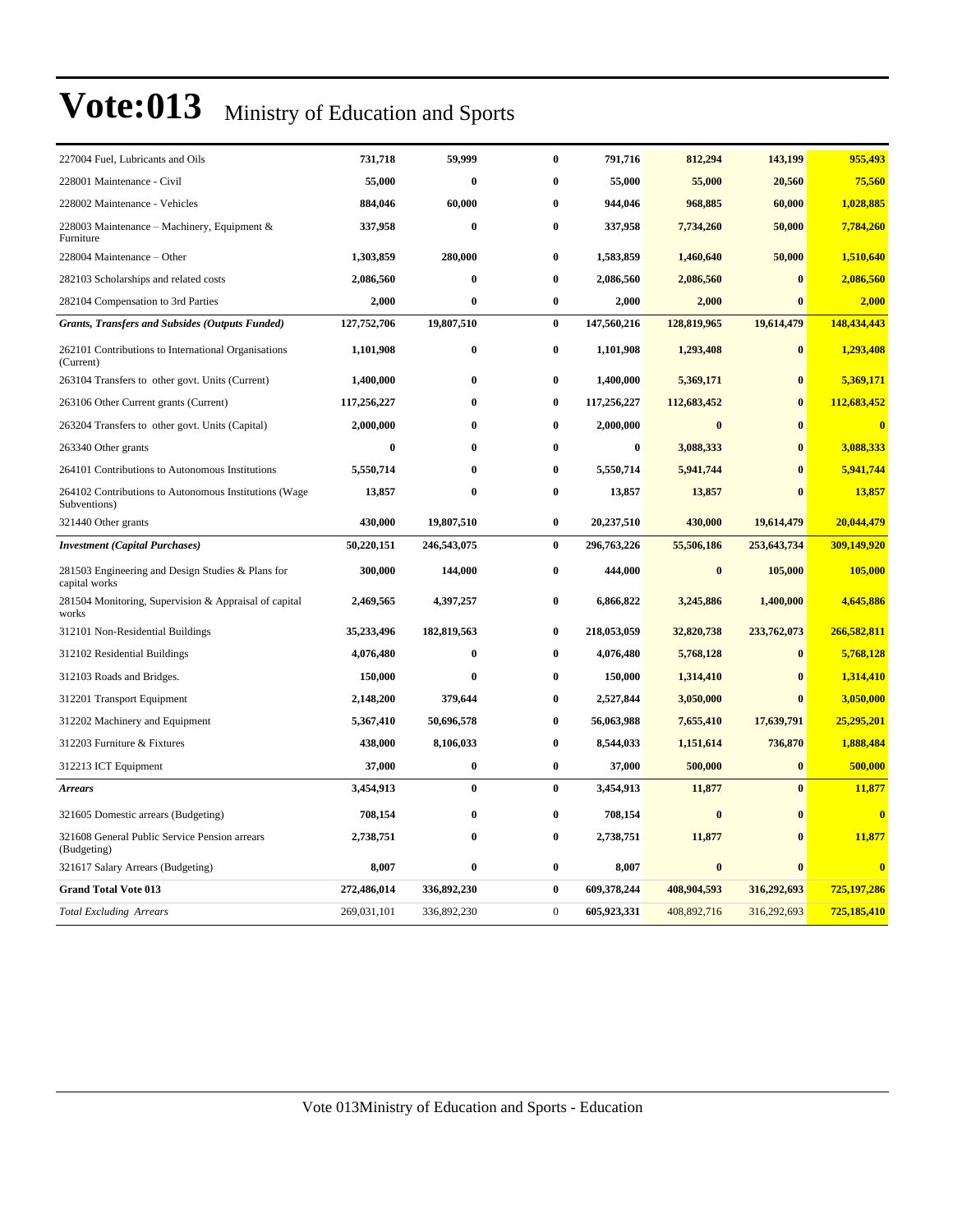# Vote:013 Ministry of Education and Sports

| | | | | | | | |
|---|---|---|---|---|---|---|---|
| 227004 Fuel, Lubricants and Oils | 731,718 | 59,999 | 0 | 791,716 | 812,294 | 143,199 | 955,493 |
| 228001 Maintenance - Civil | 55,000 | 0 | 0 | 55,000 | 55,000 | 20,560 | 75,560 |
| 228002 Maintenance - Vehicles | 884,046 | 60,000 | 0 | 944,046 | 968,885 | 60,000 | 1,028,885 |
| 228003 Maintenance – Machinery, Equipment & Furniture | 337,958 | 0 | 0 | 337,958 | 7,734,260 | 50,000 | 7,784,260 |
| 228004 Maintenance – Other | 1,303,859 | 280,000 | 0 | 1,583,859 | 1,460,640 | 50,000 | 1,510,640 |
| 282103 Scholarships and related costs | 2,086,560 | 0 | 0 | 2,086,560 | 2,086,560 | 0 | 2,086,560 |
| 282104 Compensation to 3rd Parties | 2,000 | 0 | 0 | 2,000 | 2,000 | 0 | 2,000 |
| ***Grants, Transfers and Subsides (Outputs Funded)*** | **127,752,706** | **19,807,510** | **0** | **147,560,216** | **128,819,965** | **19,614,479** | **148,434,443** |
| 262101 Contributions to International Organisations (Current) | 1,101,908 | 0 | 0 | 1,101,908 | 1,293,408 | 0 | 1,293,408 |
| 263104 Transfers to other govt. Units (Current) | 1,400,000 | 0 | 0 | 1,400,000 | 5,369,171 | 0 | 5,369,171 |
| 263106 Other Current grants (Current) | 117,256,227 | 0 | 0 | 117,256,227 | 112,683,452 | 0 | 112,683,452 |
| 263204 Transfers to other govt. Units (Capital) | 2,000,000 | 0 | 0 | 2,000,000 | 0 | 0 | 0 |
| 263340 Other grants | 0 | 0 | 0 | 0 | 3,088,333 | 0 | 3,088,333 |
| 264101 Contributions to Autonomous Institutions | 5,550,714 | 0 | 0 | 5,550,714 | 5,941,744 | 0 | 5,941,744 |
| 264102 Contributions to Autonomous Institutions (Wage Subventions) | 13,857 | 0 | 0 | 13,857 | 13,857 | 0 | 13,857 |
| 321440 Other grants | 430,000 | 19,807,510 | 0 | 20,237,510 | 430,000 | 19,614,479 | 20,044,479 |
| ***Investment (Capital Purchases)*** | **50,220,151** | **246,543,075** | **0** | **296,763,226** | **55,506,186** | **253,643,734** | **309,149,920** |
| 281503 Engineering and Design Studies & Plans for capital works | 300,000 | 144,000 | 0 | 444,000 | 0 | 105,000 | 105,000 |
| 281504 Monitoring, Supervision & Appraisal of capital works | 2,469,565 | 4,397,257 | 0 | 6,866,822 | 3,245,886 | 1,400,000 | 4,645,886 |
| 312101 Non-Residential Buildings | 35,233,496 | 182,819,563 | 0 | 218,053,059 | 32,820,738 | 233,762,073 | 266,582,811 |
| 312102 Residential Buildings | 4,076,480 | 0 | 0 | 4,076,480 | 5,768,128 | 0 | 5,768,128 |
| 312103 Roads and Bridges. | 150,000 | 0 | 0 | 150,000 | 1,314,410 | 0 | 1,314,410 |
| 312201 Transport Equipment | 2,148,200 | 379,644 | 0 | 2,527,844 | 3,050,000 | 0 | 3,050,000 |
| 312202 Machinery and Equipment | 5,367,410 | 50,696,578 | 0 | 56,063,988 | 7,655,410 | 17,639,791 | 25,295,201 |
| 312203 Furniture & Fixtures | 438,000 | 8,106,033 | 0 | 8,544,033 | 1,151,614 | 736,870 | 1,888,484 |
| 312213 ICT Equipment | 37,000 | 0 | 0 | 37,000 | 500,000 | 0 | 500,000 |
| ***Arrears*** | **3,454,913** | **0** | **0** | **3,454,913** | **11,877** | **0** | **11,877** |
| 321605 Domestic arrears (Budgeting) | 708,154 | 0 | 0 | 708,154 | 0 | 0 | 0 |
| 321608 General Public Service Pension arrears (Budgeting) | 2,738,751 | 0 | 0 | 2,738,751 | 11,877 | 0 | 11,877 |
| 321617 Salary Arrears (Budgeting) | 8,007 | 0 | 0 | 8,007 | 0 | 0 | 0 |
| **Grand Total Vote 013** | **272,486,014** | **336,892,230** | **0** | **609,378,244** | **408,904,593** | **316,292,693** | **725,197,286** |
| *Total Excluding Arrears* | 269,031,101 | 336,892,230 | 0 | **605,923,331** | 408,892,716 | 316,292,693 | **725,185,410** |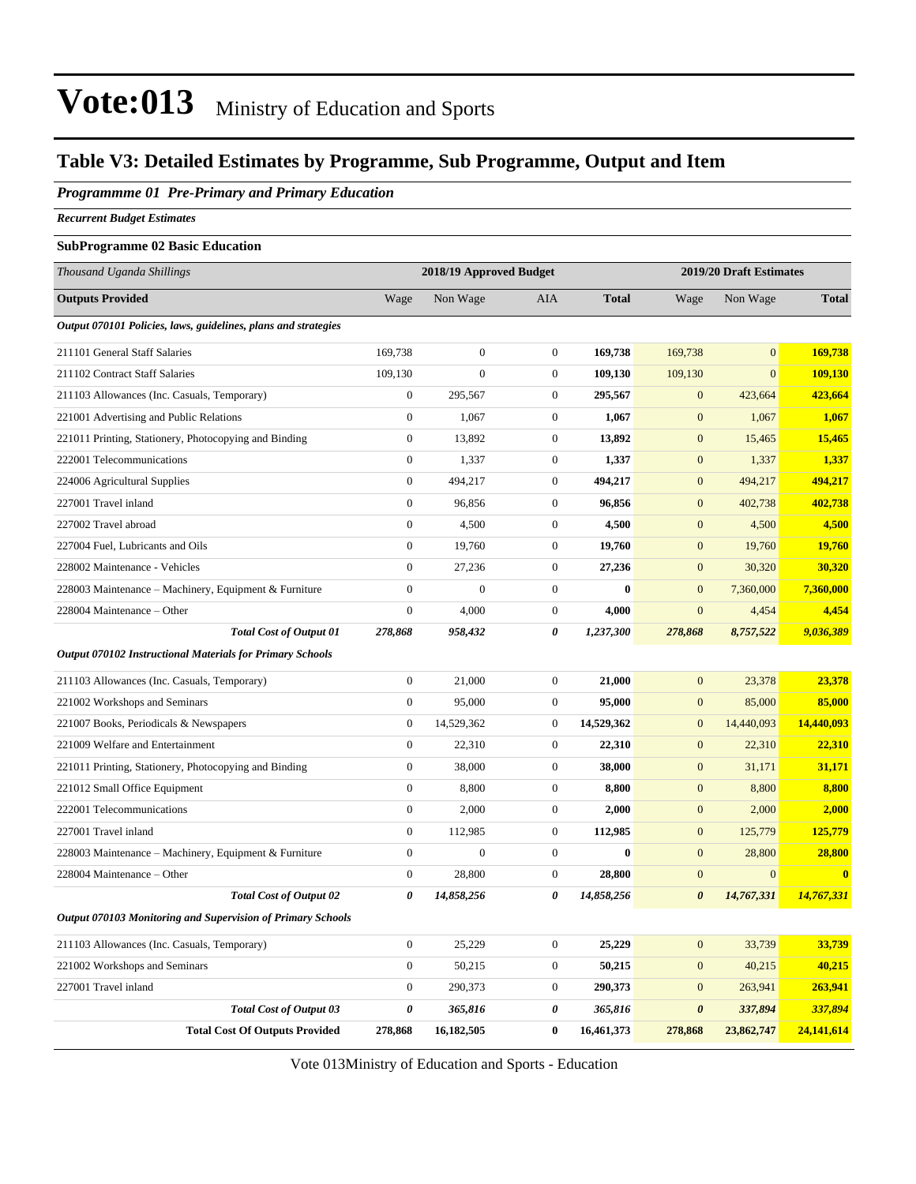# Vote:013 Ministry of Education and Sports

## Table V3: Detailed Estimates by Programme, Sub Programme, Output and Item

### *Programmme 01 Pre-Primary and Primary Education*

***Recurrent Budget Estimates***

**SubProgramme 02 Basic Education**

| *Thousand Uganda Shillings* | 2018/19 Approved Budget | | | | 2019/20 Draft Estimates | | |
|---|---|---|---|---|---|---|---|
| **Outputs Provided** | Wage | Non Wage | AIA | **Total** | Wage | Non Wage | **Total** |
| ***Output 070101 Policies, laws, guidelines, plans and strategies*** | | | | | | | |
| 211101 General Staff Salaries | 169,738 | 0 | 0 | **169,738** | 169,738 | 0 | **169,738** |
| 211102 Contract Staff Salaries | 109,130 | 0 | 0 | **109,130** | 109,130 | 0 | **109,130** |
| 211103 Allowances (Inc. Casuals, Temporary) | 0 | 295,567 | 0 | **295,567** | 0 | 423,664 | **423,664** |
| 221001 Advertising and Public Relations | 0 | 1,067 | 0 | **1,067** | 0 | 1,067 | **1,067** |
| 221011 Printing, Stationery, Photocopying and Binding | 0 | 13,892 | 0 | **13,892** | 0 | 15,465 | **15,465** |
| 222001 Telecommunications | 0 | 1,337 | 0 | **1,337** | 0 | 1,337 | **1,337** |
| 224006 Agricultural Supplies | 0 | 494,217 | 0 | **494,217** | 0 | 494,217 | **494,217** |
| 227001 Travel inland | 0 | 96,856 | 0 | **96,856** | 0 | 402,738 | **402,738** |
| 227002 Travel abroad | 0 | 4,500 | 0 | **4,500** | 0 | 4,500 | **4,500** |
| 227004 Fuel, Lubricants and Oils | 0 | 19,760 | 0 | **19,760** | 0 | 19,760 | **19,760** |
| 228002 Maintenance - Vehicles | 0 | 27,236 | 0 | **27,236** | 0 | 30,320 | **30,320** |
| 228003 Maintenance – Machinery, Equipment & Furniture | 0 | 0 | 0 | **0** | 0 | 7,360,000 | **7,360,000** |
| 228004 Maintenance – Other | 0 | 4,000 | 0 | **4,000** | 0 | 4,454 | **4,454** |
| ***Total Cost of Output 01*** | ***278,868*** | ***958,432*** | ***0*** | ***1,237,300*** | ***278,868*** | ***8,757,522*** | ***9,036,389*** |
| ***Output 070102 Instructional Materials for Primary Schools*** | | | | | | | |
| 211103 Allowances (Inc. Casuals, Temporary) | 0 | 21,000 | 0 | **21,000** | 0 | 23,378 | **23,378** |
| 221002 Workshops and Seminars | 0 | 95,000 | 0 | **95,000** | 0 | 85,000 | **85,000** |
| 221007 Books, Periodicals & Newspapers | 0 | 14,529,362 | 0 | **14,529,362** | 0 | 14,440,093 | **14,440,093** |
| 221009 Welfare and Entertainment | 0 | 22,310 | 0 | **22,310** | 0 | 22,310 | **22,310** |
| 221011 Printing, Stationery, Photocopying and Binding | 0 | 38,000 | 0 | **38,000** | 0 | 31,171 | **31,171** |
| 221012 Small Office Equipment | 0 | 8,800 | 0 | **8,800** | 0 | 8,800 | **8,800** |
| 222001 Telecommunications | 0 | 2,000 | 0 | **2,000** | 0 | 2,000 | **2,000** |
| 227001 Travel inland | 0 | 112,985 | 0 | **112,985** | 0 | 125,779 | **125,779** |
| 228003 Maintenance – Machinery, Equipment & Furniture | 0 | 0 | 0 | **0** | 0 | 28,800 | **28,800** |
| 228004 Maintenance – Other | 0 | 28,800 | 0 | **28,800** | 0 | 0 | **0** |
| ***Total Cost of Output 02*** | ***0*** | ***14,858,256*** | ***0*** | ***14,858,256*** | ***0*** | ***14,767,331*** | ***14,767,331*** |
| ***Output 070103 Monitoring and Supervision of Primary Schools*** | | | | | | | |
| 211103 Allowances (Inc. Casuals, Temporary) | 0 | 25,229 | 0 | **25,229** | 0 | 33,739 | **33,739** |
| 221002 Workshops and Seminars | 0 | 50,215 | 0 | **50,215** | 0 | 40,215 | **40,215** |
| 227001 Travel inland | 0 | 290,373 | 0 | **290,373** | 0 | 263,941 | **263,941** |
| ***Total Cost of Output 03*** | ***0*** | ***365,816*** | ***0*** | ***365,816*** | ***0*** | ***337,894*** | ***337,894*** |
| **Total Cost Of Outputs Provided** | **278,868** | **16,182,505** | **0** | **16,461,373** | **278,868** | **23,862,747** | **24,141,614** |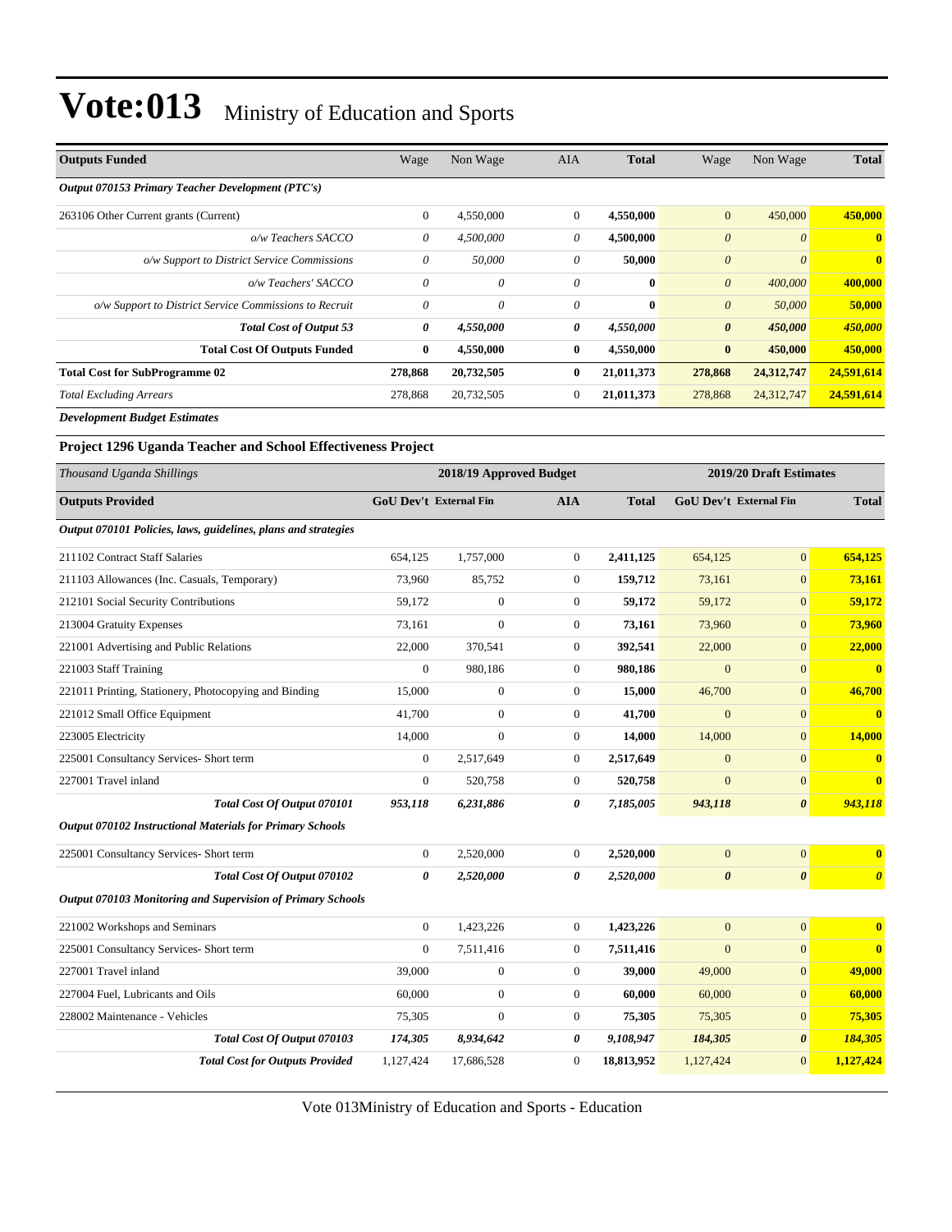# Vote:013 Ministry of Education and Sports

| Outputs Funded | Wage | Non Wage | AIA | Total | Wage | Non Wage | Total |
|---|---|---|---|---|---|---|---|
| *Output 070153 Primary Teacher Development (PTC's)* | | | | | | | |
| 263106 Other Current grants (Current) | 0 | 4,550,000 | 0 | **4,550,000** | 0 | 450,000 | **450,000** |
| *o/w Teachers SACCO* | *0* | *4,500,000* | *0* | **4,500,000** | *0* | *0* | **0** |
| *o/w Support to District Service Commissions* | *0* | *50,000* | *0* | **50,000** | *0* | *0* | **0** |
| *o/w Teachers' SACCO* | *0* | *0* | *0* | **0** | *0* | *400,000* | **400,000** |
| *o/w Support to District Service Commissions to Recruit* | *0* | *0* | *0* | **0** | *0* | *50,000* | **50,000** |
| ***Total Cost of Output 53*** | ***0*** | ***4,550,000*** | ***0*** | ***4,550,000*** | ***0*** | ***450,000*** | ***450,000*** |
| **Total Cost Of Outputs Funded** | **0** | **4,550,000** | **0** | **4,550,000** | **0** | **450,000** | **450,000** |
| **Total Cost for SubProgramme 02** | **278,868** | **20,732,505** | **0** | **21,011,373** | **278,868** | **24,312,747** | **24,591,614** |
| *Total Excluding Arrears* | 278,868 | 20,732,505 | 0 | **21,011,373** | 278,868 | 24,312,747 | **24,591,614** |

***Development Budget Estimates***

### Project 1296 Uganda Teacher and School Effectiveness Project

| *Thousand Uganda Shillings* | 2018/19 Approved Budget | | | | 2019/20 Draft Estimates | | |
|---|---|---|---|---|---|---|---|
| **Outputs Provided** | **GoU Dev't** | **External Fin** | **AIA** | **Total** | **GoU Dev't** | **External Fin** | **Total** |
| *Output 070101 Policies, laws, guidelines, plans and strategies* | | | | | | | |
| 211102 Contract Staff Salaries | 654,125 | 1,757,000 | 0 | **2,411,125** | 654,125 | 0 | **654,125** |
| 211103 Allowances (Inc. Casuals, Temporary) | 73,960 | 85,752 | 0 | **159,712** | 73,161 | 0 | **73,161** |
| 212101 Social Security Contributions | 59,172 | 0 | 0 | **59,172** | 59,172 | 0 | **59,172** |
| 213004 Gratuity Expenses | 73,161 | 0 | 0 | **73,161** | 73,960 | 0 | **73,960** |
| 221001 Advertising and Public Relations | 22,000 | 370,541 | 0 | **392,541** | 22,000 | 0 | **22,000** |
| 221003 Staff Training | 0 | 980,186 | 0 | **980,186** | 0 | 0 | **0** |
| 221011 Printing, Stationery, Photocopying and Binding | 15,000 | 0 | 0 | **15,000** | 46,700 | 0 | **46,700** |
| 221012 Small Office Equipment | 41,700 | 0 | 0 | **41,700** | 0 | 0 | **0** |
| 223005 Electricity | 14,000 | 0 | 0 | **14,000** | 14,000 | 0 | **14,000** |
| 225001 Consultancy Services- Short term | 0 | 2,517,649 | 0 | **2,517,649** | 0 | 0 | **0** |
| 227001 Travel inland | 0 | 520,758 | 0 | **520,758** | 0 | 0 | **0** |
| ***Total Cost Of Output 070101*** | ***953,118*** | ***6,231,886*** | ***0*** | ***7,185,005*** | ***943,118*** | ***0*** | ***943,118*** |
| *Output 070102 Instructional Materials for Primary Schools* | | | | | | | |
| 225001 Consultancy Services- Short term | 0 | 2,520,000 | 0 | **2,520,000** | 0 | 0 | **0** |
| ***Total Cost Of Output 070102*** | ***0*** | ***2,520,000*** | ***0*** | ***2,520,000*** | ***0*** | ***0*** | ***0*** |
| *Output 070103 Monitoring and Supervision of Primary Schools* | | | | | | | |
| 221002 Workshops and Seminars | 0 | 1,423,226 | 0 | **1,423,226** | 0 | 0 | **0** |
| 225001 Consultancy Services- Short term | 0 | 7,511,416 | 0 | **7,511,416** | 0 | 0 | **0** |
| 227001 Travel inland | 39,000 | 0 | 0 | **39,000** | 49,000 | 0 | **49,000** |
| 227004 Fuel, Lubricants and Oils | 60,000 | 0 | 0 | **60,000** | 60,000 | 0 | **60,000** |
| 228002 Maintenance - Vehicles | 75,305 | 0 | 0 | **75,305** | 75,305 | 0 | **75,305** |
| ***Total Cost Of Output 070103*** | ***174,305*** | ***8,934,642*** | ***0*** | ***9,108,947*** | ***184,305*** | ***0*** | ***184,305*** |
| ***Total Cost for Outputs Provided*** | 1,127,424 | 17,686,528 | 0 | **18,813,952** | 1,127,424 | 0 | **1,127,424** |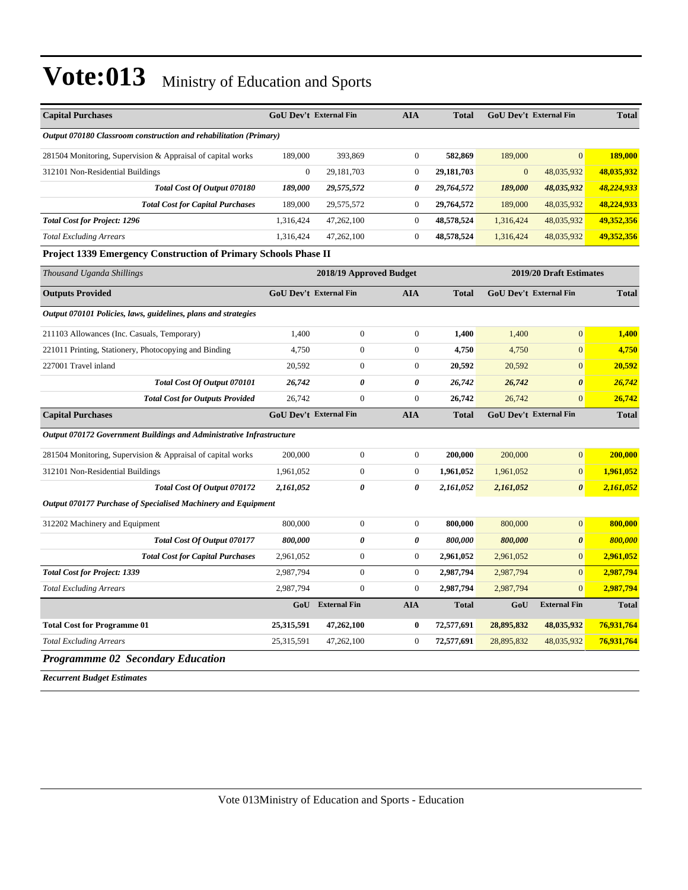# Vote:013 Ministry of Education and Sports

| Capital Purchases | GoU Dev't | External Fin | AIA | Total | GoU Dev't | External Fin | Total |
|---|---|---|---|---|---|---|---|
| *Output 070180 Classroom construction and rehabilitation (Primary)* | | | | | | | |
| 281504 Monitoring, Supervision & Appraisal of capital works | 189,000 | 393,869 | 0 | **582,869** | 189,000 | 0 | **189,000** |
| 312101 Non-Residential Buildings | 0 | 29,181,703 | 0 | **29,181,703** | 0 | 48,035,932 | **48,035,932** |
| ***Total Cost Of Output 070180*** | ***189,000*** | ***29,575,572*** | ***0*** | ***29,764,572*** | ***189,000*** | ***48,035,932*** | ***48,224,933*** |
| ***Total Cost for Capital Purchases*** | 189,000 | 29,575,572 | 0 | **29,764,572** | 189,000 | 48,035,932 | **48,224,933** |
| ***Total Cost for Project: 1296*** | 1,316,424 | 47,262,100 | 0 | **48,578,524** | 1,316,424 | 48,035,932 | **49,352,356** |
| *Total Excluding Arrears* | 1,316,424 | 47,262,100 | 0 | **48,578,524** | 1,316,424 | 48,035,932 | **49,352,356** |

**Project 1339 Emergency Construction of Primary Schools Phase II**

| *Thousand Uganda Shillings* | 2018/19 Approved Budget | | | | 2019/20 Draft Estimates | | |
|---|---|---|---|---|---|---|---|
| **Outputs Provided** | **GoU Dev't** | **External Fin** | **AIA** | **Total** | **GoU Dev't** | **External Fin** | **Total** |
| *Output 070101 Policies, laws, guidelines, plans and strategies* | | | | | | | |
| 211103 Allowances (Inc. Casuals, Temporary) | 1,400 | 0 | 0 | **1,400** | 1,400 | 0 | **1,400** |
| 221011 Printing, Stationery, Photocopying and Binding | 4,750 | 0 | 0 | **4,750** | 4,750 | 0 | **4,750** |
| 227001 Travel inland | 20,592 | 0 | 0 | **20,592** | 20,592 | 0 | **20,592** |
| ***Total Cost Of Output 070101*** | ***26,742*** | ***0*** | ***0*** | ***26,742*** | ***26,742*** | ***0*** | ***26,742*** |
| ***Total Cost for Outputs Provided*** | 26,742 | 0 | 0 | **26,742** | 26,742 | 0 | **26,742** |
| **Capital Purchases** | **GoU Dev't** | **External Fin** | **AIA** | **Total** | **GoU Dev't** | **External Fin** | **Total** |
| *Output 070172 Government Buildings and Administrative Infrastructure* | | | | | | | |
| 281504 Monitoring, Supervision & Appraisal of capital works | 200,000 | 0 | 0 | **200,000** | 200,000 | 0 | **200,000** |
| 312101 Non-Residential Buildings | 1,961,052 | 0 | 0 | **1,961,052** | 1,961,052 | 0 | **1,961,052** |
| ***Total Cost Of Output 070172*** | ***2,161,052*** | ***0*** | ***0*** | ***2,161,052*** | ***2,161,052*** | ***0*** | ***2,161,052*** |
| *Output 070177 Purchase of Specialised Machinery and Equipment* | | | | | | | |
| 312202 Machinery and Equipment | 800,000 | 0 | 0 | **800,000** | 800,000 | 0 | **800,000** |
| ***Total Cost Of Output 070177*** | ***800,000*** | ***0*** | ***0*** | ***800,000*** | ***800,000*** | ***0*** | ***800,000*** |
| ***Total Cost for Capital Purchases*** | 2,961,052 | 0 | 0 | **2,961,052** | 2,961,052 | 0 | **2,961,052** |
| ***Total Cost for Project: 1339*** | 2,987,794 | 0 | 0 | **2,987,794** | 2,987,794 | 0 | **2,987,794** |
| *Total Excluding Arrears* | 2,987,794 | 0 | 0 | **2,987,794** | 2,987,794 | 0 | **2,987,794** |
| | **GoU** | **External Fin** | **AIA** | **Total** | **GoU** | **External Fin** | **Total** |
| **Total Cost for Programme 01** | **25,315,591** | **47,262,100** | **0** | **72,577,691** | **28,895,832** | **48,035,932** | **76,931,764** |
| *Total Excluding Arrears* | 25,315,591 | 47,262,100 | 0 | **72,577,691** | 28,895,832 | 48,035,932 | **76,931,764** |

***Programmme 02 Secondary Education***

***Recurrent Budget Estimates***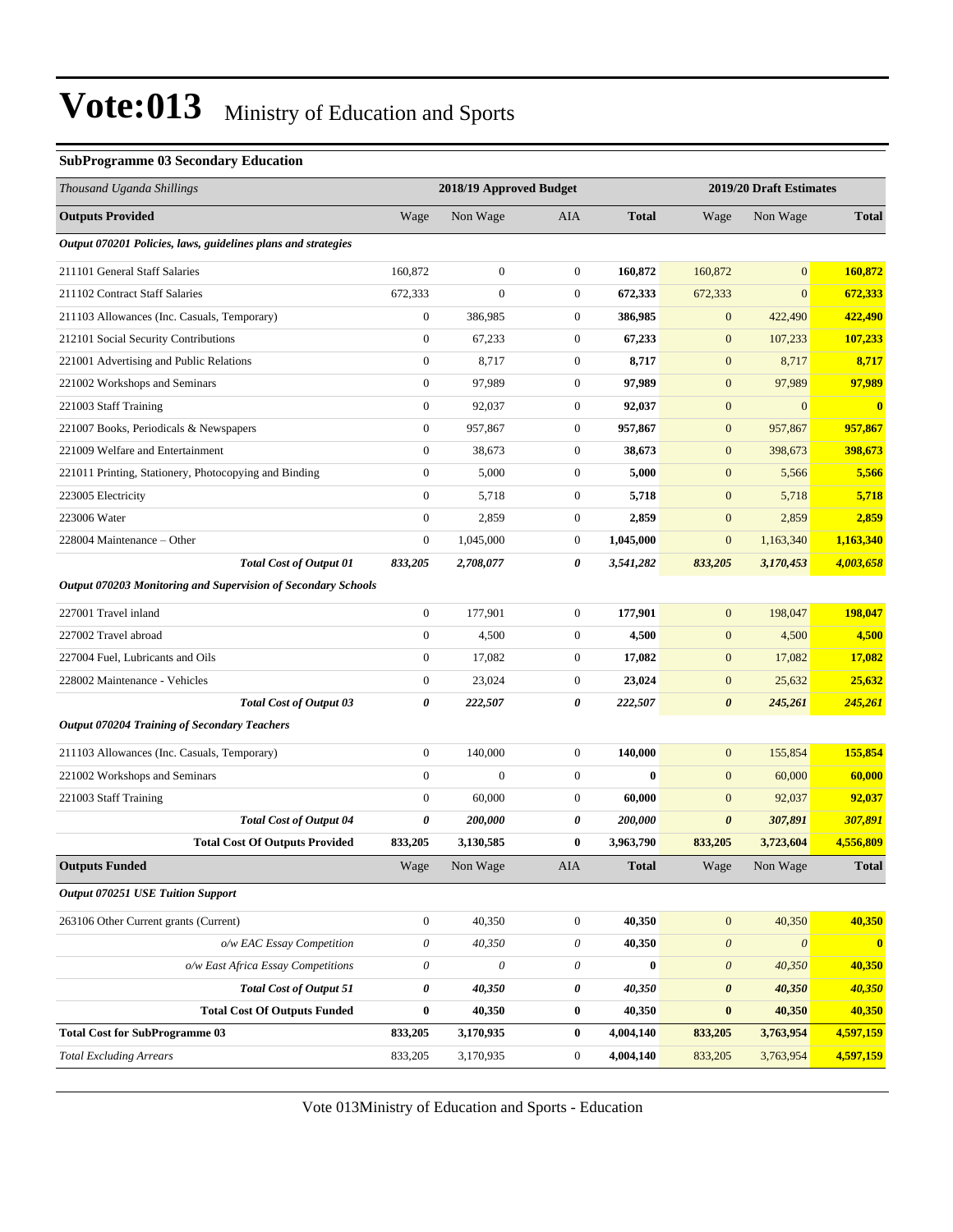# Vote:013 Ministry of Education and Sports

**SubProgramme 03 Secondary Education**

| *Thousand Uganda Shillings* | 2018/19 Approved Budget | | | | 2019/20 Draft Estimates | | |
|---|---|---|---|---|---|---|---|
| **Outputs Provided** | Wage | Non Wage | AIA | **Total** | Wage | Non Wage | **Total** |
| ***Output 070201 Policies, laws, guidelines plans and strategies*** | | | | | | | |
| 211101 General Staff Salaries | 160,872 | 0 | 0 | **160,872** | 160,872 | 0 | **160,872** |
| 211102 Contract Staff Salaries | 672,333 | 0 | 0 | **672,333** | 672,333 | 0 | **672,333** |
| 211103 Allowances (Inc. Casuals, Temporary) | 0 | 386,985 | 0 | **386,985** | 0 | 422,490 | **422,490** |
| 212101 Social Security Contributions | 0 | 67,233 | 0 | **67,233** | 0 | 107,233 | **107,233** |
| 221001 Advertising and Public Relations | 0 | 8,717 | 0 | **8,717** | 0 | 8,717 | **8,717** |
| 221002 Workshops and Seminars | 0 | 97,989 | 0 | **97,989** | 0 | 97,989 | **97,989** |
| 221003 Staff Training | 0 | 92,037 | 0 | **92,037** | 0 | 0 | **0** |
| 221007 Books, Periodicals & Newspapers | 0 | 957,867 | 0 | **957,867** | 0 | 957,867 | **957,867** |
| 221009 Welfare and Entertainment | 0 | 38,673 | 0 | **38,673** | 0 | 398,673 | **398,673** |
| 221011 Printing, Stationery, Photocopying and Binding | 0 | 5,000 | 0 | **5,000** | 0 | 5,566 | **5,566** |
| 223005 Electricity | 0 | 5,718 | 0 | **5,718** | 0 | 5,718 | **5,718** |
| 223006 Water | 0 | 2,859 | 0 | **2,859** | 0 | 2,859 | **2,859** |
| 228004 Maintenance – Other | 0 | 1,045,000 | 0 | **1,045,000** | 0 | 1,163,340 | **1,163,340** |
| ***Total Cost of Output 01*** | ***833,205*** | ***2,708,077*** | ***0*** | ***3,541,282*** | ***833,205*** | ***3,170,453*** | ***4,003,658*** |
| ***Output 070203 Monitoring and Supervision of Secondary Schools*** | | | | | | | |
| 227001 Travel inland | 0 | 177,901 | 0 | **177,901** | 0 | 198,047 | **198,047** |
| 227002 Travel abroad | 0 | 4,500 | 0 | **4,500** | 0 | 4,500 | **4,500** |
| 227004 Fuel, Lubricants and Oils | 0 | 17,082 | 0 | **17,082** | 0 | 17,082 | **17,082** |
| 228002 Maintenance - Vehicles | 0 | 23,024 | 0 | **23,024** | 0 | 25,632 | **25,632** |
| ***Total Cost of Output 03*** | ***0*** | ***222,507*** | ***0*** | ***222,507*** | ***0*** | ***245,261*** | ***245,261*** |
| ***Output 070204 Training of Secondary Teachers*** | | | | | | | |
| 211103 Allowances (Inc. Casuals, Temporary) | 0 | 140,000 | 0 | **140,000** | 0 | 155,854 | **155,854** |
| 221002 Workshops and Seminars | 0 | 0 | 0 | **0** | 0 | 60,000 | **60,000** |
| 221003 Staff Training | 0 | 60,000 | 0 | **60,000** | 0 | 92,037 | **92,037** |
| ***Total Cost of Output 04*** | ***0*** | ***200,000*** | ***0*** | ***200,000*** | ***0*** | ***307,891*** | ***307,891*** |
| **Total Cost Of Outputs Provided** | **833,205** | **3,130,585** | **0** | **3,963,790** | **833,205** | **3,723,604** | **4,556,809** |
| **Outputs Funded** | Wage | Non Wage | AIA | **Total** | Wage | Non Wage | **Total** |
| ***Output 070251 USE Tuition Support*** | | | | | | | |
| 263106 Other Current grants (Current) | 0 | 40,350 | 0 | **40,350** | 0 | 40,350 | **40,350** |
| *o/w EAC Essay Competition* | *0* | *40,350* | *0* | **40,350** | *0* | *0* | **0** |
| *o/w East Africa Essay Competitions* | *0* | *0* | *0* | **0** | *0* | *40,350* | **40,350** |
| ***Total Cost of Output 51*** | ***0*** | ***40,350*** | ***0*** | ***40,350*** | ***0*** | ***40,350*** | ***40,350*** |
| **Total Cost Of Outputs Funded** | **0** | **40,350** | **0** | **40,350** | **0** | **40,350** | **40,350** |
| **Total Cost for SubProgramme 03** | **833,205** | **3,170,935** | **0** | **4,004,140** | **833,205** | **3,763,954** | **4,597,159** |
| *Total Excluding Arrears* | 833,205 | 3,170,935 | 0 | **4,004,140** | 833,205 | 3,763,954 | **4,597,159** |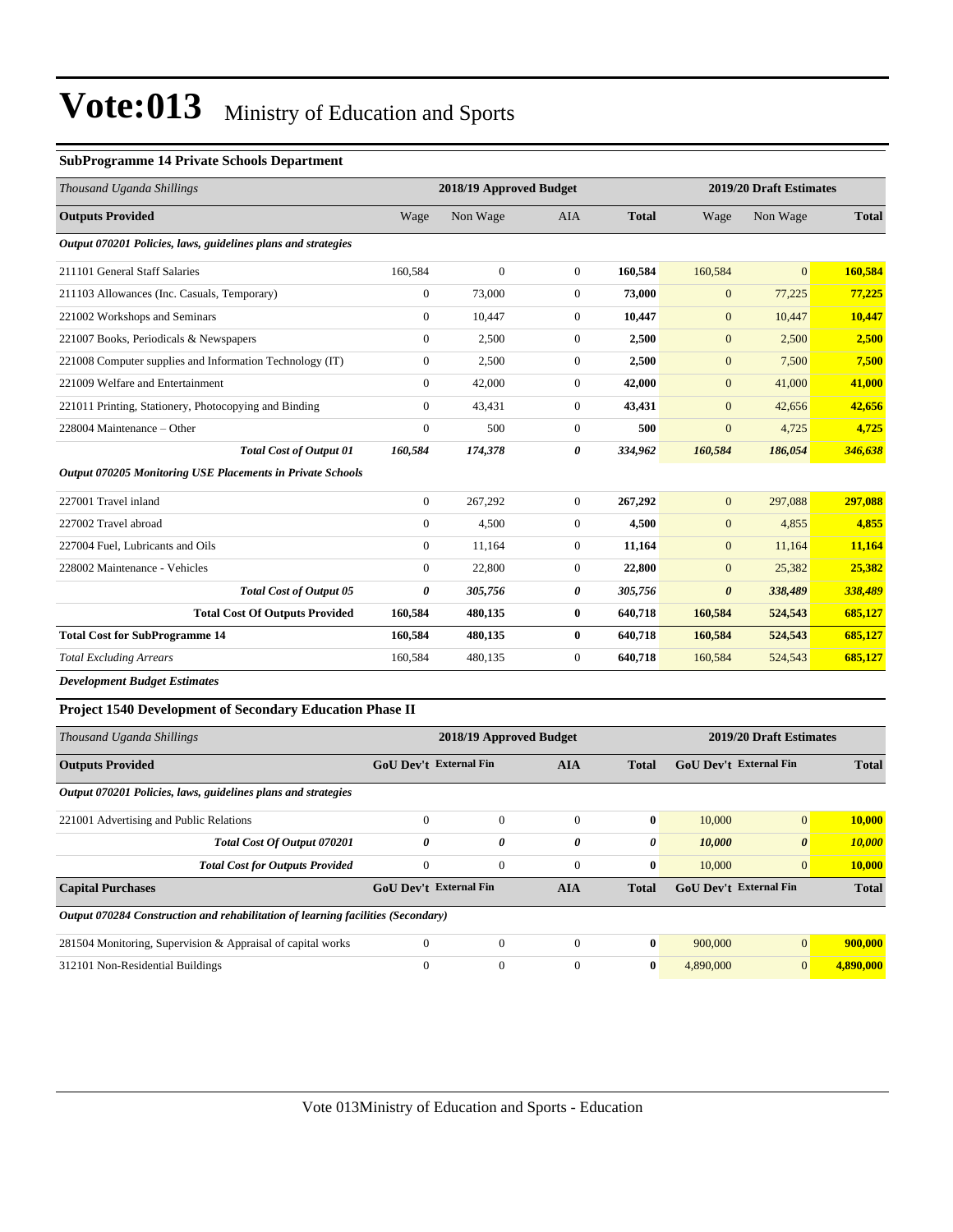# Vote:013 Ministry of Education and Sports

### SubProgramme 14 Private Schools Department

| Thousand Uganda Shillings | 2018/19 Approved Budget | | | | 2019/20 Draft Estimates | | |
|---|---|---|---|---|---|---|---|
| **Outputs Provided** | Wage | Non Wage | AIA | **Total** | Wage | Non Wage | **Total** |
| ***Output 070201 Policies, laws, guidelines plans and strategies*** | | | | | | | |
| 211101 General Staff Salaries | 160,584 | 0 | 0 | **160,584** | 160,584 | 0 | **160,584** |
| 211103 Allowances (Inc. Casuals, Temporary) | 0 | 73,000 | 0 | **73,000** | 0 | 77,225 | **77,225** |
| 221002 Workshops and Seminars | 0 | 10,447 | 0 | **10,447** | 0 | 10,447 | **10,447** |
| 221007 Books, Periodicals & Newspapers | 0 | 2,500 | 0 | **2,500** | 0 | 2,500 | **2,500** |
| 221008 Computer supplies and Information Technology (IT) | 0 | 2,500 | 0 | **2,500** | 0 | 7,500 | **7,500** |
| 221009 Welfare and Entertainment | 0 | 42,000 | 0 | **42,000** | 0 | 41,000 | **41,000** |
| 221011 Printing, Stationery, Photocopying and Binding | 0 | 43,431 | 0 | **43,431** | 0 | 42,656 | **42,656** |
| 228004 Maintenance – Other | 0 | 500 | 0 | **500** | 0 | 4,725 | **4,725** |
| ***Total Cost of Output 01*** | ***160,584*** | ***174,378*** | ***0*** | ***334,962*** | ***160,584*** | ***186,054*** | ***346,638*** |
| ***Output 070205 Monitoring USE Placements in Private Schools*** | | | | | | | |
| 227001 Travel inland | 0 | 267,292 | 0 | **267,292** | 0 | 297,088 | **297,088** |
| 227002 Travel abroad | 0 | 4,500 | 0 | **4,500** | 0 | 4,855 | **4,855** |
| 227004 Fuel, Lubricants and Oils | 0 | 11,164 | 0 | **11,164** | 0 | 11,164 | **11,164** |
| 228002 Maintenance - Vehicles | 0 | 22,800 | 0 | **22,800** | 0 | 25,382 | **25,382** |
| ***Total Cost of Output 05*** | ***0*** | ***305,756*** | ***0*** | ***305,756*** | ***0*** | ***338,489*** | ***338,489*** |
| **Total Cost Of Outputs Provided** | **160,584** | **480,135** | **0** | **640,718** | **160,584** | **524,543** | **685,127** |
| **Total Cost for SubProgramme 14** | **160,584** | **480,135** | **0** | **640,718** | **160,584** | **524,543** | **685,127** |
| *Total Excluding Arrears* | 160,584 | 480,135 | 0 | **640,718** | 160,584 | 524,543 | **685,127** |

***Development Budget Estimates***

### Project 1540 Development of Secondary Education Phase II

| Thousand Uganda Shillings | 2018/19 Approved Budget | | | | 2019/20 Draft Estimates | | |
|---|---|---|---|---|---|---|---|
| **Outputs Provided** | **GoU Dev't** | **External Fin** | **AIA** | **Total** | **GoU Dev't** | **External Fin** | **Total** |
| ***Output 070201 Policies, laws, guidelines plans and strategies*** | | | | | | | |
| 221001 Advertising and Public Relations | 0 | 0 | 0 | **0** | 10,000 | 0 | **10,000** |
| ***Total Cost Of Output 070201*** | ***0*** | ***0*** | ***0*** | ***0*** | ***10,000*** | ***0*** | ***10,000*** |
| ***Total Cost for Outputs Provided*** | 0 | 0 | 0 | **0** | 10,000 | 0 | **10,000** |
| **Capital Purchases** | **GoU Dev't** | **External Fin** | **AIA** | **Total** | **GoU Dev't** | **External Fin** | **Total** |
| ***Output 070284 Construction and rehabilitation of learning facilities (Secondary)*** | | | | | | | |
| 281504 Monitoring, Supervision & Appraisal of capital works | 0 | 0 | 0 | **0** | 900,000 | 0 | **900,000** |
| 312101 Non-Residential Buildings | 0 | 0 | 0 | **0** | 4,890,000 | 0 | **4,890,000** |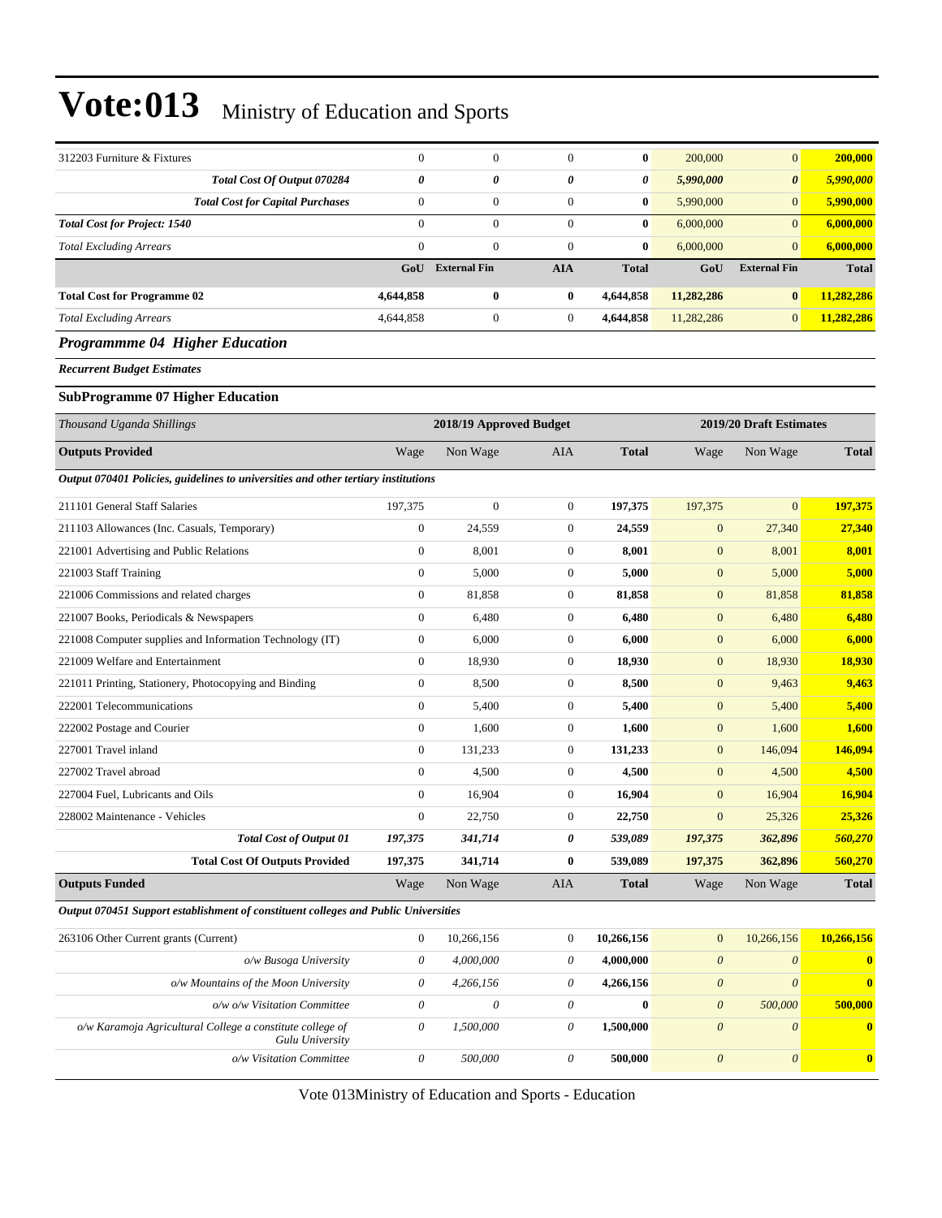# Vote:013 Ministry of Education and Sports

| | | | | | | | |
|---|---|---|---|---|---|---|---|
| 312203 Furniture & Fixtures | 0 | 0 | 0 | **0** | 200,000 | 0 | **200,000** |
| ***Total Cost Of Output 070284*** | ***0*** | ***0*** | ***0*** | ***0*** | ***5,990,000*** | ***0*** | ***5,990,000*** |
| **Total Cost for Capital Purchases** | 0 | 0 | 0 | **0** | 5,990,000 | 0 | **5,990,000** |
| ***Total Cost for Project: 1540*** | 0 | 0 | 0 | **0** | 6,000,000 | 0 | **6,000,000** |
| *Total Excluding Arrears* | 0 | 0 | 0 | **0** | 6,000,000 | 0 | **6,000,000** |
| | **GoU** | **External Fin** | **AIA** | **Total** | **GoU** | **External Fin** | **Total** |
| **Total Cost for Programme 02** | **4,644,858** | **0** | **0** | **4,644,858** | **11,282,286** | **0** | **11,282,286** |
| *Total Excluding Arrears* | 4,644,858 | 0 | 0 | **4,644,858** | 11,282,286 | 0 | **11,282,286** |

## *Programmme 04 Higher Education*

***Recurrent Budget Estimates***

### SubProgramme 07 Higher Education

| *Thousand Uganda Shillings* | 2018/19 Approved Budget | | | | 2019/20 Draft Estimates | | |
|---|---|---|---|---|---|---|---|
| **Outputs Provided** | Wage | Non Wage | AIA | **Total** | Wage | Non Wage | **Total** |
| ***Output 070401 Policies, guidelines to universities and other tertiary institutions*** | | | | | | | |
| 211101 General Staff Salaries | 197,375 | 0 | 0 | **197,375** | 197,375 | 0 | **197,375** |
| 211103 Allowances (Inc. Casuals, Temporary) | 0 | 24,559 | 0 | **24,559** | 0 | 27,340 | **27,340** |
| 221001 Advertising and Public Relations | 0 | 8,001 | 0 | **8,001** | 0 | 8,001 | **8,001** |
| 221003 Staff Training | 0 | 5,000 | 0 | **5,000** | 0 | 5,000 | **5,000** |
| 221006 Commissions and related charges | 0 | 81,858 | 0 | **81,858** | 0 | 81,858 | **81,858** |
| 221007 Books, Periodicals & Newspapers | 0 | 6,480 | 0 | **6,480** | 0 | 6,480 | **6,480** |
| 221008 Computer supplies and Information Technology (IT) | 0 | 6,000 | 0 | **6,000** | 0 | 6,000 | **6,000** |
| 221009 Welfare and Entertainment | 0 | 18,930 | 0 | **18,930** | 0 | 18,930 | **18,930** |
| 221011 Printing, Stationery, Photocopying and Binding | 0 | 8,500 | 0 | **8,500** | 0 | 9,463 | **9,463** |
| 222001 Telecommunications | 0 | 5,400 | 0 | **5,400** | 0 | 5,400 | **5,400** |
| 222002 Postage and Courier | 0 | 1,600 | 0 | **1,600** | 0 | 1,600 | **1,600** |
| 227001 Travel inland | 0 | 131,233 | 0 | **131,233** | 0 | 146,094 | **146,094** |
| 227002 Travel abroad | 0 | 4,500 | 0 | **4,500** | 0 | 4,500 | **4,500** |
| 227004 Fuel, Lubricants and Oils | 0 | 16,904 | 0 | **16,904** | 0 | 16,904 | **16,904** |
| 228002 Maintenance - Vehicles | 0 | 22,750 | 0 | **22,750** | 0 | 25,326 | **25,326** |
| ***Total Cost of Output 01*** | ***197,375*** | ***341,714*** | ***0*** | ***539,089*** | ***197,375*** | ***362,896*** | ***560,270*** |
| **Total Cost Of Outputs Provided** | **197,375** | **341,714** | **0** | **539,089** | **197,375** | **362,896** | **560,270** |
| **Outputs Funded** | Wage | Non Wage | AIA | **Total** | Wage | Non Wage | **Total** |
| ***Output 070451 Support establishment of constituent colleges and Public Universities*** | | | | | | | |
| 263106 Other Current grants (Current) | 0 | 10,266,156 | 0 | **10,266,156** | 0 | 10,266,156 | **10,266,156** |
| *o/w Busoga University* | *0* | *4,000,000* | *0* | **4,000,000** | *0* | *0* | **0** |
| *o/w Mountains of the Moon University* | *0* | *4,266,156* | *0* | **4,266,156** | *0* | *0* | **0** |
| *o/w o/w Visitation Committee* | *0* | *0* | *0* | **0** | *0* | *500,000* | **500,000** |
| *o/w Karamoja Agricultural College a constitute college of Gulu University* | *0* | *1,500,000* | *0* | **1,500,000** | *0* | *0* | **0** |
| *o/w Visitation Committee* | *0* | *500,000* | *0* | **500,000** | *0* | *0* | **0** |

Vote 013Ministry of Education and Sports - Education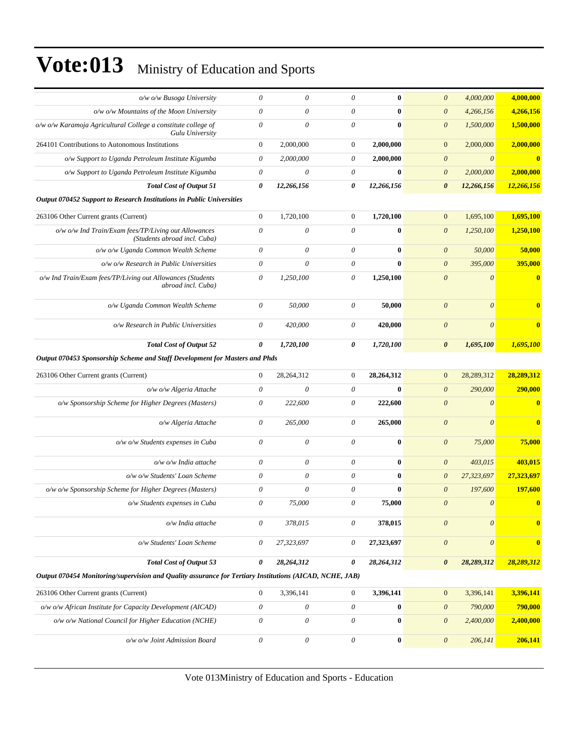# Vote:013 Ministry of Education and Sports

| | | | | | | | |
|---|---|---|---|---|---|---|---|
| *o/w o/w Busoga University* | *0* | *0* | *0* | **0** | *0* | *4,000,000* | **4,000,000** |
| *o/w o/w Mountains of the Moon University* | *0* | *0* | *0* | **0** | *0* | *4,266,156* | **4,266,156** |
| *o/w o/w Karamoja Agricultural College a constitute college of Gulu University* | *0* | *0* | *0* | **0** | *0* | *1,500,000* | **1,500,000** |
| 264101 Contributions to Autonomous Institutions | 0 | 2,000,000 | 0 | **2,000,000** | 0 | 2,000,000 | **2,000,000** |
| *o/w Support to Uganda Petroleum Institute Kigumba* | *0* | *2,000,000* | *0* | **2,000,000** | *0* | *0* | **0** |
| *o/w Support to Uganda Petroleum Institute Kigumba* | *0* | *0* | *0* | **0** | *0* | *2,000,000* | **2,000,000** |
| ***Total Cost of Output 51*** | ***0*** | ***12,266,156*** | ***0*** | ***12,266,156*** | ***0*** | ***12,266,156*** | ***12,266,156*** |
| ***Output 070452 Support to Research Institutions in Public Universities*** | | | | | | | |
| 263106 Other Current grants (Current) | 0 | 1,720,100 | 0 | **1,720,100** | 0 | 1,695,100 | **1,695,100** |
| *o/w o/w Ind Train/Exam fees/TP/Living out Allowances (Students abroad incl. Cuba)* | *0* | *0* | *0* | **0** | *0* | *1,250,100* | **1,250,100** |
| *o/w o/w Uganda Common Wealth Scheme* | *0* | *0* | *0* | **0** | *0* | *50,000* | **50,000** |
| *o/w o/w Research in Public Universities* | *0* | *0* | *0* | **0** | *0* | *395,000* | **395,000** |
| *o/w Ind Train/Exam fees/TP/Living out Allowances (Students abroad incl. Cuba)* | *0* | *1,250,100* | *0* | **1,250,100** | *0* | *0* | **0** |
| *o/w Uganda Common Wealth Scheme* | *0* | *50,000* | *0* | **50,000** | *0* | *0* | **0** |
| *o/w Research in Public Universities* | *0* | *420,000* | *0* | **420,000** | *0* | *0* | **0** |
| ***Total Cost of Output 52*** | ***0*** | ***1,720,100*** | ***0*** | ***1,720,100*** | ***0*** | ***1,695,100*** | ***1,695,100*** |
| ***Output 070453 Sponsorship Scheme and Staff Development for Masters and Phds*** | | | | | | | |
| 263106 Other Current grants (Current) | 0 | 28,264,312 | 0 | **28,264,312** | 0 | 28,289,312 | **28,289,312** |
| *o/w o/w Algeria Attache* | *0* | *0* | *0* | **0** | *0* | *290,000* | **290,000** |
| *o/w Sponsorship Scheme for Higher Degrees (Masters)* | *0* | *222,600* | *0* | **222,600** | *0* | *0* | **0** |
| *o/w Algeria Attache* | *0* | *265,000* | *0* | **265,000** | *0* | *0* | **0** |
| *o/w o/w Students expenses in Cuba* | *0* | *0* | *0* | **0** | *0* | *75,000* | **75,000** |
| *o/w o/w India attache* | *0* | *0* | *0* | **0** | *0* | *403,015* | **403,015** |
| *o/w o/w Students' Loan Scheme* | *0* | *0* | *0* | **0** | *0* | *27,323,697* | **27,323,697** |
| *o/w o/w Sponsorship Scheme for Higher Degrees (Masters)* | *0* | *0* | *0* | **0** | *0* | *197,600* | **197,600** |
| *o/w Students expenses in Cuba* | *0* | *75,000* | *0* | **75,000** | *0* | *0* | **0** |
| *o/w India attache* | *0* | *378,015* | *0* | **378,015** | *0* | *0* | **0** |
| *o/w Students' Loan Scheme* | *0* | *27,323,697* | *0* | **27,323,697** | *0* | *0* | **0** |
| ***Total Cost of Output 53*** | ***0*** | ***28,264,312*** | ***0*** | ***28,264,312*** | ***0*** | ***28,289,312*** | ***28,289,312*** |
| ***Output 070454 Monitoring/supervision and Quality assurance for Tertiary Institutions (AICAD, NCHE, JAB)*** | | | | | | | |
| 263106 Other Current grants (Current) | 0 | 3,396,141 | 0 | **3,396,141** | 0 | 3,396,141 | **3,396,141** |
| *o/w o/w African Institute for Capacity Development (AICAD)* | *0* | *0* | *0* | **0** | *0* | *790,000* | **790,000** |
| *o/w o/w National Council for Higher Education (NCHE)* | *0* | *0* | *0* | **0** | *0* | *2,400,000* | **2,400,000** |
| *o/w o/w Joint Admission Board* | *0* | *0* | *0* | **0** | *0* | *206,141* | **206,141** |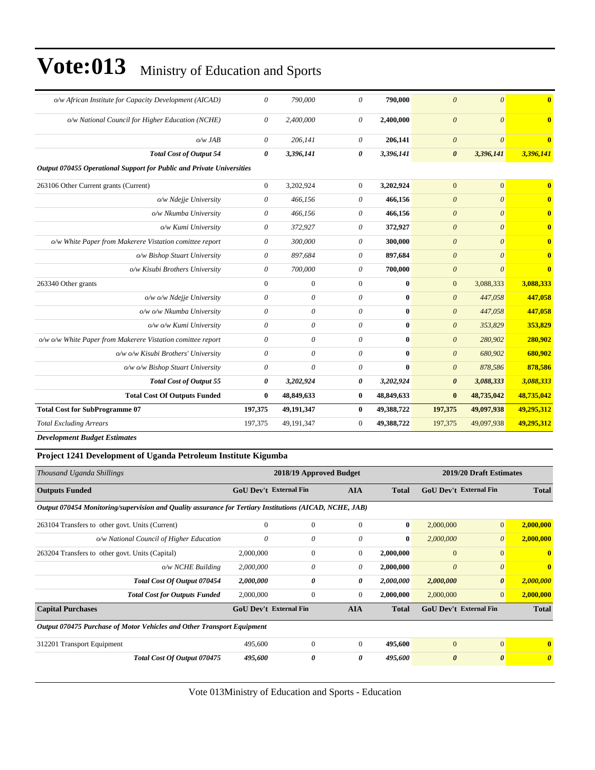| | | | | | | | |
|---|---|---|---|---|---|---|---|
| *o/w African Institute for Capacity Development (AICAD)* | *0* | *790,000* | *0* | **790,000** | *0* | *0* | **0** |
| *o/w National Council for Higher Education (NCHE)* | *0* | *2,400,000* | *0* | **2,400,000** | *0* | *0* | **0** |
| *o/w JAB* | *0* | *206,141* | *0* | **206,141** | *0* | *0* | **0** |
| ***Total Cost of Output 54*** | ***0*** | ***3,396,141*** | ***0*** | ***3,396,141*** | ***0*** | ***3,396,141*** | ***3,396,141*** |
| ***Output 070455 Operational Support for Public and Private Universities*** | | | | | | | |
| 263106 Other Current grants (Current) | 0 | 3,202,924 | 0 | **3,202,924** | 0 | 0 | **0** |
| *o/w Ndejje University* | *0* | *466,156* | *0* | **466,156** | *0* | *0* | **0** |
| *o/w Nkumba University* | *0* | *466,156* | *0* | **466,156** | *0* | *0* | **0** |
| *o/w Kumi University* | *0* | *372,927* | *0* | **372,927** | *0* | *0* | **0** |
| *o/w White Paper from Makerere Vistation comittee report* | *0* | *300,000* | *0* | **300,000** | *0* | *0* | **0** |
| *o/w Bishop Stuart University* | *0* | *897,684* | *0* | **897,684** | *0* | *0* | **0** |
| *o/w Kisubi Brothers University* | *0* | *700,000* | *0* | **700,000** | *0* | *0* | **0** |
| 263340 Other grants | 0 | 0 | 0 | **0** | 0 | 3,088,333 | **3,088,333** |
| *o/w o/w Ndejje University* | *0* | *0* | *0* | **0** | *0* | *447,058* | **447,058** |
| *o/w o/w Nkumba University* | *0* | *0* | *0* | **0** | *0* | *447,058* | **447,058** |
| *o/w o/w Kumi University* | *0* | *0* | *0* | **0** | *0* | *353,829* | **353,829** |
| *o/w o/w White Paper from Makerere Vistation comittee report* | *0* | *0* | *0* | **0** | *0* | *280,902* | **280,902** |
| *o/w o/w Kisubi Brothers' University* | *0* | *0* | *0* | **0** | *0* | *680,902* | **680,902** |
| *o/w o/w Bishop Stuart University* | *0* | *0* | *0* | **0** | *0* | *878,586* | **878,586** |
| ***Total Cost of Output 55*** | ***0*** | ***3,202,924*** | ***0*** | ***3,202,924*** | ***0*** | ***3,088,333*** | ***3,088,333*** |
| **Total Cost Of Outputs Funded** | **0** | **48,849,633** | **0** | **48,849,633** | **0** | **48,735,042** | **48,735,042** |
| **Total Cost for SubProgramme 07** | **197,375** | **49,191,347** | **0** | **49,388,722** | **197,375** | **49,097,938** | **49,295,312** |
| *Total Excluding Arrears* | 197,375 | 49,191,347 | 0 | **49,388,722** | 197,375 | 49,097,938 | **49,295,312** |

***Development Budget Estimates***

**Project 1241 Development of Uganda Petroleum Institute Kigumba**

| *Thousand Uganda Shillings* | 2018/19 Approved Budget | | | | 2019/20 Draft Estimates | | |
|---|---|---|---|---|---|---|---|
| **Outputs Funded** | **GoU Dev't** | **External Fin** | **AIA** | **Total** | **GoU Dev't** | **External Fin** | **Total** |
| ***Output 070454 Monitoring/supervision and Quality assurance for Tertiary Institutions (AICAD, NCHE, JAB)*** | | | | | | | |
| 263104 Transfers to other govt. Units (Current) | 0 | 0 | 0 | **0** | 2,000,000 | 0 | **2,000,000** |
| *o/w National Council of Higher Education* | *0* | *0* | *0* | **0** | *2,000,000* | *0* | **2,000,000** |
| 263204 Transfers to other govt. Units (Capital) | 2,000,000 | 0 | 0 | **2,000,000** | 0 | 0 | **0** |
| *o/w NCHE Building* | *2,000,000* | *0* | *0* | **2,000,000** | *0* | *0* | **0** |
| ***Total Cost Of Output 070454*** | ***2,000,000*** | ***0*** | ***0*** | ***2,000,000*** | ***2,000,000*** | ***0*** | ***2,000,000*** |
| ***Total Cost for Outputs Funded*** | 2,000,000 | 0 | 0 | **2,000,000** | 2,000,000 | 0 | **2,000,000** |
| **Capital Purchases** | **GoU Dev't** | **External Fin** | **AIA** | **Total** | **GoU Dev't** | **External Fin** | **Total** |
| ***Output 070475 Purchase of Motor Vehicles and Other Transport Equipment*** | | | | | | | |
| 312201 Transport Equipment | 495,600 | 0 | 0 | **495,600** | 0 | 0 | **0** |
| ***Total Cost Of Output 070475*** | ***495,600*** | ***0*** | ***0*** | ***495,600*** | ***0*** | ***0*** | ***0*** |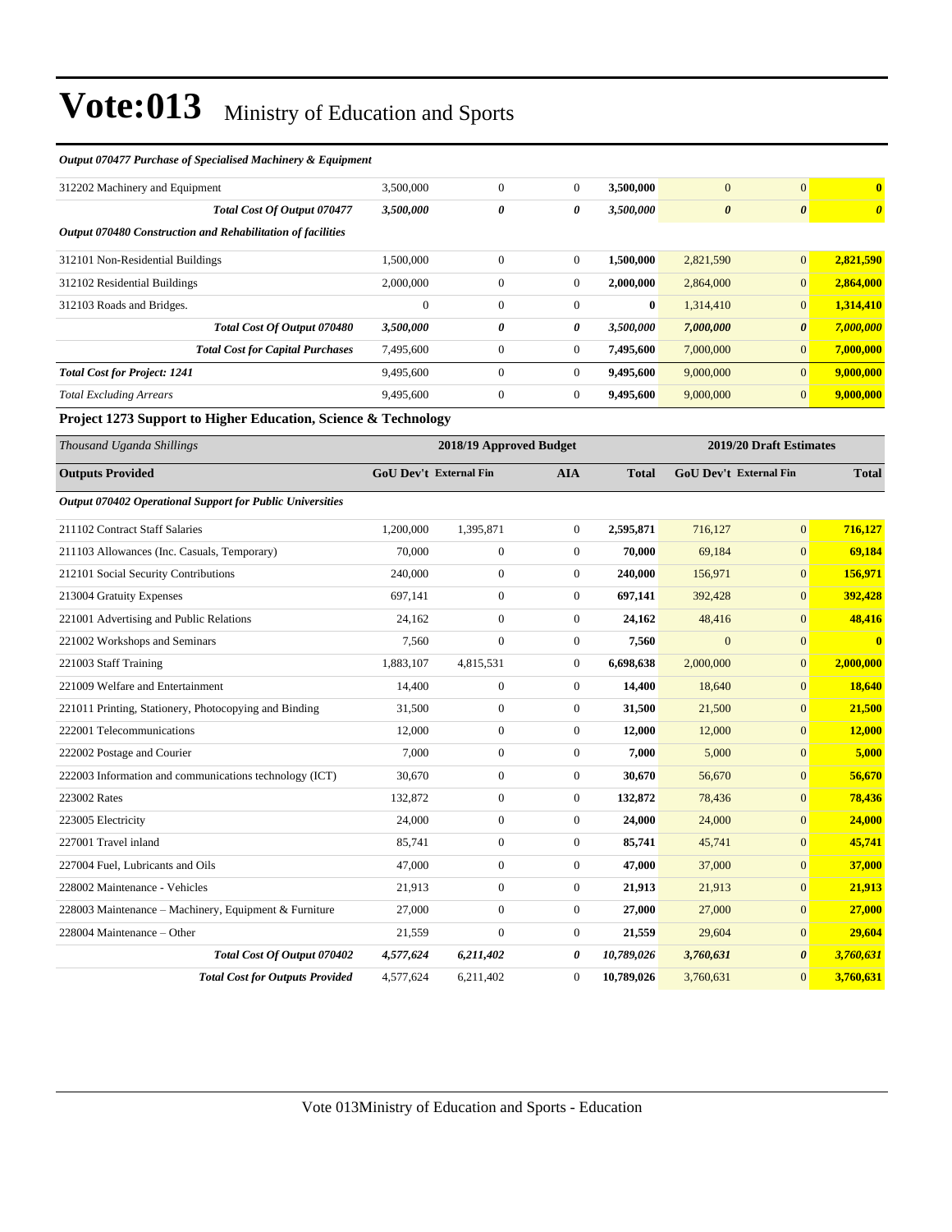# Vote:013 Ministry of Education and Sports

| | | | | | | | |
|---|---|---|---|---|---|---|---|
| ***Output 070477 Purchase of Specialised Machinery & Equipment*** | | | | | | | |
| 312202 Machinery and Equipment | 3,500,000 | 0 | 0 | **3,500,000** | 0 | 0 | **0** |
| ***Total Cost Of Output 070477*** | ***3,500,000*** | ***0*** | ***0*** | ***3,500,000*** | ***0*** | ***0*** | ***0*** |
| ***Output 070480 Construction and Rehabilitation of facilities*** | | | | | | | |
| 312101 Non-Residential Buildings | 1,500,000 | 0 | 0 | **1,500,000** | 2,821,590 | 0 | **2,821,590** |
| 312102 Residential Buildings | 2,000,000 | 0 | 0 | **2,000,000** | 2,864,000 | 0 | **2,864,000** |
| 312103 Roads and Bridges. | 0 | 0 | 0 | **0** | 1,314,410 | 0 | **1,314,410** |
| ***Total Cost Of Output 070480*** | ***3,500,000*** | ***0*** | ***0*** | ***3,500,000*** | ***7,000,000*** | ***0*** | ***7,000,000*** |
| ***Total Cost for Capital Purchases*** | 7,495,600 | 0 | 0 | **7,495,600** | 7,000,000 | 0 | **7,000,000** |
| ***Total Cost for Project: 1241*** | 9,495,600 | 0 | 0 | **9,495,600** | 9,000,000 | 0 | **9,000,000** |
| *Total Excluding Arrears* | 9,495,600 | 0 | 0 | **9,495,600** | 9,000,000 | 0 | **9,000,000** |

**Project 1273 Support to Higher Education, Science & Technology**

| *Thousand Uganda Shillings* | 2018/19 Approved Budget | | | | 2019/20 Draft Estimates | | |
|---|---|---|---|---|---|---|---|
| **Outputs Provided** | **GoU Dev't** | **External Fin** | **AIA** | **Total** | **GoU Dev't** | **External Fin** | **Total** |
| ***Output 070402 Operational Support for Public Universities*** | | | | | | | |
| 211102 Contract Staff Salaries | 1,200,000 | 1,395,871 | 0 | **2,595,871** | 716,127 | 0 | **716,127** |
| 211103 Allowances (Inc. Casuals, Temporary) | 70,000 | 0 | 0 | **70,000** | 69,184 | 0 | **69,184** |
| 212101 Social Security Contributions | 240,000 | 0 | 0 | **240,000** | 156,971 | 0 | **156,971** |
| 213004 Gratuity Expenses | 697,141 | 0 | 0 | **697,141** | 392,428 | 0 | **392,428** |
| 221001 Advertising and Public Relations | 24,162 | 0 | 0 | **24,162** | 48,416 | 0 | **48,416** |
| 221002 Workshops and Seminars | 7,560 | 0 | 0 | **7,560** | 0 | 0 | **0** |
| 221003 Staff Training | 1,883,107 | 4,815,531 | 0 | **6,698,638** | 2,000,000 | 0 | **2,000,000** |
| 221009 Welfare and Entertainment | 14,400 | 0 | 0 | **14,400** | 18,640 | 0 | **18,640** |
| 221011 Printing, Stationery, Photocopying and Binding | 31,500 | 0 | 0 | **31,500** | 21,500 | 0 | **21,500** |
| 222001 Telecommunications | 12,000 | 0 | 0 | **12,000** | 12,000 | 0 | **12,000** |
| 222002 Postage and Courier | 7,000 | 0 | 0 | **7,000** | 5,000 | 0 | **5,000** |
| 222003 Information and communications technology (ICT) | 30,670 | 0 | 0 | **30,670** | 56,670 | 0 | **56,670** |
| 223002 Rates | 132,872 | 0 | 0 | **132,872** | 78,436 | 0 | **78,436** |
| 223005 Electricity | 24,000 | 0 | 0 | **24,000** | 24,000 | 0 | **24,000** |
| 227001 Travel inland | 85,741 | 0 | 0 | **85,741** | 45,741 | 0 | **45,741** |
| 227004 Fuel, Lubricants and Oils | 47,000 | 0 | 0 | **47,000** | 37,000 | 0 | **37,000** |
| 228002 Maintenance - Vehicles | 21,913 | 0 | 0 | **21,913** | 21,913 | 0 | **21,913** |
| 228003 Maintenance – Machinery, Equipment & Furniture | 27,000 | 0 | 0 | **27,000** | 27,000 | 0 | **27,000** |
| 228004 Maintenance – Other | 21,559 | 0 | 0 | **21,559** | 29,604 | 0 | **29,604** |
| ***Total Cost Of Output 070402*** | ***4,577,624*** | ***6,211,402*** | ***0*** | ***10,789,026*** | ***3,760,631*** | ***0*** | ***3,760,631*** |
| ***Total Cost for Outputs Provided*** | 4,577,624 | 6,211,402 | 0 | **10,789,026** | 3,760,631 | 0 | **3,760,631** |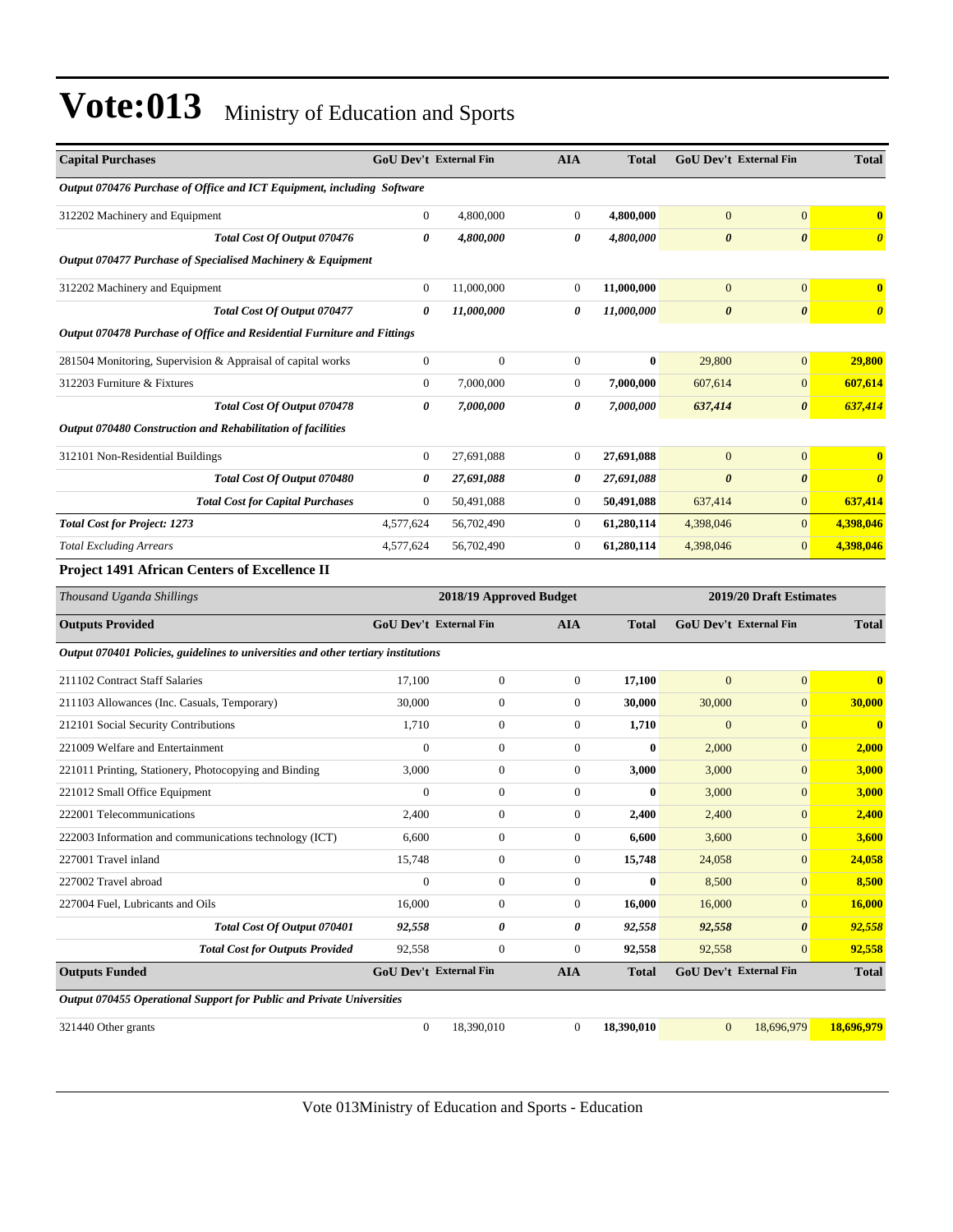# Vote:013 Ministry of Education and Sports

| Capital Purchases | GoU Dev't | External Fin | AIA | Total | GoU Dev't | External Fin | Total |
|---|---|---|---|---|---|---|---|
| *Output 070476 Purchase of Office and ICT Equipment, including Software* | | | | | | | |
| 312202 Machinery and Equipment | 0 | 4,800,000 | 0 | **4,800,000** | 0 | 0 | **0** |
| ***Total Cost Of Output 070476*** | ***0*** | ***4,800,000*** | ***0*** | ***4,800,000*** | ***0*** | ***0*** | ***0*** |
| *Output 070477 Purchase of Specialised Machinery & Equipment* | | | | | | | |
| 312202 Machinery and Equipment | 0 | 11,000,000 | 0 | **11,000,000** | 0 | 0 | **0** |
| ***Total Cost Of Output 070477*** | ***0*** | ***11,000,000*** | ***0*** | ***11,000,000*** | ***0*** | ***0*** | ***0*** |
| *Output 070478 Purchase of Office and Residential Furniture and Fittings* | | | | | | | |
| 281504 Monitoring, Supervision & Appraisal of capital works | 0 | 0 | 0 | **0** | 29,800 | 0 | **29,800** |
| 312203 Furniture & Fixtures | 0 | 7,000,000 | 0 | **7,000,000** | 607,614 | 0 | **607,614** |
| ***Total Cost Of Output 070478*** | ***0*** | ***7,000,000*** | ***0*** | ***7,000,000*** | ***637,414*** | ***0*** | ***637,414*** |
| *Output 070480 Construction and Rehabilitation of facilities* | | | | | | | |
| 312101 Non-Residential Buildings | 0 | 27,691,088 | 0 | **27,691,088** | 0 | 0 | **0** |
| ***Total Cost Of Output 070480*** | ***0*** | ***27,691,088*** | ***0*** | ***27,691,088*** | ***0*** | ***0*** | ***0*** |
| ***Total Cost for Capital Purchases*** | 0 | 50,491,088 | 0 | **50,491,088** | 637,414 | 0 | **637,414** |
| ***Total Cost for Project: 1273*** | 4,577,624 | 56,702,490 | 0 | **61,280,114** | 4,398,046 | 0 | **4,398,046** |
| *Total Excluding Arrears* | 4,577,624 | 56,702,490 | 0 | **61,280,114** | 4,398,046 | 0 | **4,398,046** |

### Project 1491 African Centers of Excellence II

| *Thousand Uganda Shillings* | 2018/19 Approved Budget | | | | 2019/20 Draft Estimates | | |
|---|---|---|---|---|---|---|---|
| **Outputs Provided** | **GoU Dev't** | **External Fin** | **AIA** | **Total** | **GoU Dev't** | **External Fin** | **Total** |
| *Output 070401 Policies, guidelines to universities and other tertiary institutions* | | | | | | | |
| 211102 Contract Staff Salaries | 17,100 | 0 | 0 | **17,100** | 0 | 0 | **0** |
| 211103 Allowances (Inc. Casuals, Temporary) | 30,000 | 0 | 0 | **30,000** | 30,000 | 0 | **30,000** |
| 212101 Social Security Contributions | 1,710 | 0 | 0 | **1,710** | 0 | 0 | **0** |
| 221009 Welfare and Entertainment | 0 | 0 | 0 | **0** | 2,000 | 0 | **2,000** |
| 221011 Printing, Stationery, Photocopying and Binding | 3,000 | 0 | 0 | **3,000** | 3,000 | 0 | **3,000** |
| 221012 Small Office Equipment | 0 | 0 | 0 | **0** | 3,000 | 0 | **3,000** |
| 222001 Telecommunications | 2,400 | 0 | 0 | **2,400** | 2,400 | 0 | **2,400** |
| 222003 Information and communications technology (ICT) | 6,600 | 0 | 0 | **6,600** | 3,600 | 0 | **3,600** |
| 227001 Travel inland | 15,748 | 0 | 0 | **15,748** | 24,058 | 0 | **24,058** |
| 227002 Travel abroad | 0 | 0 | 0 | **0** | 8,500 | 0 | **8,500** |
| 227004 Fuel, Lubricants and Oils | 16,000 | 0 | 0 | **16,000** | 16,000 | 0 | **16,000** |
| ***Total Cost Of Output 070401*** | ***92,558*** | ***0*** | ***0*** | ***92,558*** | ***92,558*** | ***0*** | ***92,558*** |
| ***Total Cost for Outputs Provided*** | 92,558 | 0 | 0 | **92,558** | 92,558 | 0 | **92,558** |
| **Outputs Funded** | **GoU Dev't** | **External Fin** | **AIA** | **Total** | **GoU Dev't** | **External Fin** | **Total** |
| *Output 070455 Operational Support for Public and Private Universities* | | | | | | | |
| 321440 Other grants | 0 | 18,390,010 | 0 | **18,390,010** | 0 | 18,696,979 | **18,696,979** |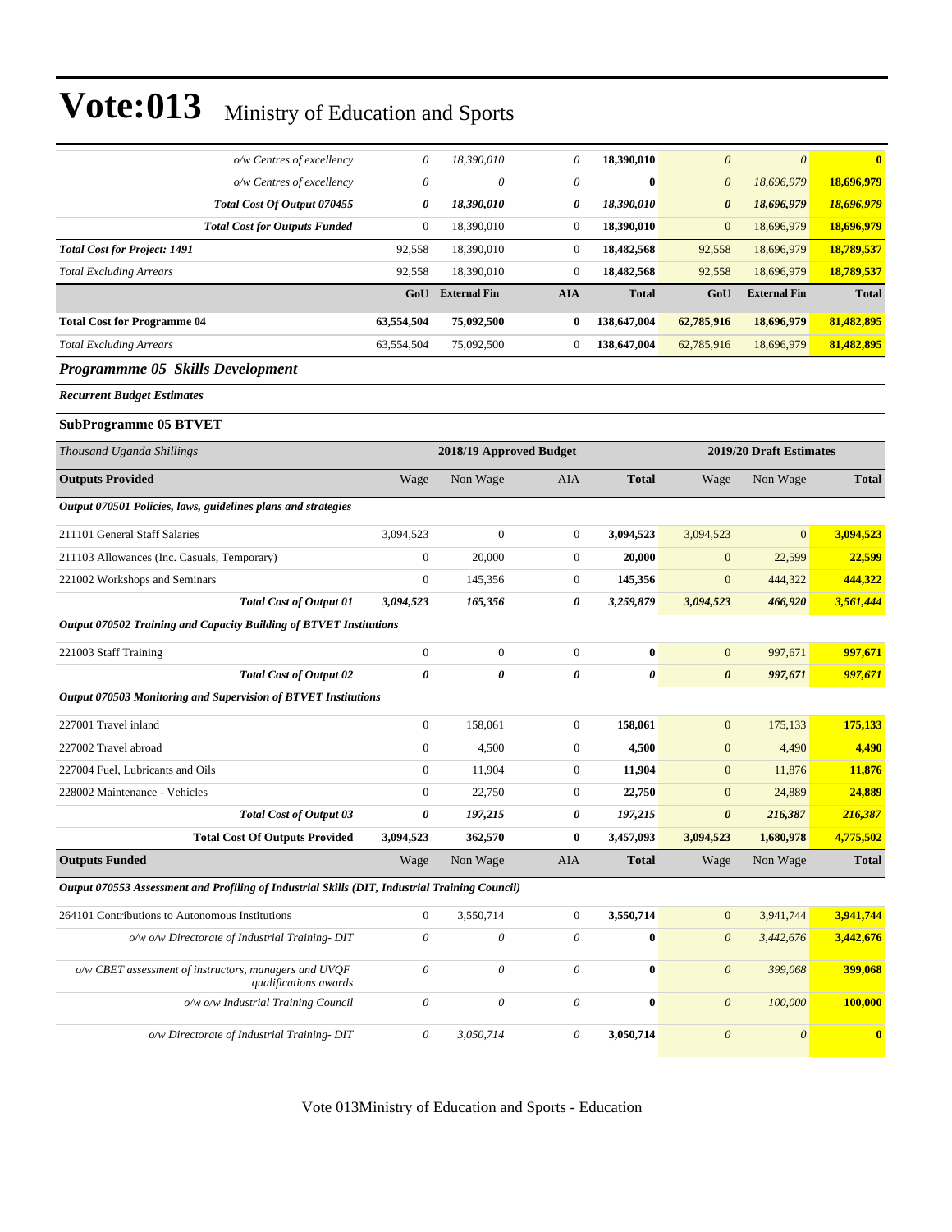# Vote:013 Ministry of Education and Sports

| | | | | | | | |
|---|---|---|---|---|---|---|---|
| *o/w Centres of excellency* | *0* | *18,390,010* | *0* | **18,390,010** | *0* | *0* | **0** |
| *o/w Centres of excellency* | *0* | *0* | *0* | **0** | *0* | *18,696,979* | **18,696,979** |
| ***Total Cost Of Output 070455*** | ***0*** | ***18,390,010*** | ***0*** | ***18,390,010*** | ***0*** | ***18,696,979*** | ***18,696,979*** |
| ***Total Cost for Outputs Funded*** | 0 | 18,390,010 | 0 | **18,390,010** | 0 | 18,696,979 | **18,696,979** |
| ***Total Cost for Project: 1491*** | 92,558 | 18,390,010 | 0 | **18,482,568** | 92,558 | 18,696,979 | **18,789,537** |
| *Total Excluding Arrears* | 92,558 | 18,390,010 | 0 | **18,482,568** | 92,558 | 18,696,979 | **18,789,537** |
| | **GoU** | **External Fin** | **AIA** | **Total** | **GoU** | **External Fin** | **Total** |
| **Total Cost for Programme 04** | **63,554,504** | **75,092,500** | **0** | **138,647,004** | **62,785,916** | **18,696,979** | **81,482,895** |
| *Total Excluding Arrears* | 63,554,504 | 75,092,500 | 0 | **138,647,004** | 62,785,916 | 18,696,979 | **81,482,895** |

## *Programmme 05 Skills Development*

***Recurrent Budget Estimates***

### SubProgramme 05 BTVET

| *Thousand Uganda Shillings* | | 2018/19 Approved Budget | | | | 2019/20 Draft Estimates | |
|---|---|---|---|---|---|---|---|
| **Outputs Provided** | Wage | Non Wage | AIA | **Total** | Wage | Non Wage | **Total** |
| ***Output 070501 Policies, laws, guidelines plans and strategies*** | | | | | | | |
| 211101 General Staff Salaries | 3,094,523 | 0 | 0 | **3,094,523** | 3,094,523 | 0 | **3,094,523** |
| 211103 Allowances (Inc. Casuals, Temporary) | 0 | 20,000 | 0 | **20,000** | 0 | 22,599 | **22,599** |
| 221002 Workshops and Seminars | 0 | 145,356 | 0 | **145,356** | 0 | 444,322 | **444,322** |
| ***Total Cost of Output 01*** | ***3,094,523*** | ***165,356*** | ***0*** | ***3,259,879*** | ***3,094,523*** | ***466,920*** | ***3,561,444*** |
| ***Output 070502 Training and Capacity Building of BTVET Institutions*** | | | | | | | |
| 221003 Staff Training | 0 | 0 | 0 | **0** | 0 | 997,671 | **997,671** |
| ***Total Cost of Output 02*** | ***0*** | ***0*** | ***0*** | ***0*** | ***0*** | ***997,671*** | ***997,671*** |
| ***Output 070503 Monitoring and Supervision of BTVET Institutions*** | | | | | | | |
| 227001 Travel inland | 0 | 158,061 | 0 | **158,061** | 0 | 175,133 | **175,133** |
| 227002 Travel abroad | 0 | 4,500 | 0 | **4,500** | 0 | 4,490 | **4,490** |
| 227004 Fuel, Lubricants and Oils | 0 | 11,904 | 0 | **11,904** | 0 | 11,876 | **11,876** |
| 228002 Maintenance - Vehicles | 0 | 22,750 | 0 | **22,750** | 0 | 24,889 | **24,889** |
| ***Total Cost of Output 03*** | ***0*** | ***197,215*** | ***0*** | ***197,215*** | ***0*** | ***216,387*** | ***216,387*** |
| **Total Cost Of Outputs Provided** | **3,094,523** | **362,570** | **0** | **3,457,093** | **3,094,523** | **1,680,978** | **4,775,502** |
| **Outputs Funded** | Wage | Non Wage | AIA | **Total** | Wage | Non Wage | **Total** |
| ***Output 070553 Assessment and Profiling of Industrial Skills (DIT, Industrial Training Council)*** | | | | | | | |
| 264101 Contributions to Autonomous Institutions | 0 | 3,550,714 | 0 | **3,550,714** | 0 | 3,941,744 | **3,941,744** |
| *o/w o/w Directorate of Industrial Training- DIT* | *0* | *0* | *0* | **0** | *0* | *3,442,676* | **3,442,676** |
| *o/w CBET assessment of instructors, managers and UVQF qualifications awards* | *0* | *0* | *0* | **0** | *0* | *399,068* | **399,068** |
| *o/w o/w Industrial Training Council* | *0* | *0* | *0* | **0** | *0* | *100,000* | **100,000** |
| *o/w Directorate of Industrial Training- DIT* | *0* | *3,050,714* | *0* | **3,050,714** | *0* | *0* | **0** |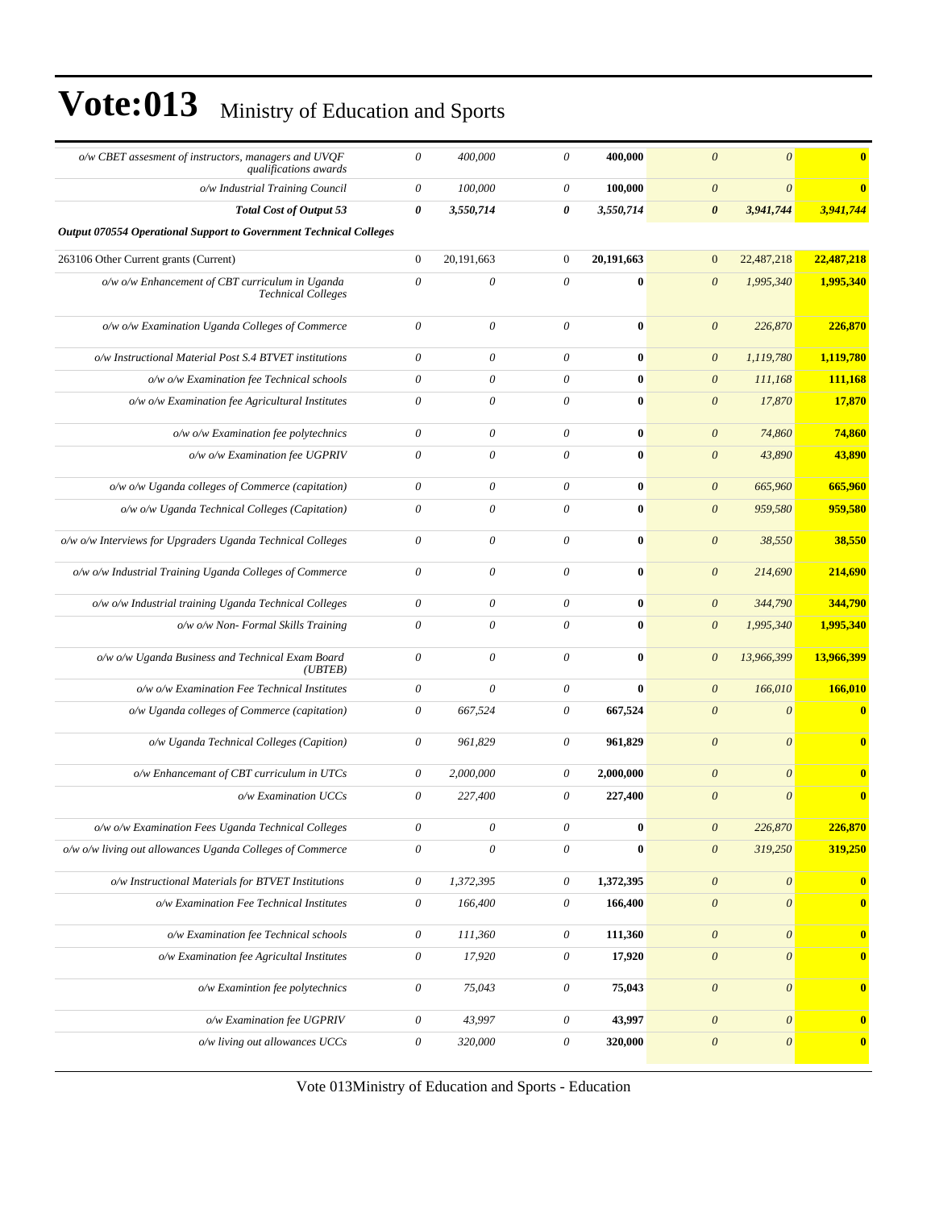# Vote:013 Ministry of Education and Sports

| | | | | | | | |
|---|---|---|---|---|---|---|---|
| *o/w CBET assesment of instructors, managers and UVQF qualifications awards* | *0* | *400,000* | *0* | **400,000** | *0* | *0* | **0** |
| *o/w Industrial Training Council* | *0* | *100,000* | *0* | **100,000** | *0* | *0* | **0** |
| ***Total Cost of Output 53*** | ***0*** | ***3,550,714*** | ***0*** | ***3,550,714*** | ***0*** | ***3,941,744*** | ***3,941,744*** |
| ***Output 070554 Operational Support to Government Technical Colleges*** | | | | | | | |
| 263106 Other Current grants (Current) | 0 | 20,191,663 | 0 | **20,191,663** | 0 | 22,487,218 | **22,487,218** |
| *o/w o/w Enhancement of CBT curriculum in Uganda Technical Colleges* | *0* | *0* | *0* | **0** | *0* | *1,995,340* | **1,995,340** |
| *o/w o/w Examination Uganda Colleges of Commerce* | *0* | *0* | *0* | **0** | *0* | *226,870* | **226,870** |
| *o/w Instructional Material Post S.4 BTVET institutions* | *0* | *0* | *0* | **0** | *0* | *1,119,780* | **1,119,780** |
| *o/w o/w Examination fee Technical schools* | *0* | *0* | *0* | **0** | *0* | *111,168* | **111,168** |
| *o/w o/w Examination fee Agricultural Institutes* | *0* | *0* | *0* | **0** | *0* | *17,870* | **17,870** |
| *o/w o/w Examination fee polytechnics* | *0* | *0* | *0* | **0** | *0* | *74,860* | **74,860** |
| *o/w o/w Examination fee UGPRIV* | *0* | *0* | *0* | **0** | *0* | *43,890* | **43,890** |
| *o/w o/w Uganda colleges of Commerce (capitation)* | *0* | *0* | *0* | **0** | *0* | *665,960* | **665,960** |
| *o/w o/w Uganda Technical Colleges (Capitation)* | *0* | *0* | *0* | **0** | *0* | *959,580* | **959,580** |
| *o/w o/w Interviews for Upgraders Uganda Technical Colleges* | *0* | *0* | *0* | **0** | *0* | *38,550* | **38,550** |
| *o/w o/w Industrial Training Uganda Colleges of Commerce* | *0* | *0* | *0* | **0** | *0* | *214,690* | **214,690** |
| *o/w o/w Industrial training Uganda Technical Colleges* | *0* | *0* | *0* | **0** | *0* | *344,790* | **344,790** |
| *o/w o/w Non- Formal Skills Training* | *0* | *0* | *0* | **0** | *0* | *1,995,340* | **1,995,340** |
| *o/w o/w Uganda Business and Technical Exam Board (UBTEB)* | *0* | *0* | *0* | **0** | *0* | *13,966,399* | **13,966,399** |
| *o/w o/w Examination Fee Technical Institutes* | *0* | *0* | *0* | **0** | *0* | *166,010* | **166,010** |
| *o/w Uganda colleges of Commerce (capitation)* | *0* | *667,524* | *0* | **667,524** | *0* | *0* | **0** |
| *o/w Uganda Technical Colleges (Capition)* | *0* | *961,829* | *0* | **961,829** | *0* | *0* | **0** |
| *o/w Enhancemant of CBT curriculum in UTCs* | *0* | *2,000,000* | *0* | **2,000,000** | *0* | *0* | **0** |
| *o/w Examination UCCs* | *0* | *227,400* | *0* | **227,400** | *0* | *0* | **0** |
| *o/w o/w Examination Fees Uganda Technical Colleges* | *0* | *0* | *0* | **0** | *0* | *226,870* | **226,870** |
| *o/w o/w living out allowances Uganda Colleges of Commerce* | *0* | *0* | *0* | **0** | *0* | *319,250* | **319,250** |
| *o/w Instructional Materials for BTVET Institutions* | *0* | *1,372,395* | *0* | **1,372,395** | *0* | *0* | **0** |
| *o/w Examination Fee Technical Institutes* | *0* | *166,400* | *0* | **166,400** | *0* | *0* | **0** |
| *o/w Examination fee Technical schools* | *0* | *111,360* | *0* | **111,360** | *0* | *0* | **0** |
| *o/w Examination fee Agricultal Institutes* | *0* | *17,920* | *0* | **17,920** | *0* | *0* | **0** |
| *o/w Examintion fee polytechnics* | *0* | *75,043* | *0* | **75,043** | *0* | *0* | **0** |
| *o/w Examination fee UGPRIV* | *0* | *43,997* | *0* | **43,997** | *0* | *0* | **0** |
| *o/w living out allowances UCCs* | *0* | *320,000* | *0* | **320,000** | *0* | *0* | **0** |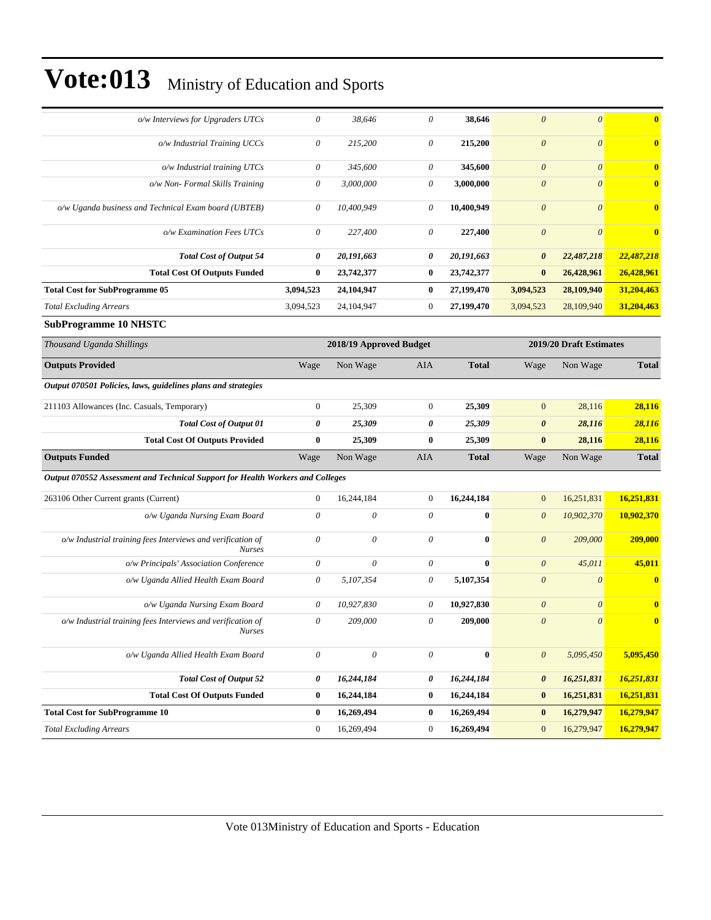# Vote:013 Ministry of Education and Sports

| | | | | | | | |
|---|---|---|---|---|---|---|---|
| *o/w Interviews for Upgraders UTCs* | *0* | *38,646* | *0* | **38,646** | *0* | *0* | **0** |
| *o/w Industrial Training UCCs* | *0* | *215,200* | *0* | **215,200** | *0* | *0* | **0** |
| *o/w Industrial training UTCs* | *0* | *345,600* | *0* | **345,600** | *0* | *0* | **0** |
| *o/w Non- Formal Skills Training* | *0* | *3,000,000* | *0* | **3,000,000** | *0* | *0* | **0** |
| *o/w Uganda business and Technical Exam board (UBTEB)* | *0* | *10,400,949* | *0* | **10,400,949** | *0* | *0* | **0** |
| *o/w Examination Fees UTCs* | *0* | *227,400* | *0* | **227,400** | *0* | *0* | **0** |
| ***Total Cost of Output 54*** | ***0*** | ***20,191,663*** | ***0*** | ***20,191,663*** | ***0*** | ***22,487,218*** | ***22,487,218*** |
| **Total Cost Of Outputs Funded** | **0** | **23,742,377** | **0** | **23,742,377** | **0** | **26,428,961** | **26,428,961** |
| **Total Cost for SubProgramme 05** | **3,094,523** | **24,104,947** | **0** | **27,199,470** | **3,094,523** | **28,109,940** | **31,204,463** |
| *Total Excluding Arrears* | 3,094,523 | 24,104,947 | 0 | **27,199,470** | 3,094,523 | 28,109,940 | **31,204,463** |

**SubProgramme 10 NHSTC**

| *Thousand Uganda Shillings* | 2018/19 Approved Budget | | | | 2019/20 Draft Estimates | | |
|---|---|---|---|---|---|---|---|
| **Outputs Provided** | Wage | Non Wage | AIA | **Total** | Wage | Non Wage | **Total** |
| ***Output 070501 Policies, laws, guidelines plans and strategies*** | | | | | | | |
| 211103 Allowances (Inc. Casuals, Temporary) | 0 | 25,309 | 0 | **25,309** | 0 | 28,116 | **28,116** |
| ***Total Cost of Output 01*** | ***0*** | ***25,309*** | ***0*** | ***25,309*** | ***0*** | ***28,116*** | ***28,116*** |
| **Total Cost Of Outputs Provided** | **0** | **25,309** | **0** | **25,309** | **0** | **28,116** | **28,116** |
| **Outputs Funded** | Wage | Non Wage | AIA | **Total** | Wage | Non Wage | **Total** |
| ***Output 070552 Assessment and Technical Support for Health Workers and Colleges*** | | | | | | | |
| 263106 Other Current grants (Current) | 0 | 16,244,184 | 0 | **16,244,184** | 0 | 16,251,831 | **16,251,831** |
| *o/w Uganda Nursing Exam Board* | *0* | *0* | *0* | **0** | *0* | *10,902,370* | **10,902,370** |
| *o/w Industrial training fees Interviews and verification of Nurses* | *0* | *0* | *0* | **0** | *0* | *209,000* | **209,000** |
| *o/w Principals' Association Conference* | *0* | *0* | *0* | **0** | *0* | *45,011* | **45,011** |
| *o/w Uganda Allied Health Exam Board* | *0* | *5,107,354* | *0* | **5,107,354** | *0* | *0* | **0** |
| *o/w Uganda Nursing Exam Board* | *0* | *10,927,830* | *0* | **10,927,830** | *0* | *0* | **0** |
| *o/w Industrial training fees Interviews and verification of Nurses* | *0* | *209,000* | *0* | **209,000** | *0* | *0* | **0** |
| *o/w Uganda Allied Health Exam Board* | *0* | *0* | *0* | **0** | *0* | *5,095,450* | **5,095,450** |
| ***Total Cost of Output 52*** | ***0*** | ***16,244,184*** | ***0*** | ***16,244,184*** | ***0*** | ***16,251,831*** | ***16,251,831*** |
| **Total Cost Of Outputs Funded** | **0** | **16,244,184** | **0** | **16,244,184** | **0** | **16,251,831** | **16,251,831** |
| **Total Cost for SubProgramme 10** | **0** | **16,269,494** | **0** | **16,269,494** | **0** | **16,279,947** | **16,279,947** |
| *Total Excluding Arrears* | 0 | 16,269,494 | 0 | **16,269,494** | 0 | 16,279,947 | **16,279,947** |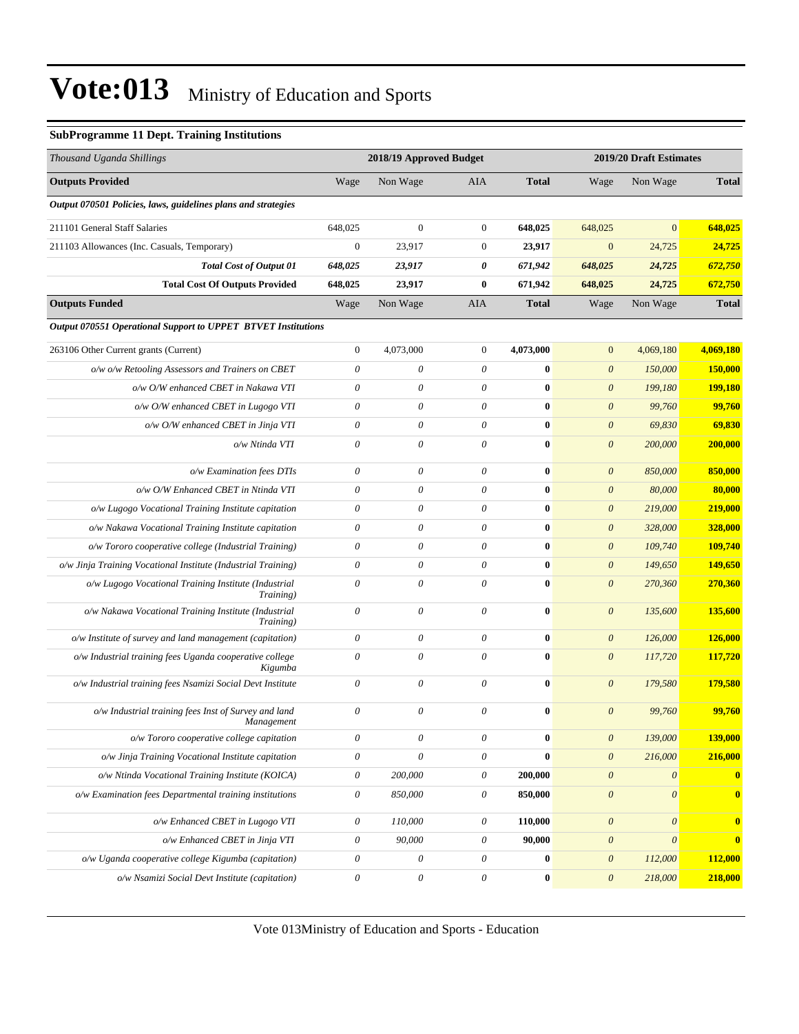# Vote:013 Ministry of Education and Sports

### SubProgramme 11 Dept. Training Institutions

| *Thousand Uganda Shillings* | 2018/19 Approved Budget | | | | 2019/20 Draft Estimates | | |
|---|---|---|---|---|---|---|---|
| **Outputs Provided** | Wage | Non Wage | AIA | **Total** | Wage | Non Wage | **Total** |
| ***Output 070501 Policies, laws, guidelines plans and strategies*** | | | | | | | |
| 211101 General Staff Salaries | 648,025 | 0 | 0 | **648,025** | 648,025 | 0 | **648,025** |
| 211103 Allowances (Inc. Casuals, Temporary) | 0 | 23,917 | 0 | **23,917** | 0 | 24,725 | **24,725** |
| ***Total Cost of Output 01*** | ***648,025*** | ***23,917*** | ***0*** | ***671,942*** | ***648,025*** | ***24,725*** | ***672,750*** |
| **Total Cost Of Outputs Provided** | **648,025** | **23,917** | **0** | **671,942** | **648,025** | **24,725** | **672,750** |
| **Outputs Funded** | Wage | Non Wage | AIA | **Total** | Wage | Non Wage | **Total** |
| ***Output 070551 Operational Support to UPPET BTVET Institutions*** | | | | | | | |
| 263106 Other Current grants (Current) | 0 | 4,073,000 | 0 | **4,073,000** | 0 | 4,069,180 | **4,069,180** |
| *o/w o/w Retooling Assessors and Trainers on CBET* | *0* | *0* | *0* | **0** | *0* | *150,000* | **150,000** |
| *o/w O/W enhanced CBET in Nakawa VTI* | *0* | *0* | *0* | **0** | *0* | *199,180* | **199,180** |
| *o/w O/W enhanced CBET in Lugogo VTI* | *0* | *0* | *0* | **0** | *0* | *99,760* | **99,760** |
| *o/w O/W enhanced CBET in Jinja VTI* | *0* | *0* | *0* | **0** | *0* | *69,830* | **69,830** |
| *o/w Ntinda VTI* | *0* | *0* | *0* | **0** | *0* | *200,000* | **200,000** |
| *o/w Examination fees DTIs* | *0* | *0* | *0* | **0** | *0* | *850,000* | **850,000** |
| *o/w O/W Enhanced CBET in Ntinda VTI* | *0* | *0* | *0* | **0** | *0* | *80,000* | **80,000** |
| *o/w Lugogo Vocational Training Institute capitation* | *0* | *0* | *0* | **0** | *0* | *219,000* | **219,000** |
| *o/w Nakawa Vocational Training Institute capitation* | *0* | *0* | *0* | **0** | *0* | *328,000* | **328,000** |
| *o/w Tororo cooperative college (Industrial Training)* | *0* | *0* | *0* | **0** | *0* | *109,740* | **109,740** |
| *o/w Jinja Training Vocational Institute (Industrial Training)* | *0* | *0* | *0* | **0** | *0* | *149,650* | **149,650** |
| *o/w Lugogo Vocational Training Institute (Industrial Training)* | *0* | *0* | *0* | **0** | *0* | *270,360* | **270,360** |
| *o/w Nakawa Vocational Training Institute (Industrial Training)* | *0* | *0* | *0* | **0** | *0* | *135,600* | **135,600** |
| *o/w Institute of survey and land management (capitation)* | *0* | *0* | *0* | **0** | *0* | *126,000* | **126,000** |
| *o/w Industrial training fees Uganda cooperative college Kigumba* | *0* | *0* | *0* | **0** | *0* | *117,720* | **117,720** |
| *o/w Industrial training fees Nsamizi Social Devt Institute* | *0* | *0* | *0* | **0** | *0* | *179,580* | **179,580** |
| *o/w Industrial training fees Inst of Survey and land Management* | *0* | *0* | *0* | **0** | *0* | *99,760* | **99,760** |
| *o/w Tororo cooperative college capitation* | *0* | *0* | *0* | **0** | *0* | *139,000* | **139,000** |
| *o/w Jinja Training Vocational Institute capitation* | *0* | *0* | *0* | **0** | *0* | *216,000* | **216,000** |
| *o/w Ntinda Vocational Training Institute (KOICA)* | *0* | *200,000* | *0* | **200,000** | *0* | *0* | **0** |
| *o/w Examination fees Departmental training institutions* | *0* | *850,000* | *0* | **850,000** | *0* | *0* | **0** |
| *o/w Enhanced CBET in Lugogo VTI* | *0* | *110,000* | *0* | **110,000** | *0* | *0* | **0** |
| *o/w Enhanced CBET in Jinja VTI* | *0* | *90,000* | *0* | **90,000** | *0* | *0* | **0** |
| *o/w Uganda cooperative college Kigumba (capitation)* | *0* | *0* | *0* | **0** | *0* | *112,000* | **112,000** |
| *o/w Nsamizi Social Devt Institute (capitation)* | *0* | *0* | *0* | **0** | *0* | *218,000* | **218,000** |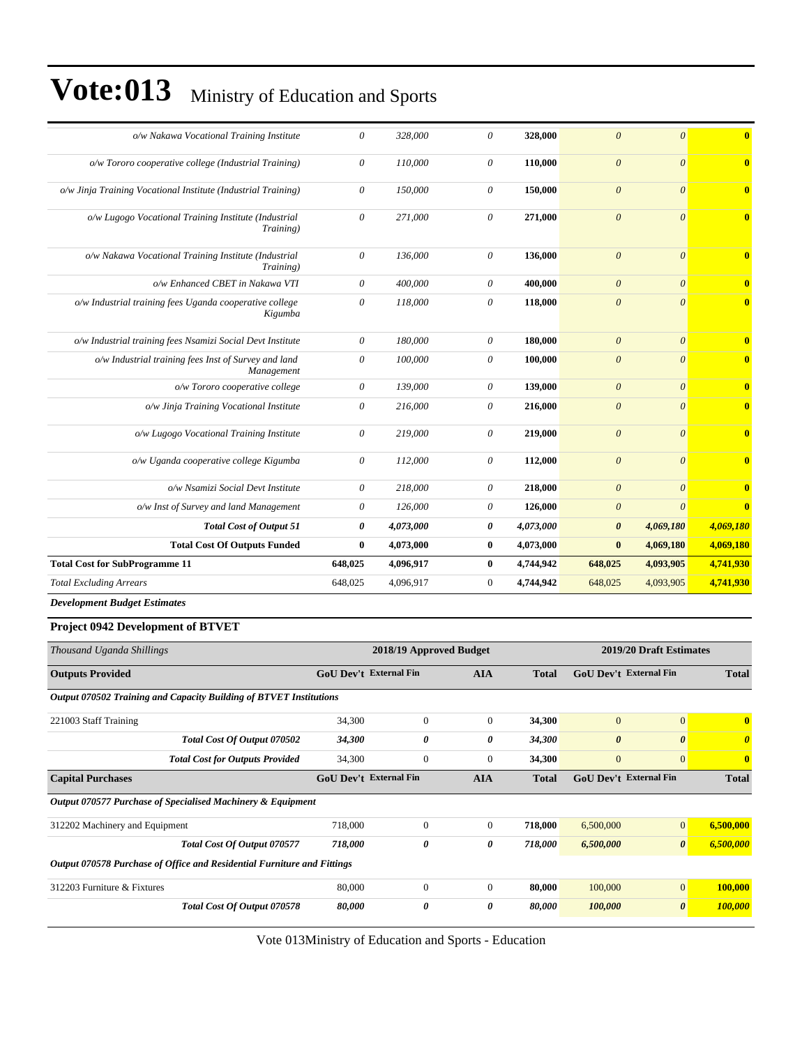# Vote:013 Ministry of Education and Sports

| | | | | | | | |
|---|---|---|---|---|---|---|---|
| *o/w Nakawa Vocational Training Institute* | *0* | *328,000* | *0* | **328,000** | *0* | *0* | **0** |
| *o/w Tororo cooperative college (Industrial Training)* | *0* | *110,000* | *0* | **110,000** | *0* | *0* | **0** |
| *o/w Jinja Training Vocational Institute (Industrial Training)* | *0* | *150,000* | *0* | **150,000** | *0* | *0* | **0** |
| *o/w Lugogo Vocational Training Institute (Industrial Training)* | *0* | *271,000* | *0* | **271,000** | *0* | *0* | **0** |
| *o/w Nakawa Vocational Training Institute (Industrial Training)* | *0* | *136,000* | *0* | **136,000** | *0* | *0* | **0** |
| *o/w Enhanced CBET in Nakawa VTI* | *0* | *400,000* | *0* | **400,000** | *0* | *0* | **0** |
| *o/w Industrial training fees Uganda cooperative college Kigumba* | *0* | *118,000* | *0* | **118,000** | *0* | *0* | **0** |
| *o/w Industrial training fees Nsamizi Social Devt Institute* | *0* | *180,000* | *0* | **180,000** | *0* | *0* | **0** |
| *o/w Industrial training fees Inst of Survey and land Management* | *0* | *100,000* | *0* | **100,000** | *0* | *0* | **0** |
| *o/w Tororo cooperative college* | *0* | *139,000* | *0* | **139,000** | *0* | *0* | **0** |
| *o/w Jinja Training Vocational Institute* | *0* | *216,000* | *0* | **216,000** | *0* | *0* | **0** |
| *o/w Lugogo Vocational Training Institute* | *0* | *219,000* | *0* | **219,000** | *0* | *0* | **0** |
| *o/w Uganda cooperative college Kigumba* | *0* | *112,000* | *0* | **112,000** | *0* | *0* | **0** |
| *o/w Nsamizi Social Devt Institute* | *0* | *218,000* | *0* | **218,000** | *0* | *0* | **0** |
| *o/w Inst of Survey and land Management* | *0* | *126,000* | *0* | **126,000** | *0* | *0* | **0** |
| ***Total Cost of Output 51*** | ***0*** | ***4,073,000*** | ***0*** | ***4,073,000*** | ***0*** | ***4,069,180*** | ***4,069,180*** |
| **Total Cost Of Outputs Funded** | **0** | **4,073,000** | **0** | **4,073,000** | **0** | **4,069,180** | **4,069,180** |
| **Total Cost for SubProgramme 11** | **648,025** | **4,096,917** | **0** | **4,744,942** | **648,025** | **4,093,905** | **4,741,930** |
| *Total Excluding Arrears* | 648,025 | 4,096,917 | 0 | **4,744,942** | 648,025 | 4,093,905 | **4,741,930** |

***Development Budget Estimates***

### Project 0942 Development of BTVET

| *Thousand Uganda Shillings* | | 2018/19 Approved Budget | | | 2019/20 Draft Estimates | | |
|---|---|---|---|---|---|---|---|
| **Outputs Provided** | **GoU Dev't** | **External Fin** | **AIA** | **Total** | **GoU Dev't** | **External Fin** | **Total** |
| ***Output 070502 Training and Capacity Building of BTVET Institutions*** | | | | | | | |
| 221003 Staff Training | 34,300 | 0 | 0 | **34,300** | 0 | 0 | **0** |
| ***Total Cost Of Output 070502*** | ***34,300*** | ***0*** | ***0*** | ***34,300*** | ***0*** | ***0*** | ***0*** |
| ***Total Cost for Outputs Provided*** | 34,300 | 0 | 0 | **34,300** | 0 | 0 | **0** |
| **Capital Purchases** | **GoU Dev't** | **External Fin** | **AIA** | **Total** | **GoU Dev't** | **External Fin** | **Total** |
| ***Output 070577 Purchase of Specialised Machinery & Equipment*** | | | | | | | |
| 312202 Machinery and Equipment | 718,000 | 0 | 0 | **718,000** | 6,500,000 | 0 | **6,500,000** |
| ***Total Cost Of Output 070577*** | ***718,000*** | ***0*** | ***0*** | ***718,000*** | ***6,500,000*** | ***0*** | ***6,500,000*** |
| ***Output 070578 Purchase of Office and Residential Furniture and Fittings*** | | | | | | | |
| 312203 Furniture & Fixtures | 80,000 | 0 | 0 | **80,000** | 100,000 | 0 | **100,000** |
| ***Total Cost Of Output 070578*** | ***80,000*** | ***0*** | ***0*** | ***80,000*** | ***100,000*** | ***0*** | ***100,000*** |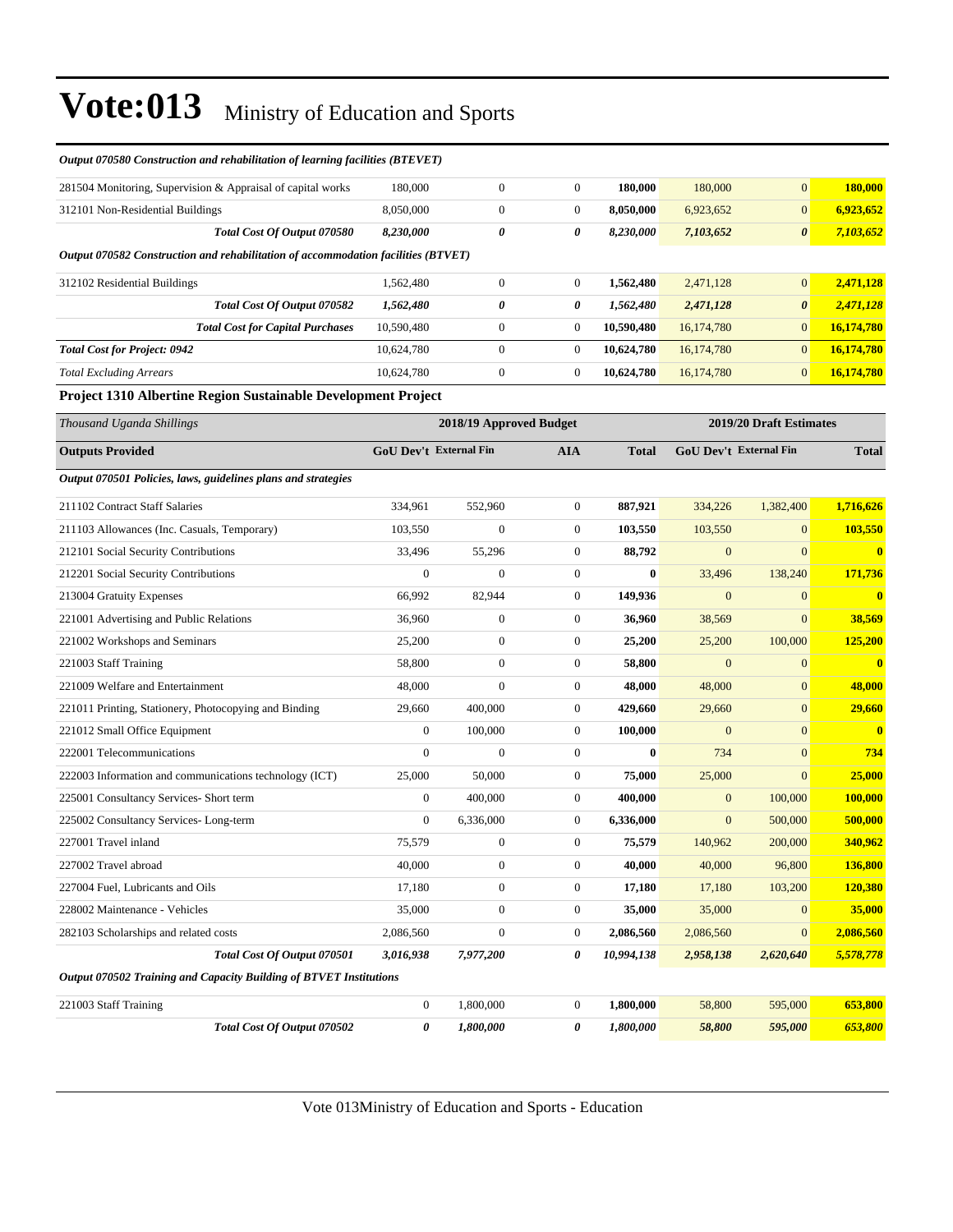# Vote:013 Ministry of Education and Sports

| | | | | | | | |
|---|---|---|---|---|---|---|---|
| ***Output 070580 Construction and rehabilitation of learning facilities (BTEVET)*** | | | | | | | |
| 281504 Monitoring, Supervision & Appraisal of capital works | 180,000 | 0 | 0 | **180,000** | 180,000 | 0 | **180,000** |
| 312101 Non-Residential Buildings | 8,050,000 | 0 | 0 | **8,050,000** | 6,923,652 | 0 | **6,923,652** |
| ***Total Cost Of Output 070580*** | ***8,230,000*** | ***0*** | ***0*** | ***8,230,000*** | ***7,103,652*** | ***0*** | ***7,103,652*** |
| ***Output 070582 Construction and rehabilitation of accommodation facilities (BTVET)*** | | | | | | | |
| 312102 Residential Buildings | 1,562,480 | 0 | 0 | **1,562,480** | 2,471,128 | 0 | **2,471,128** |
| ***Total Cost Of Output 070582*** | ***1,562,480*** | ***0*** | ***0*** | ***1,562,480*** | ***2,471,128*** | ***0*** | ***2,471,128*** |
| ***Total Cost for Capital Purchases*** | 10,590,480 | 0 | 0 | **10,590,480** | 16,174,780 | 0 | **16,174,780** |
| ***Total Cost for Project: 0942*** | 10,624,780 | 0 | 0 | **10,624,780** | 16,174,780 | 0 | **16,174,780** |
| *Total Excluding Arrears* | 10,624,780 | 0 | 0 | **10,624,780** | 16,174,780 | 0 | **16,174,780** |

### Project 1310 Albertine Region Sustainable Development Project

| *Thousand Uganda Shillings* | 2018/19 Approved Budget | | | | 2019/20 Draft Estimates | | |
|---|---|---|---|---|---|---|---|
| **Outputs Provided** | **GoU Dev't** | **External Fin** | **AIA** | **Total** | **GoU Dev't** | **External Fin** | **Total** |
| ***Output 070501 Policies, laws, guidelines plans and strategies*** | | | | | | | |
| 211102 Contract Staff Salaries | 334,961 | 552,960 | 0 | **887,921** | 334,226 | 1,382,400 | **1,716,626** |
| 211103 Allowances (Inc. Casuals, Temporary) | 103,550 | 0 | 0 | **103,550** | 103,550 | 0 | **103,550** |
| 212101 Social Security Contributions | 33,496 | 55,296 | 0 | **88,792** | 0 | 0 | **0** |
| 212201 Social Security Contributions | 0 | 0 | 0 | **0** | 33,496 | 138,240 | **171,736** |
| 213004 Gratuity Expenses | 66,992 | 82,944 | 0 | **149,936** | 0 | 0 | **0** |
| 221001 Advertising and Public Relations | 36,960 | 0 | 0 | **36,960** | 38,569 | 0 | **38,569** |
| 221002 Workshops and Seminars | 25,200 | 0 | 0 | **25,200** | 25,200 | 100,000 | **125,200** |
| 221003 Staff Training | 58,800 | 0 | 0 | **58,800** | 0 | 0 | **0** |
| 221009 Welfare and Entertainment | 48,000 | 0 | 0 | **48,000** | 48,000 | 0 | **48,000** |
| 221011 Printing, Stationery, Photocopying and Binding | 29,660 | 400,000 | 0 | **429,660** | 29,660 | 0 | **29,660** |
| 221012 Small Office Equipment | 0 | 100,000 | 0 | **100,000** | 0 | 0 | **0** |
| 222001 Telecommunications | 0 | 0 | 0 | **0** | 734 | 0 | **734** |
| 222003 Information and communications technology (ICT) | 25,000 | 50,000 | 0 | **75,000** | 25,000 | 0 | **25,000** |
| 225001 Consultancy Services- Short term | 0 | 400,000 | 0 | **400,000** | 0 | 100,000 | **100,000** |
| 225002 Consultancy Services- Long-term | 0 | 6,336,000 | 0 | **6,336,000** | 0 | 500,000 | **500,000** |
| 227001 Travel inland | 75,579 | 0 | 0 | **75,579** | 140,962 | 200,000 | **340,962** |
| 227002 Travel abroad | 40,000 | 0 | 0 | **40,000** | 40,000 | 96,800 | **136,800** |
| 227004 Fuel, Lubricants and Oils | 17,180 | 0 | 0 | **17,180** | 17,180 | 103,200 | **120,380** |
| 228002 Maintenance - Vehicles | 35,000 | 0 | 0 | **35,000** | 35,000 | 0 | **35,000** |
| 282103 Scholarships and related costs | 2,086,560 | 0 | 0 | **2,086,560** | 2,086,560 | 0 | **2,086,560** |
| ***Total Cost Of Output 070501*** | ***3,016,938*** | ***7,977,200*** | ***0*** | ***10,994,138*** | ***2,958,138*** | ***2,620,640*** | ***5,578,778*** |
| ***Output 070502 Training and Capacity Building of BTVET Institutions*** | | | | | | | |
| 221003 Staff Training | 0 | 1,800,000 | 0 | **1,800,000** | 58,800 | 595,000 | **653,800** |
| ***Total Cost Of Output 070502*** | ***0*** | ***1,800,000*** | ***0*** | ***1,800,000*** | ***58,800*** | ***595,000*** | ***653,800*** |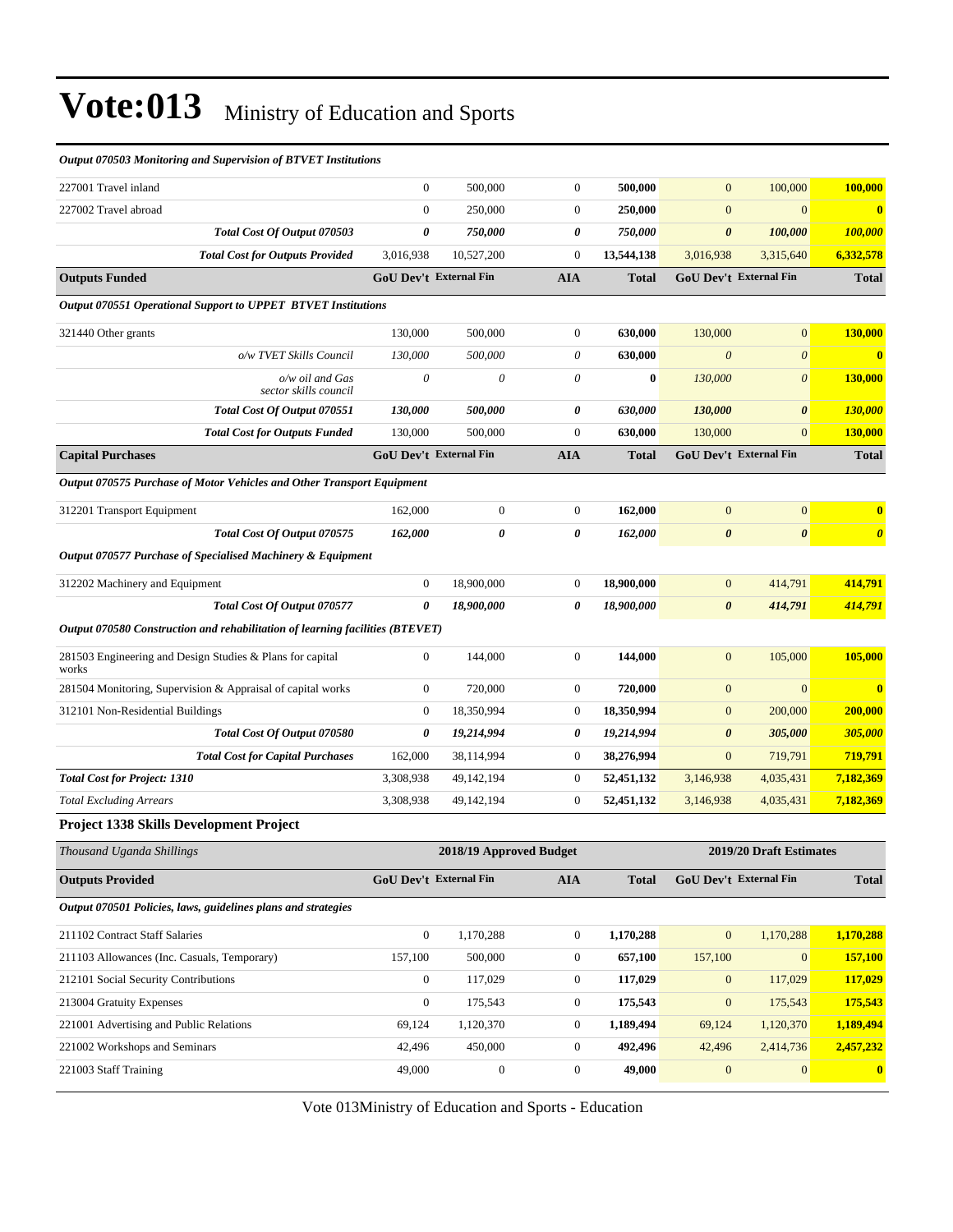# Vote:013 Ministry of Education and Sports

| *Output 070503 Monitoring and Supervision of BTVET Institutions* | | | | | | | |
|---|---|---|---|---|---|---|---|
| 227001 Travel inland | 0 | 500,000 | 0 | **500,000** | 0 | 100,000 | **100,000** |
| 227002 Travel abroad | 0 | 250,000 | 0 | **250,000** | 0 | 0 | **0** |
| ***Total Cost Of Output 070503*** | ***0*** | ***750,000*** | ***0*** | ***750,000*** | ***0*** | ***100,000*** | ***100,000*** |
| ***Total Cost for Outputs Provided*** | 3,016,938 | 10,527,200 | 0 | **13,544,138** | 3,016,938 | 3,315,640 | **6,332,578** |
| **Outputs Funded** | **GoU Dev't** | **External Fin** | **AIA** | **Total** | **GoU Dev't** | **External Fin** | **Total** |
| ***Output 070551 Operational Support to UPPET BTVET Institutions*** | | | | | | | |
| 321440 Other grants | 130,000 | 500,000 | 0 | **630,000** | 130,000 | 0 | **130,000** |
| *o/w TVET Skills Council* | *130,000* | *500,000* | *0* | **0** | *0* | *0* | **0** |
| *o/w oil and Gas sector skills council* | *0* | *0* | *0* | **0** | *130,000* | *0* | **130,000** |
| ***Total Cost Of Output 070551*** | ***130,000*** | ***500,000*** | ***0*** | ***630,000*** | ***130,000*** | ***0*** | ***130,000*** |
| ***Total Cost for Outputs Funded*** | 130,000 | 500,000 | 0 | **630,000** | 130,000 | 0 | **130,000** |
| **Capital Purchases** | **GoU Dev't** | **External Fin** | **AIA** | **Total** | **GoU Dev't** | **External Fin** | **Total** |
| ***Output 070575 Purchase of Motor Vehicles and Other Transport Equipment*** | | | | | | | |
| 312201 Transport Equipment | 162,000 | 0 | 0 | **162,000** | 0 | 0 | **0** |
| ***Total Cost Of Output 070575*** | ***162,000*** | ***0*** | ***0*** | ***162,000*** | ***0*** | ***0*** | ***0*** |
| ***Output 070577 Purchase of Specialised Machinery & Equipment*** | | | | | | | |
| 312202 Machinery and Equipment | 0 | 18,900,000 | 0 | **18,900,000** | 0 | 414,791 | **414,791** |
| ***Total Cost Of Output 070577*** | ***0*** | ***18,900,000*** | ***0*** | ***18,900,000*** | ***0*** | ***414,791*** | ***414,791*** |
| ***Output 070580 Construction and rehabilitation of learning facilities (BTEVET)*** | | | | | | | |
| 281503 Engineering and Design Studies & Plans for capital works | 0 | 144,000 | 0 | **144,000** | 0 | 105,000 | **105,000** |
| 281504 Monitoring, Supervision & Appraisal of capital works | 0 | 720,000 | 0 | **720,000** | 0 | 0 | **0** |
| 312101 Non-Residential Buildings | 0 | 18,350,994 | 0 | **18,350,994** | 0 | 200,000 | **200,000** |
| ***Total Cost Of Output 070580*** | ***0*** | ***19,214,994*** | ***0*** | ***19,214,994*** | ***0*** | ***305,000*** | ***305,000*** |
| ***Total Cost for Capital Purchases*** | 162,000 | 38,114,994 | 0 | **38,276,994** | 0 | 719,791 | **719,791** |
| ***Total Cost for Project: 1310*** | 3,308,938 | 49,142,194 | 0 | **52,451,132** | 3,146,938 | 4,035,431 | **7,182,369** |
| *Total Excluding Arrears* | 3,308,938 | 49,142,194 | 0 | **52,451,132** | 3,146,938 | 4,035,431 | **7,182,369** |

**Project 1338 Skills Development Project**

| *Thousand Uganda Shillings* | 2018/19 Approved Budget | | | | 2019/20 Draft Estimates | | |
|---|---|---|---|---|---|---|---|
| **Outputs Provided** | **GoU Dev't** | **External Fin** | **AIA** | **Total** | **GoU Dev't** | **External Fin** | **Total** |
| ***Output 070501 Policies, laws, guidelines plans and strategies*** | | | | | | | |
| 211102 Contract Staff Salaries | 0 | 1,170,288 | 0 | **1,170,288** | 0 | 1,170,288 | **1,170,288** |
| 211103 Allowances (Inc. Casuals, Temporary) | 157,100 | 500,000 | 0 | **657,100** | 157,100 | 0 | **157,100** |
| 212101 Social Security Contributions | 0 | 117,029 | 0 | **117,029** | 0 | 117,029 | **117,029** |
| 213004 Gratuity Expenses | 0 | 175,543 | 0 | **175,543** | 0 | 175,543 | **175,543** |
| 221001 Advertising and Public Relations | 69,124 | 1,120,370 | 0 | **1,189,494** | 69,124 | 1,120,370 | **1,189,494** |
| 221002 Workshops and Seminars | 42,496 | 450,000 | 0 | **492,496** | 42,496 | 2,414,736 | **2,457,232** |
| 221003 Staff Training | 49,000 | 0 | 0 | **49,000** | 0 | 0 | **0** |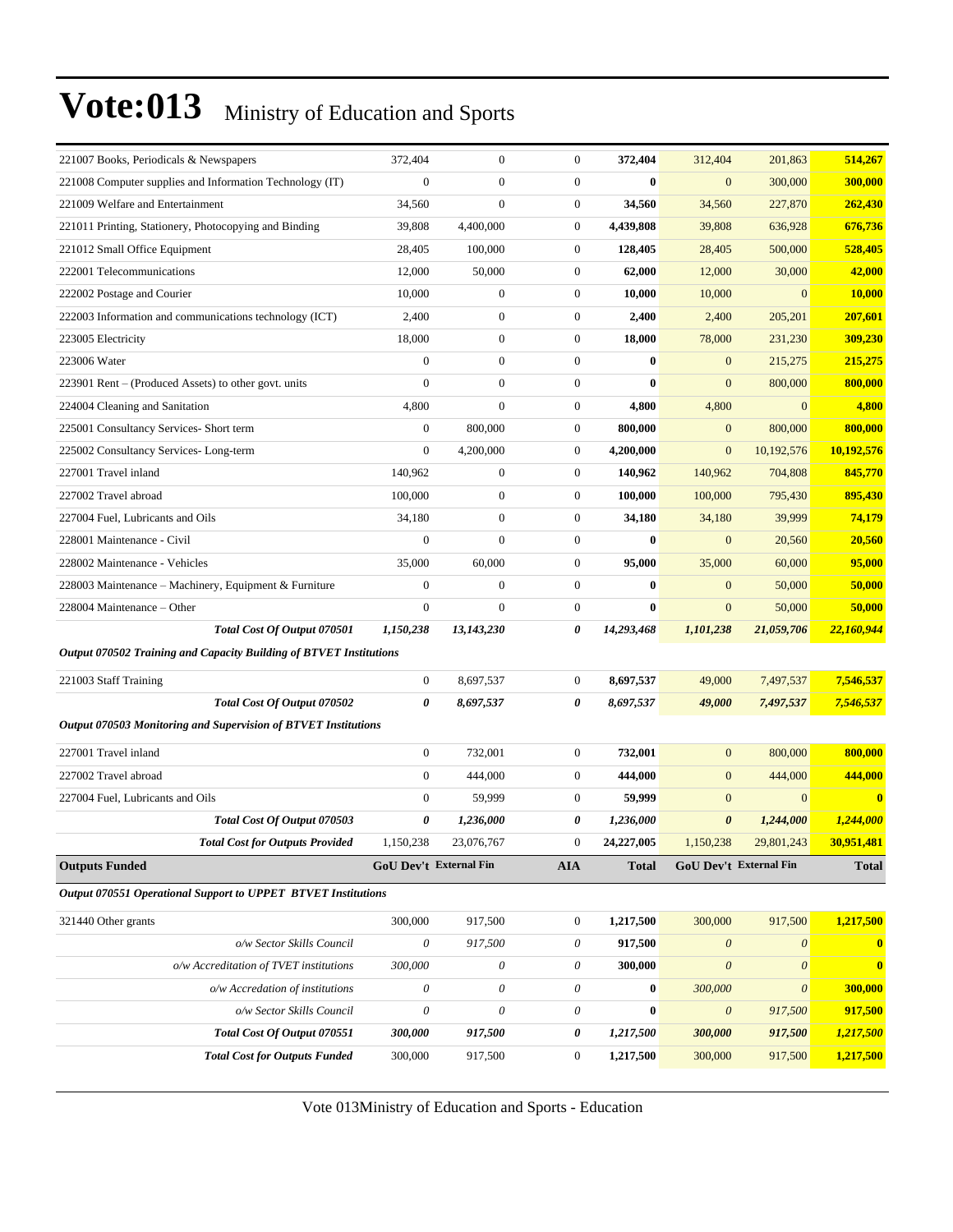# Vote:013 Ministry of Education and Sports

| | | | | | | | |
|---|---|---|---|---|---|---|---|
| 221007 Books, Periodicals & Newspapers | 372,404 | 0 | 0 | **372,404** | 312,404 | 201,863 | **514,267** |
| 221008 Computer supplies and Information Technology (IT) | 0 | 0 | 0 | **0** | 0 | 300,000 | **300,000** |
| 221009 Welfare and Entertainment | 34,560 | 0 | 0 | **34,560** | 34,560 | 227,870 | **262,430** |
| 221011 Printing, Stationery, Photocopying and Binding | 39,808 | 4,400,000 | 0 | **4,439,808** | 39,808 | 636,928 | **676,736** |
| 221012 Small Office Equipment | 28,405 | 100,000 | 0 | **128,405** | 28,405 | 500,000 | **528,405** |
| 222001 Telecommunications | 12,000 | 50,000 | 0 | **62,000** | 12,000 | 30,000 | **42,000** |
| 222002 Postage and Courier | 10,000 | 0 | 0 | **10,000** | 10,000 | 0 | **10,000** |
| 222003 Information and communications technology (ICT) | 2,400 | 0 | 0 | **2,400** | 2,400 | 205,201 | **207,601** |
| 223005 Electricity | 18,000 | 0 | 0 | **18,000** | 78,000 | 231,230 | **309,230** |
| 223006 Water | 0 | 0 | 0 | **0** | 0 | 215,275 | **215,275** |
| 223901 Rent – (Produced Assets) to other govt. units | 0 | 0 | 0 | **0** | 0 | 800,000 | **800,000** |
| 224004 Cleaning and Sanitation | 4,800 | 0 | 0 | **4,800** | 4,800 | 0 | **4,800** |
| 225001 Consultancy Services- Short term | 0 | 800,000 | 0 | **800,000** | 0 | 800,000 | **800,000** |
| 225002 Consultancy Services- Long-term | 0 | 4,200,000 | 0 | **4,200,000** | 0 | 10,192,576 | **10,192,576** |
| 227001 Travel inland | 140,962 | 0 | 0 | **140,962** | 140,962 | 704,808 | **845,770** |
| 227002 Travel abroad | 100,000 | 0 | 0 | **100,000** | 100,000 | 795,430 | **895,430** |
| 227004 Fuel, Lubricants and Oils | 34,180 | 0 | 0 | **34,180** | 34,180 | 39,999 | **74,179** |
| 228001 Maintenance - Civil | 0 | 0 | 0 | **0** | 0 | 20,560 | **20,560** |
| 228002 Maintenance - Vehicles | 35,000 | 60,000 | 0 | **95,000** | 35,000 | 60,000 | **95,000** |
| 228003 Maintenance – Machinery, Equipment & Furniture | 0 | 0 | 0 | **0** | 0 | 50,000 | **50,000** |
| 228004 Maintenance – Other | 0 | 0 | 0 | **0** | 0 | 50,000 | **50,000** |
| ***Total Cost Of Output 070501*** | ***1,150,238*** | ***13,143,230*** | ***0*** | ***14,293,468*** | ***1,101,238*** | ***21,059,706*** | ***22,160,944*** |
| ***Output 070502 Training and Capacity Building of BTVET Institutions*** | | | | | | | |
| 221003 Staff Training | 0 | 8,697,537 | 0 | **8,697,537** | 49,000 | 7,497,537 | **7,546,537** |
| ***Total Cost Of Output 070502*** | ***0*** | ***8,697,537*** | ***0*** | ***8,697,537*** | ***49,000*** | ***7,497,537*** | ***7,546,537*** |
| ***Output 070503 Monitoring and Supervision of BTVET Institutions*** | | | | | | | |
| 227001 Travel inland | 0 | 732,001 | 0 | **732,001** | 0 | 800,000 | **800,000** |
| 227002 Travel abroad | 0 | 444,000 | 0 | **444,000** | 0 | 444,000 | **444,000** |
| 227004 Fuel, Lubricants and Oils | 0 | 59,999 | 0 | **59,999** | 0 | 0 | **0** |
| ***Total Cost Of Output 070503*** | ***0*** | ***1,236,000*** | ***0*** | ***1,236,000*** | ***0*** | ***1,244,000*** | ***1,244,000*** |
| ***Total Cost for Outputs Provided*** | 1,150,238 | 23,076,767 | 0 | **24,227,005** | 1,150,238 | 29,801,243 | **30,951,481** |
| **Outputs Funded** | **GoU Dev't** | **External Fin** | **AIA** | **Total** | **GoU Dev't** | **External Fin** | **Total** |
| ***Output 070551 Operational Support to UPPET BTVET Institutions*** | | | | | | | |
| 321440 Other grants | 300,000 | 917,500 | 0 | **1,217,500** | 300,000 | 917,500 | **1,217,500** |
| *o/w Sector Skills Council* | *0* | *917,500* | *0* | **917,500** | *0* | *0* | **0** |
| *o/w Accreditation of TVET institutions* | *300,000* | *0* | *0* | **300,000** | *0* | *0* | **0** |
| *o/w Accredation of institutions* | *0* | *0* | *0* | **0** | *300,000* | *0* | **300,000** |
| *o/w Sector Skills Council* | *0* | *0* | *0* | **0** | *0* | *917,500* | **917,500** |
| ***Total Cost Of Output 070551*** | ***300,000*** | ***917,500*** | ***0*** | ***1,217,500*** | ***300,000*** | ***917,500*** | ***1,217,500*** |
| ***Total Cost for Outputs Funded*** | 300,000 | 917,500 | 0 | **1,217,500** | 300,000 | 917,500 | **1,217,500** |

Vote 013Ministry of Education and Sports - Education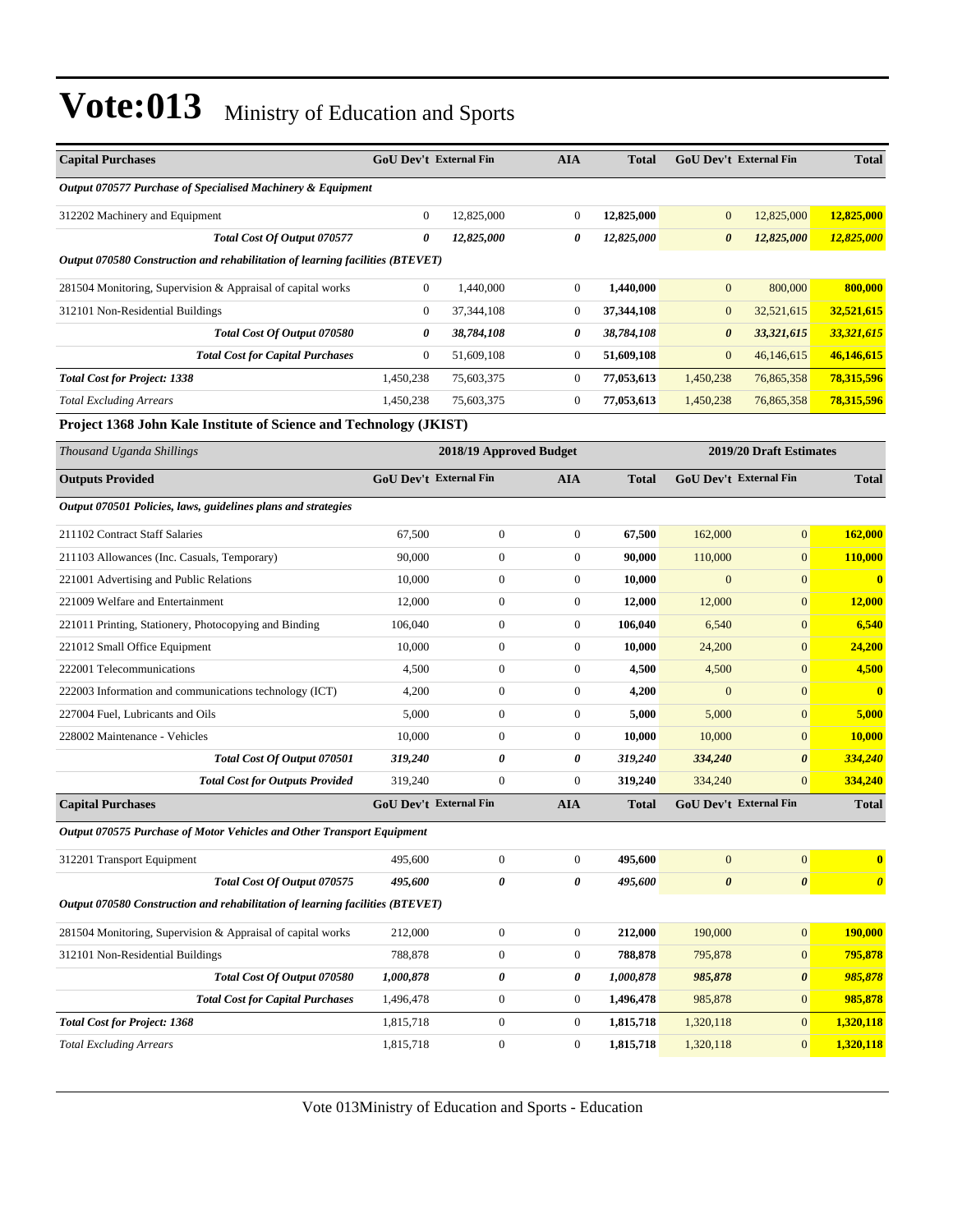# Vote:013 Ministry of Education and Sports

| Capital Purchases | GoU Dev't | External Fin | AIA | Total | GoU Dev't | External Fin | Total |
|---|---|---|---|---|---|---|---|
| *Output 070577 Purchase of Specialised Machinery & Equipment* | | | | | | | |
| 312202 Machinery and Equipment | 0 | 12,825,000 | 0 | **12,825,000** | 0 | 12,825,000 | **12,825,000** |
| ***Total Cost Of Output 070577*** | ***0*** | ***12,825,000*** | ***0*** | ***12,825,000*** | ***0*** | ***12,825,000*** | ***12,825,000*** |
| *Output 070580 Construction and rehabilitation of learning facilities (BTEVET)* | | | | | | | |
| 281504 Monitoring, Supervision & Appraisal of capital works | 0 | 1,440,000 | 0 | **1,440,000** | 0 | 800,000 | **800,000** |
| 312101 Non-Residential Buildings | 0 | 37,344,108 | 0 | **37,344,108** | 0 | 32,521,615 | **32,521,615** |
| ***Total Cost Of Output 070580*** | ***0*** | ***38,784,108*** | ***0*** | ***38,784,108*** | ***0*** | ***33,321,615*** | ***33,321,615*** |
| ***Total Cost for Capital Purchases*** | 0 | 51,609,108 | 0 | **51,609,108** | 0 | 46,146,615 | **46,146,615** |
| ***Total Cost for Project: 1338*** | 1,450,238 | 75,603,375 | 0 | **77,053,613** | 1,450,238 | 76,865,358 | **78,315,596** |
| *Total Excluding Arrears* | 1,450,238 | 75,603,375 | 0 | **77,053,613** | 1,450,238 | 76,865,358 | **78,315,596** |

**Project 1368 John Kale Institute of Science and Technology (JKIST)**

| *Thousand Uganda Shillings* | 2018/19 Approved Budget | | | | 2019/20 Draft Estimates | | |
|---|---|---|---|---|---|---|---|
| **Outputs Provided** | **GoU Dev't** | **External Fin** | **AIA** | **Total** | **GoU Dev't** | **External Fin** | **Total** |
| *Output 070501 Policies, laws, guidelines plans and strategies* | | | | | | | |
| 211102 Contract Staff Salaries | 67,500 | 0 | 0 | **67,500** | 162,000 | 0 | **162,000** |
| 211103 Allowances (Inc. Casuals, Temporary) | 90,000 | 0 | 0 | **90,000** | 110,000 | 0 | **110,000** |
| 221001 Advertising and Public Relations | 10,000 | 0 | 0 | **10,000** | 0 | 0 | **0** |
| 221009 Welfare and Entertainment | 12,000 | 0 | 0 | **12,000** | 12,000 | 0 | **12,000** |
| 221011 Printing, Stationery, Photocopying and Binding | 106,040 | 0 | 0 | **106,040** | 6,540 | 0 | **6,540** |
| 221012 Small Office Equipment | 10,000 | 0 | 0 | **10,000** | 24,200 | 0 | **24,200** |
| 222001 Telecommunications | 4,500 | 0 | 0 | **4,500** | 4,500 | 0 | **4,500** |
| 222003 Information and communications technology (ICT) | 4,200 | 0 | 0 | **4,200** | 0 | 0 | **0** |
| 227004 Fuel, Lubricants and Oils | 5,000 | 0 | 0 | **5,000** | 5,000 | 0 | **5,000** |
| 228002 Maintenance - Vehicles | 10,000 | 0 | 0 | **10,000** | 10,000 | 0 | **10,000** |
| ***Total Cost Of Output 070501*** | ***319,240*** | ***0*** | ***0*** | ***319,240*** | ***334,240*** | ***0*** | ***334,240*** |
| ***Total Cost for Outputs Provided*** | 319,240 | 0 | 0 | **319,240** | 334,240 | 0 | **334,240** |
| **Capital Purchases** | **GoU Dev't** | **External Fin** | **AIA** | **Total** | **GoU Dev't** | **External Fin** | **Total** |
| *Output 070575 Purchase of Motor Vehicles and Other Transport Equipment* | | | | | | | |
| 312201 Transport Equipment | 495,600 | 0 | 0 | **495,600** | 0 | 0 | **0** |
| ***Total Cost Of Output 070575*** | ***495,600*** | ***0*** | ***0*** | ***495,600*** | ***0*** | ***0*** | ***0*** |
| *Output 070580 Construction and rehabilitation of learning facilities (BTEVET)* | | | | | | | |
| 281504 Monitoring, Supervision & Appraisal of capital works | 212,000 | 0 | 0 | **212,000** | 190,000 | 0 | **190,000** |
| 312101 Non-Residential Buildings | 788,878 | 0 | 0 | **788,878** | 795,878 | 0 | **795,878** |
| ***Total Cost Of Output 070580*** | ***1,000,878*** | ***0*** | ***0*** | ***1,000,878*** | ***985,878*** | ***0*** | ***985,878*** |
| ***Total Cost for Capital Purchases*** | 1,496,478 | 0 | 0 | **1,496,478** | 985,878 | 0 | **985,878** |
| ***Total Cost for Project: 1368*** | 1,815,718 | 0 | 0 | **1,815,718** | 1,320,118 | 0 | **1,320,118** |
| *Total Excluding Arrears* | 1,815,718 | 0 | 0 | **1,815,718** | 1,320,118 | 0 | **1,320,118** |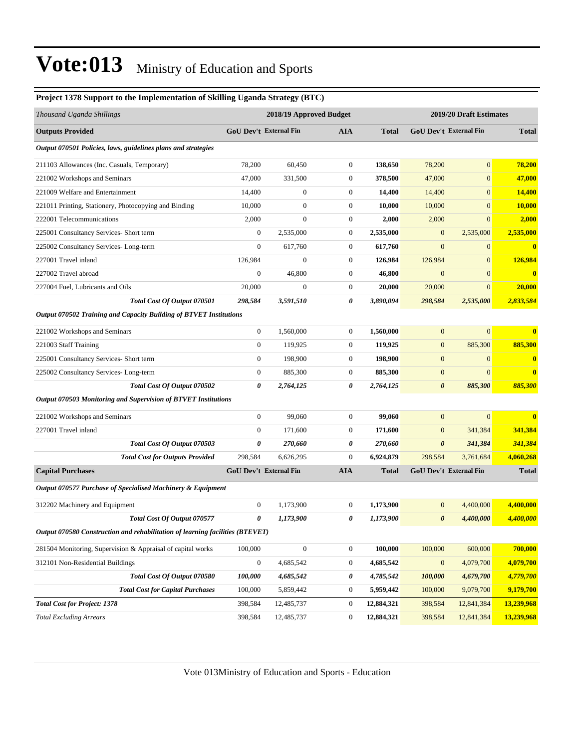# Vote:013 Ministry of Education and Sports

**Project 1378 Support to the Implementation of Skilling Uganda Strategy (BTC)**

| *Thousand Uganda Shillings* | 2018/19 Approved Budget | | | | 2019/20 Draft Estimates | | |
|---|---|---|---|---|---|---|---|
| **Outputs Provided** | **GoU Dev't** | **External Fin** | **AIA** | **Total** | **GoU Dev't** | **External Fin** | **Total** |
| ***Output 070501 Policies, laws, guidelines plans and strategies*** | | | | | | | |
| 211103 Allowances (Inc. Casuals, Temporary) | 78,200 | 60,450 | 0 | **138,650** | 78,200 | 0 | **78,200** |
| 221002 Workshops and Seminars | 47,000 | 331,500 | 0 | **378,500** | 47,000 | 0 | **47,000** |
| 221009 Welfare and Entertainment | 14,400 | 0 | 0 | **14,400** | 14,400 | 0 | **14,400** |
| 221011 Printing, Stationery, Photocopying and Binding | 10,000 | 0 | 0 | **10,000** | 10,000 | 0 | **10,000** |
| 222001 Telecommunications | 2,000 | 0 | 0 | **2,000** | 2,000 | 0 | **2,000** |
| 225001 Consultancy Services- Short term | 0 | 2,535,000 | 0 | **2,535,000** | 0 | 2,535,000 | **2,535,000** |
| 225002 Consultancy Services- Long-term | 0 | 617,760 | 0 | **617,760** | 0 | 0 | **0** |
| 227001 Travel inland | 126,984 | 0 | 0 | **126,984** | 126,984 | 0 | **126,984** |
| 227002 Travel abroad | 0 | 46,800 | 0 | **46,800** | 0 | 0 | **0** |
| 227004 Fuel, Lubricants and Oils | 20,000 | 0 | 0 | **20,000** | 20,000 | 0 | **20,000** |
| ***Total Cost Of Output 070501*** | ***298,584*** | ***3,591,510*** | ***0*** | ***3,890,094*** | ***298,584*** | ***2,535,000*** | ***2,833,584*** |
| ***Output 070502 Training and Capacity Building of BTVET Institutions*** | | | | | | | |
| 221002 Workshops and Seminars | 0 | 1,560,000 | 0 | **1,560,000** | 0 | 0 | **0** |
| 221003 Staff Training | 0 | 119,925 | 0 | **119,925** | 0 | 885,300 | **885,300** |
| 225001 Consultancy Services- Short term | 0 | 198,900 | 0 | **198,900** | 0 | 0 | **0** |
| 225002 Consultancy Services- Long-term | 0 | 885,300 | 0 | **885,300** | 0 | 0 | **0** |
| ***Total Cost Of Output 070502*** | ***0*** | ***2,764,125*** | ***0*** | ***2,764,125*** | ***0*** | ***885,300*** | ***885,300*** |
| ***Output 070503 Monitoring and Supervision of BTVET Institutions*** | | | | | | | |
| 221002 Workshops and Seminars | 0 | 99,060 | 0 | **99,060** | 0 | 0 | **0** |
| 227001 Travel inland | 0 | 171,600 | 0 | **171,600** | 0 | 341,384 | **341,384** |
| ***Total Cost Of Output 070503*** | ***0*** | ***270,660*** | ***0*** | ***270,660*** | ***0*** | ***341,384*** | ***341,384*** |
| ***Total Cost for Outputs Provided*** | 298,584 | 6,626,295 | 0 | 6,924,879 | 298,584 | 3,761,684 | 4,060,268 |
| **Capital Purchases** | **GoU Dev't** | **External Fin** | **AIA** | **Total** | **GoU Dev't** | **External Fin** | **Total** |
| ***Output 070577 Purchase of Specialised Machinery & Equipment*** | | | | | | | |
| 312202 Machinery and Equipment | 0 | 1,173,900 | 0 | **1,173,900** | 0 | 4,400,000 | **4,400,000** |
| ***Total Cost Of Output 070577*** | ***0*** | ***1,173,900*** | ***0*** | ***1,173,900*** | ***0*** | ***4,400,000*** | ***4,400,000*** |
| ***Output 070580 Construction and rehabilitation of learning facilities (BTEVET)*** | | | | | | | |
| 281504 Monitoring, Supervision & Appraisal of capital works | 100,000 | 0 | 0 | **100,000** | 100,000 | 600,000 | **700,000** |
| 312101 Non-Residential Buildings | 0 | 4,685,542 | 0 | **4,685,542** | 0 | 4,079,700 | **4,079,700** |
| ***Total Cost Of Output 070580*** | ***100,000*** | ***4,685,542*** | ***0*** | ***4,785,542*** | ***100,000*** | ***4,679,700*** | ***4,779,700*** |
| ***Total Cost for Capital Purchases*** | 100,000 | 5,859,442 | 0 | 5,959,442 | 100,000 | 9,079,700 | 9,179,700 |
| ***Total Cost for Project: 1378*** | 398,584 | 12,485,737 | 0 | **12,884,321** | 398,584 | 12,841,384 | **13,239,968** |
| *Total Excluding Arrears* | 398,584 | 12,485,737 | 0 | **12,884,321** | 398,584 | 12,841,384 | **13,239,968** |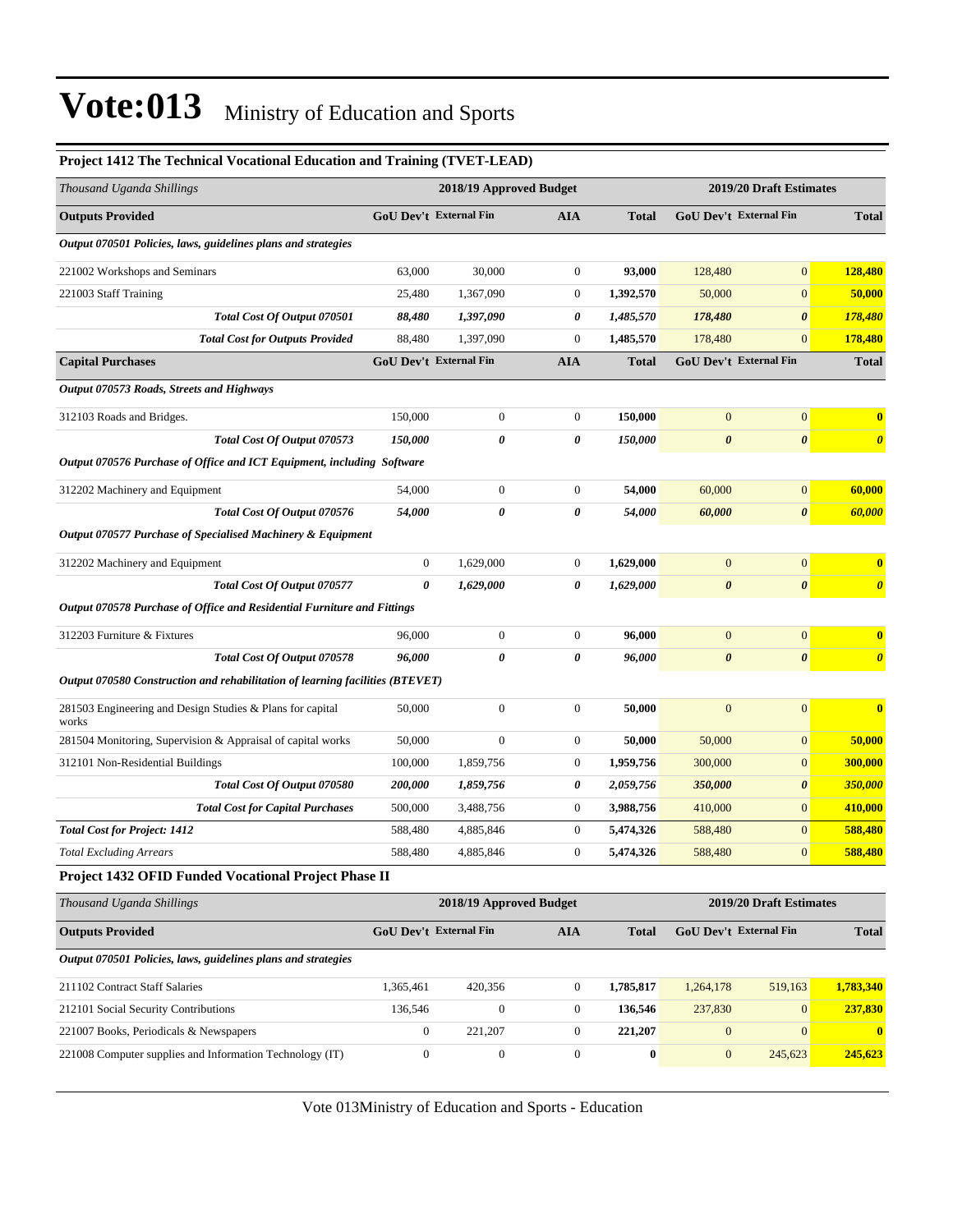# Vote:013 Ministry of Education and Sports

### Project 1412 The Technical Vocational Education and Training (TVET-LEAD)

| *Thousand Uganda Shillings* | 2018/19 Approved Budget | | | | 2019/20 Draft Estimates | | |
|---|---|---|---|---|---|---|---|
| **Outputs Provided** | **GoU Dev't** | **External Fin** | **AIA** | **Total** | **GoU Dev't** | **External Fin** | **Total** |
| ***Output 070501 Policies, laws, guidelines plans and strategies*** | | | | | | | |
| 221002 Workshops and Seminars | 63,000 | 30,000 | 0 | **93,000** | 128,480 | 0 | **128,480** |
| 221003 Staff Training | 25,480 | 1,367,090 | 0 | **1,392,570** | 50,000 | 0 | **50,000** |
| ***Total Cost Of Output 070501*** | ***88,480*** | ***1,397,090*** | ***0*** | ***1,485,570*** | ***178,480*** | ***0*** | ***178,480*** |
| ***Total Cost for Outputs Provided*** | 88,480 | 1,397,090 | 0 | **1,485,570** | 178,480 | 0 | **178,480** |
| **Capital Purchases** | **GoU Dev't** | **External Fin** | **AIA** | **Total** | **GoU Dev't** | **External Fin** | **Total** |
| ***Output 070573 Roads, Streets and Highways*** | | | | | | | |
| 312103 Roads and Bridges. | 150,000 | 0 | 0 | **150,000** | 0 | 0 | **0** |
| ***Total Cost Of Output 070573*** | ***150,000*** | ***0*** | ***0*** | ***150,000*** | ***0*** | ***0*** | ***0*** |
| ***Output 070576 Purchase of Office and ICT Equipment, including Software*** | | | | | | | |
| 312202 Machinery and Equipment | 54,000 | 0 | 0 | **54,000** | 60,000 | 0 | **60,000** |
| ***Total Cost Of Output 070576*** | ***54,000*** | ***0*** | ***0*** | ***54,000*** | ***60,000*** | ***0*** | ***60,000*** |
| ***Output 070577 Purchase of Specialised Machinery & Equipment*** | | | | | | | |
| 312202 Machinery and Equipment | 0 | 1,629,000 | 0 | **1,629,000** | 0 | 0 | **0** |
| ***Total Cost Of Output 070577*** | ***0*** | ***1,629,000*** | ***0*** | ***1,629,000*** | ***0*** | ***0*** | ***0*** |
| ***Output 070578 Purchase of Office and Residential Furniture and Fittings*** | | | | | | | |
| 312203 Furniture & Fixtures | 96,000 | 0 | 0 | **96,000** | 0 | 0 | **0** |
| ***Total Cost Of Output 070578*** | ***96,000*** | ***0*** | ***0*** | ***96,000*** | ***0*** | ***0*** | ***0*** |
| ***Output 070580 Construction and rehabilitation of learning facilities (BTEVET)*** | | | | | | | |
| 281503 Engineering and Design Studies & Plans for capital works | 50,000 | 0 | 0 | **50,000** | 0 | 0 | **0** |
| 281504 Monitoring, Supervision & Appraisal of capital works | 50,000 | 0 | 0 | **50,000** | 50,000 | 0 | **50,000** |
| 312101 Non-Residential Buildings | 100,000 | 1,859,756 | 0 | **1,959,756** | 300,000 | 0 | **300,000** |
| ***Total Cost Of Output 070580*** | ***200,000*** | ***1,859,756*** | ***0*** | ***2,059,756*** | ***350,000*** | ***0*** | ***350,000*** |
| ***Total Cost for Capital Purchases*** | 500,000 | 3,488,756 | 0 | **3,988,756** | 410,000 | 0 | **410,000** |
| ***Total Cost for Project: 1412*** | 588,480 | 4,885,846 | 0 | **5,474,326** | 588,480 | 0 | **588,480** |
| *Total Excluding Arrears* | 588,480 | 4,885,846 | 0 | **5,474,326** | 588,480 | 0 | **588,480** |

### Project 1432 OFID Funded Vocational Project Phase II

| *Thousand Uganda Shillings* | 2018/19 Approved Budget | | | | 2019/20 Draft Estimates | | |
|---|---|---|---|---|---|---|---|
| **Outputs Provided** | **GoU Dev't** | **External Fin** | **AIA** | **Total** | **GoU Dev't** | **External Fin** | **Total** |
| ***Output 070501 Policies, laws, guidelines plans and strategies*** | | | | | | | |
| 211102 Contract Staff Salaries | 1,365,461 | 420,356 | 0 | **1,785,817** | 1,264,178 | 519,163 | **1,783,340** |
| 212101 Social Security Contributions | 136,546 | 0 | 0 | **136,546** | 237,830 | 0 | **237,830** |
| 221007 Books, Periodicals & Newspapers | 0 | 221,207 | 0 | **221,207** | 0 | 0 | **0** |
| 221008 Computer supplies and Information Technology (IT) | 0 | 0 | 0 | **0** | 0 | 245,623 | **245,623** |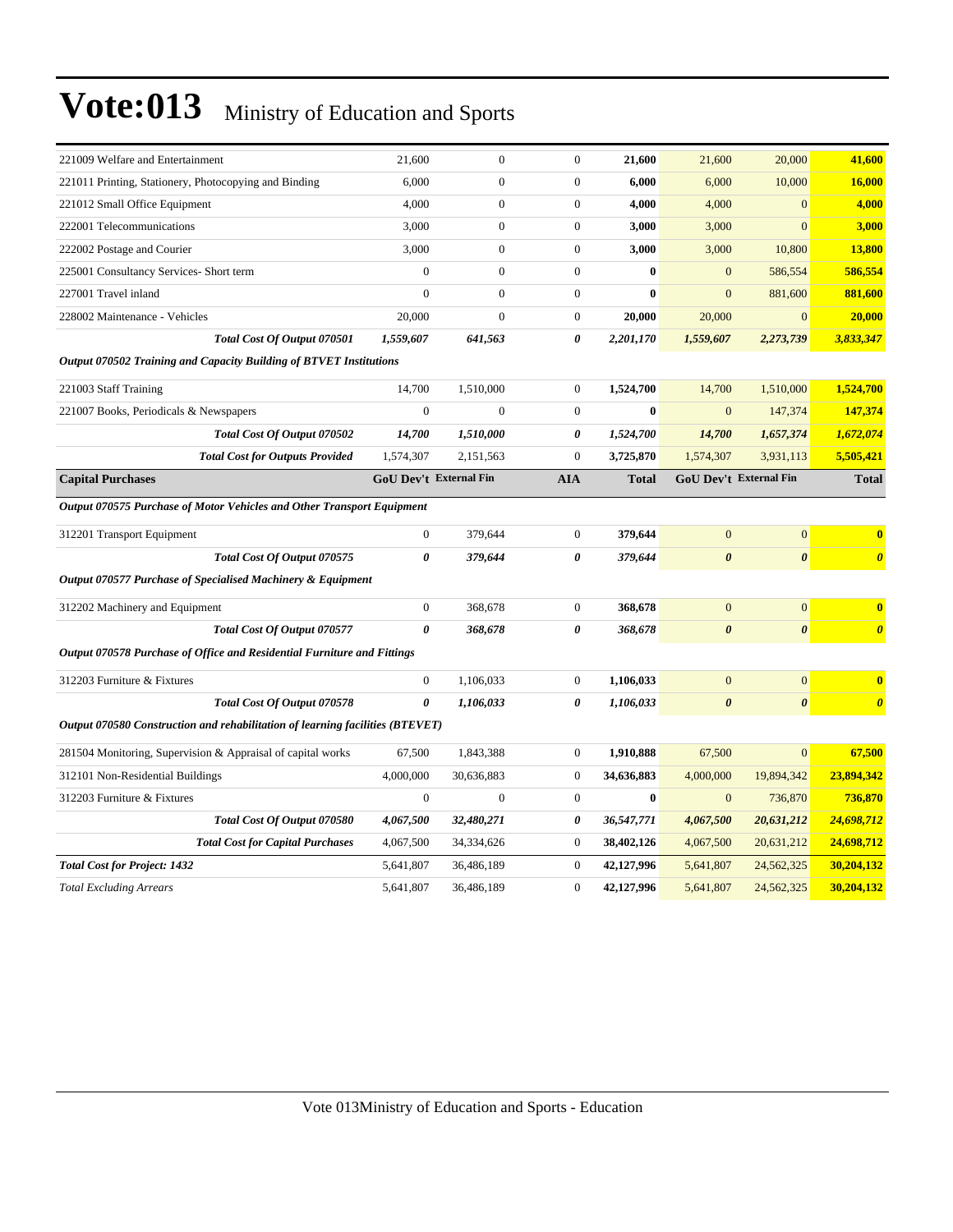# Vote:013 Ministry of Education and Sports

| | | | | | | | |
|---|---|---|---|---|---|---|---|
| 221009 Welfare and Entertainment | 21,600 | 0 | 0 | **21,600** | 21,600 | 20,000 | **41,600** |
| 221011 Printing, Stationery, Photocopying and Binding | 6,000 | 0 | 0 | **6,000** | 6,000 | 10,000 | **16,000** |
| 221012 Small Office Equipment | 4,000 | 0 | 0 | **4,000** | 4,000 | 0 | **4,000** |
| 222001 Telecommunications | 3,000 | 0 | 0 | **3,000** | 3,000 | 0 | **3,000** |
| 222002 Postage and Courier | 3,000 | 0 | 0 | **3,000** | 3,000 | 10,800 | **13,800** |
| 225001 Consultancy Services- Short term | 0 | 0 | 0 | **0** | 0 | 586,554 | **586,554** |
| 227001 Travel inland | 0 | 0 | 0 | **0** | 0 | 881,600 | **881,600** |
| 228002 Maintenance - Vehicles | 20,000 | 0 | 0 | **20,000** | 20,000 | 0 | **20,000** |
| ***Total Cost Of Output 070501*** | ***1,559,607*** | ***641,563*** | ***0*** | ***2,201,170*** | ***1,559,607*** | ***2,273,739*** | ***3,833,347*** |
| ***Output 070502 Training and Capacity Building of BTVET Institutions*** | | | | | | | |
| 221003 Staff Training | 14,700 | 1,510,000 | 0 | **1,524,700** | 14,700 | 1,510,000 | **1,524,700** |
| 221007 Books, Periodicals & Newspapers | 0 | 0 | 0 | **0** | 0 | 147,374 | **147,374** |
| ***Total Cost Of Output 070502*** | ***14,700*** | ***1,510,000*** | ***0*** | ***1,524,700*** | ***14,700*** | ***1,657,374*** | ***1,672,074*** |
| ***Total Cost for Outputs Provided*** | 1,574,307 | 2,151,563 | 0 | **3,725,870** | 1,574,307 | 3,931,113 | **5,505,421** |
| **Capital Purchases** | **GoU Dev't** | **External Fin** | **AIA** | **Total** | **GoU Dev't** | **External Fin** | **Total** |
| ***Output 070575 Purchase of Motor Vehicles and Other Transport Equipment*** | | | | | | | |
| 312201 Transport Equipment | 0 | 379,644 | 0 | **379,644** | 0 | 0 | **0** |
| ***Total Cost Of Output 070575*** | ***0*** | ***379,644*** | ***0*** | ***379,644*** | ***0*** | ***0*** | ***0*** |
| ***Output 070577 Purchase of Specialised Machinery & Equipment*** | | | | | | | |
| 312202 Machinery and Equipment | 0 | 368,678 | 0 | **368,678** | 0 | 0 | **0** |
| ***Total Cost Of Output 070577*** | ***0*** | ***368,678*** | ***0*** | ***368,678*** | ***0*** | ***0*** | ***0*** |
| ***Output 070578 Purchase of Office and Residential Furniture and Fittings*** | | | | | | | |
| 312203 Furniture & Fixtures | 0 | 1,106,033 | 0 | **1,106,033** | 0 | 0 | **0** |
| ***Total Cost Of Output 070578*** | ***0*** | ***1,106,033*** | ***0*** | ***1,106,033*** | ***0*** | ***0*** | ***0*** |
| ***Output 070580 Construction and rehabilitation of learning facilities (BTEVET)*** | | | | | | | |
| 281504 Monitoring, Supervision & Appraisal of capital works | 67,500 | 1,843,388 | 0 | **1,910,888** | 67,500 | 0 | **67,500** |
| 312101 Non-Residential Buildings | 4,000,000 | 30,636,883 | 0 | **34,636,883** | 4,000,000 | 19,894,342 | **23,894,342** |
| 312203 Furniture & Fixtures | 0 | 0 | 0 | **0** | 0 | 736,870 | **736,870** |
| ***Total Cost Of Output 070580*** | ***4,067,500*** | ***32,480,271*** | ***0*** | ***36,547,771*** | ***4,067,500*** | ***20,631,212*** | ***24,698,712*** |
| ***Total Cost for Capital Purchases*** | 4,067,500 | 34,334,626 | 0 | **38,402,126** | 4,067,500 | 20,631,212 | **24,698,712** |
| ***Total Cost for Project: 1432*** | 5,641,807 | 36,486,189 | 0 | **42,127,996** | 5,641,807 | 24,562,325 | **30,204,132** |
| *Total Excluding Arrears* | 5,641,807 | 36,486,189 | 0 | **42,127,996** | 5,641,807 | 24,562,325 | **30,204,132** |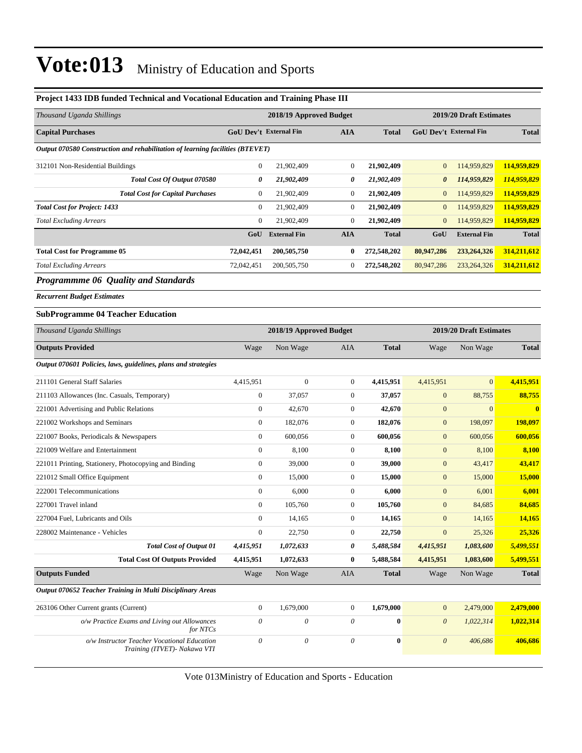# Vote:013 Ministry of Education and Sports

### Project 1433 IDB funded Technical and Vocational Education and Training Phase III

| *Thousand Uganda Shillings* | 2018/19 Approved Budget | | | | 2019/20 Draft Estimates | | |
|---|---|---|---|---|---|---|---|
| **Capital Purchases** | **GoU Dev't** | **External Fin** | **AIA** | **Total** | **GoU Dev't** | **External Fin** | **Total** |
| ***Output 070580 Construction and rehabilitation of learning facilities (BTEVET)*** | | | | | | | |
| 312101 Non-Residential Buildings | 0 | 21,902,409 | 0 | **21,902,409** | 0 | 114,959,829 | **114,959,829** |
| ***Total Cost Of Output 070580*** | ***0*** | ***21,902,409*** | ***0*** | ***21,902,409*** | ***0*** | ***114,959,829*** | ***114,959,829*** |
| ***Total Cost for Capital Purchases*** | 0 | 21,902,409 | 0 | **21,902,409** | 0 | 114,959,829 | **114,959,829** |
| ***Total Cost for Project: 1433*** | 0 | 21,902,409 | 0 | **21,902,409** | 0 | 114,959,829 | **114,959,829** |
| *Total Excluding Arrears* | 0 | 21,902,409 | 0 | **21,902,409** | 0 | 114,959,829 | **114,959,829** |
| | **GoU** | **External Fin** | **AIA** | **Total** | **GoU** | **External Fin** | **Total** |
| **Total Cost for Programme 05** | **72,042,451** | **200,505,750** | **0** | **272,548,202** | **80,947,286** | **233,264,326** | **314,211,612** |
| *Total Excluding Arrears* | 72,042,451 | 200,505,750 | 0 | 272,548,202 | 80,947,286 | 233,264,326 | 314,211,612 |

## *Programmme 06 Quality and Standards*

***Recurrent Budget Estimates***

### SubProgramme 04 Teacher Education

| *Thousand Uganda Shillings* | 2018/19 Approved Budget | | | | 2019/20 Draft Estimates | | |
|---|---|---|---|---|---|---|---|
| **Outputs Provided** | Wage | Non Wage | AIA | **Total** | Wage | Non Wage | **Total** |
| ***Output 070601 Policies, laws, guidelines, plans and strategies*** | | | | | | | |
| 211101 General Staff Salaries | 4,415,951 | 0 | 0 | **4,415,951** | 4,415,951 | 0 | **4,415,951** |
| 211103 Allowances (Inc. Casuals, Temporary) | 0 | 37,057 | 0 | **37,057** | 0 | 88,755 | **88,755** |
| 221001 Advertising and Public Relations | 0 | 42,670 | 0 | **42,670** | 0 | 0 | **0** |
| 221002 Workshops and Seminars | 0 | 182,076 | 0 | **182,076** | 0 | 198,097 | **198,097** |
| 221007 Books, Periodicals & Newspapers | 0 | 600,056 | 0 | **600,056** | 0 | 600,056 | **600,056** |
| 221009 Welfare and Entertainment | 0 | 8,100 | 0 | **8,100** | 0 | 8,100 | **8,100** |
| 221011 Printing, Stationery, Photocopying and Binding | 0 | 39,000 | 0 | **39,000** | 0 | 43,417 | **43,417** |
| 221012 Small Office Equipment | 0 | 15,000 | 0 | **15,000** | 0 | 15,000 | **15,000** |
| 222001 Telecommunications | 0 | 6,000 | 0 | **6,000** | 0 | 6,001 | **6,001** |
| 227001 Travel inland | 0 | 105,760 | 0 | **105,760** | 0 | 84,685 | **84,685** |
| 227004 Fuel, Lubricants and Oils | 0 | 14,165 | 0 | **14,165** | 0 | 14,165 | **14,165** |
| 228002 Maintenance - Vehicles | 0 | 22,750 | 0 | **22,750** | 0 | 25,326 | **25,326** |
| ***Total Cost of Output 01*** | ***4,415,951*** | ***1,072,633*** | ***0*** | ***5,488,584*** | ***4,415,951*** | ***1,083,600*** | ***5,499,551*** |
| **Total Cost Of Outputs Provided** | **4,415,951** | **1,072,633** | **0** | **5,488,584** | **4,415,951** | **1,083,600** | **5,499,551** |
| **Outputs Funded** | Wage | Non Wage | AIA | **Total** | Wage | Non Wage | **Total** |
| ***Output 070652 Teacher Training in Multi Disciplinary Areas*** | | | | | | | |
| 263106 Other Current grants (Current) | 0 | 1,679,000 | 0 | **1,679,000** | 0 | 2,479,000 | **2,479,000** |
| *o/w Practice Exams and Living out Allowances for NTCs* | *0* | *0* | *0* | **0** | *0* | *1,022,314* | **1,022,314** |
| *o/w Instructor Teacher Vocational Education Training (ITVET)- Nakawa VTI* | *0* | *0* | *0* | **0** | *0* | *406,686* | **406,686** |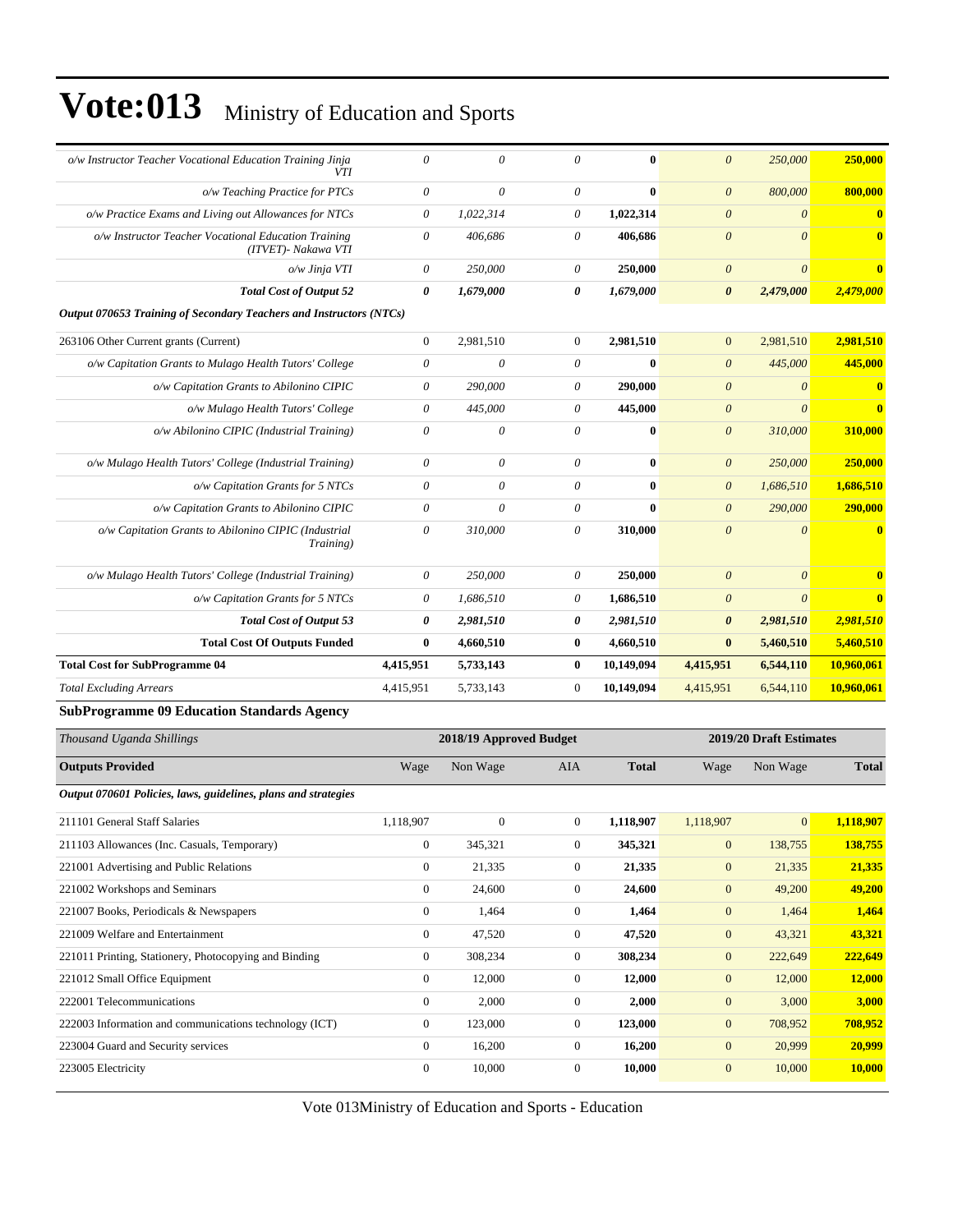| | | | | | | | |
|---|---|---|---|---|---|---|---|
| *o/w Instructor Teacher Vocational Education Training Jinja VTI* | *0* | *0* | *0* | **0** | *0* | *250,000* | **250,000** |
| *o/w Teaching Practice for PTCs* | *0* | *0* | *0* | **0** | *0* | *800,000* | **800,000** |
| *o/w Practice Exams and Living out Allowances for NTCs* | *0* | *1,022,314* | *0* | **1,022,314** | *0* | *0* | **0** |
| *o/w Instructor Teacher Vocational Education Training (ITVET)- Nakawa VTI* | *0* | *406,686* | *0* | **406,686** | *0* | *0* | **0** |
| *o/w Jinja VTI* | *0* | *250,000* | *0* | **250,000** | *0* | *0* | **0** |
| ***Total Cost of Output 52*** | ***0*** | ***1,679,000*** | ***0*** | ***1,679,000*** | ***0*** | ***2,479,000*** | ***2,479,000*** |
| ***Output 070653 Training of Secondary Teachers and Instructors (NTCs)*** | | | | | | | |
| 263106 Other Current grants (Current) | 0 | 2,981,510 | 0 | **2,981,510** | 0 | 2,981,510 | **2,981,510** |
| *o/w Capitation Grants to Mulago Health Tutors' College* | *0* | *0* | *0* | **0** | *0* | *445,000* | **445,000** |
| *o/w Capitation Grants to Abilonino CIPIC* | *0* | *290,000* | *0* | **290,000** | *0* | *0* | **0** |
| *o/w Mulago Health Tutors' College* | *0* | *445,000* | *0* | **445,000** | *0* | *0* | **0** |
| *o/w Abilonino CIPIC (Industrial Training)* | *0* | *0* | *0* | **0** | *0* | *310,000* | **310,000** |
| *o/w Mulago Health Tutors' College (Industrial Training)* | *0* | *0* | *0* | **0** | *0* | *250,000* | **250,000** |
| *o/w Capitation Grants for 5 NTCs* | *0* | *0* | *0* | **0** | *0* | *1,686,510* | **1,686,510** |
| *o/w Capitation Grants to Abilonino CIPIC* | *0* | *0* | *0* | **0** | *0* | *290,000* | **290,000** |
| *o/w Capitation Grants to Abilonino CIPIC (Industrial Training)* | *0* | *310,000* | *0* | **310,000** | *0* | *0* | **0** |
| *o/w Mulago Health Tutors' College (Industrial Training)* | *0* | *250,000* | *0* | **250,000** | *0* | *0* | **0** |
| *o/w Capitation Grants for 5 NTCs* | *0* | *1,686,510* | *0* | **1,686,510** | *0* | *0* | **0** |
| ***Total Cost of Output 53*** | ***0*** | ***2,981,510*** | ***0*** | ***2,981,510*** | ***0*** | ***2,981,510*** | ***2,981,510*** |
| **Total Cost Of Outputs Funded** | **0** | **4,660,510** | **0** | **4,660,510** | **0** | **5,460,510** | **5,460,510** |
| **Total Cost for SubProgramme 04** | **4,415,951** | **5,733,143** | **0** | **10,149,094** | **4,415,951** | **6,544,110** | **10,960,061** |
| *Total Excluding Arrears* | 4,415,951 | 5,733,143 | 0 | **10,149,094** | 4,415,951 | 6,544,110 | **10,960,061** |

### SubProgramme 09 Education Standards Agency

| *Thousand Uganda Shillings* | 2018/19 Approved Budget | | | | 2019/20 Draft Estimates | | |
|---|---|---|---|---|---|---|---|
| **Outputs Provided** | Wage | Non Wage | AIA | **Total** | Wage | Non Wage | **Total** |
| ***Output 070601 Policies, laws, guidelines, plans and strategies*** | | | | | | | |
| 211101 General Staff Salaries | 1,118,907 | 0 | 0 | **1,118,907** | 1,118,907 | 0 | **1,118,907** |
| 211103 Allowances (Inc. Casuals, Temporary) | 0 | 345,321 | 0 | **345,321** | 0 | 138,755 | **138,755** |
| 221001 Advertising and Public Relations | 0 | 21,335 | 0 | **21,335** | 0 | 21,335 | **21,335** |
| 221002 Workshops and Seminars | 0 | 24,600 | 0 | **24,600** | 0 | 49,200 | **49,200** |
| 221007 Books, Periodicals & Newspapers | 0 | 1,464 | 0 | **1,464** | 0 | 1,464 | **1,464** |
| 221009 Welfare and Entertainment | 0 | 47,520 | 0 | **47,520** | 0 | 43,321 | **43,321** |
| 221011 Printing, Stationery, Photocopying and Binding | 0 | 308,234 | 0 | **308,234** | 0 | 222,649 | **222,649** |
| 221012 Small Office Equipment | 0 | 12,000 | 0 | **12,000** | 0 | 12,000 | **12,000** |
| 222001 Telecommunications | 0 | 2,000 | 0 | **2,000** | 0 | 3,000 | **3,000** |
| 222003 Information and communications technology (ICT) | 0 | 123,000 | 0 | **123,000** | 0 | 708,952 | **708,952** |
| 223004 Guard and Security services | 0 | 16,200 | 0 | **16,200** | 0 | 20,999 | **20,999** |
| 223005 Electricity | 0 | 10,000 | 0 | **10,000** | 0 | 10,000 | **10,000** |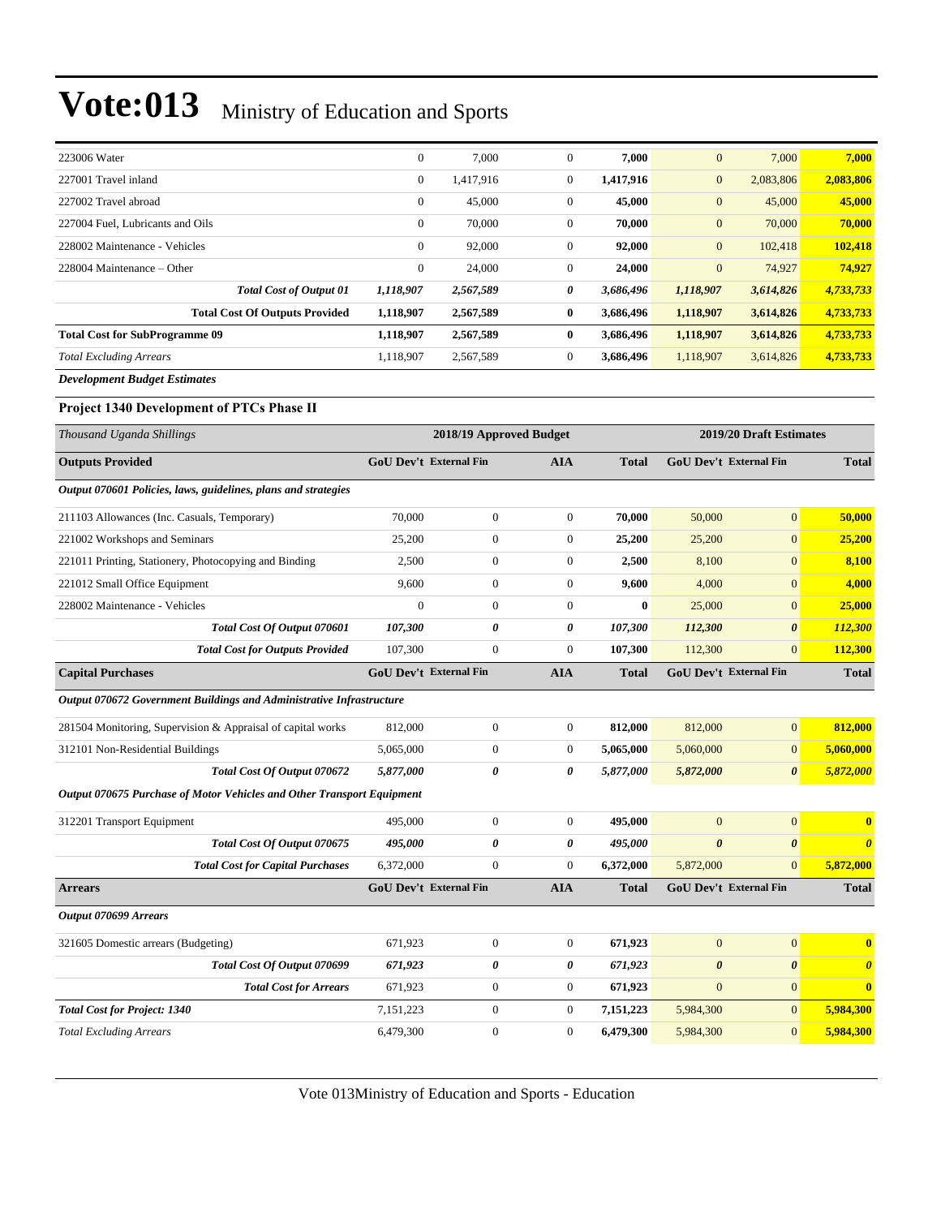# Vote:013 Ministry of Education and Sports

| | | | | | | | |
|---|---|---|---|---|---|---|---|
| 223006 Water | 0 | 7,000 | 0 | **7,000** | 0 | 7,000 | **7,000** |
| 227001 Travel inland | 0 | 1,417,916 | 0 | **1,417,916** | 0 | 2,083,806 | **2,083,806** |
| 227002 Travel abroad | 0 | 45,000 | 0 | **45,000** | 0 | 45,000 | **45,000** |
| 227004 Fuel, Lubricants and Oils | 0 | 70,000 | 0 | **70,000** | 0 | 70,000 | **70,000** |
| 228002 Maintenance - Vehicles | 0 | 92,000 | 0 | **92,000** | 0 | 102,418 | **102,418** |
| 228004 Maintenance – Other | 0 | 24,000 | 0 | **24,000** | 0 | 74,927 | **74,927** |
| ***Total Cost of Output 01*** | ***1,118,907*** | ***2,567,589*** | ***0*** | ***3,686,496*** | ***1,118,907*** | ***3,614,826*** | ***4,733,733*** |
| **Total Cost Of Outputs Provided** | **1,118,907** | **2,567,589** | **0** | **3,686,496** | **1,118,907** | **3,614,826** | **4,733,733** |
| **Total Cost for SubProgramme 09** | **1,118,907** | **2,567,589** | **0** | **3,686,496** | **1,118,907** | **3,614,826** | **4,733,733** |
| *Total Excluding Arrears* | 1,118,907 | 2,567,589 | 0 | **3,686,496** | 1,118,907 | 3,614,826 | **4,733,733** |

***Development Budget Estimates***

**Project 1340 Development of PTCs Phase II**

| *Thousand Uganda Shillings* | 2018/19 Approved Budget | | | | 2019/20 Draft Estimates | | |
|---|---|---|---|---|---|---|---|
| **Outputs Provided** | **GoU Dev't** | **External Fin** | **AIA** | **Total** | **GoU Dev't** | **External Fin** | **Total** |
| ***Output 070601 Policies, laws, guidelines, plans and strategies*** | | | | | | | |
| 211103 Allowances (Inc. Casuals, Temporary) | 70,000 | 0 | 0 | **70,000** | 50,000 | 0 | **50,000** |
| 221002 Workshops and Seminars | 25,200 | 0 | 0 | **25,200** | 25,200 | 0 | **25,200** |
| 221011 Printing, Stationery, Photocopying and Binding | 2,500 | 0 | 0 | **2,500** | 8,100 | 0 | **8,100** |
| 221012 Small Office Equipment | 9,600 | 0 | 0 | **9,600** | 4,000 | 0 | **4,000** |
| 228002 Maintenance - Vehicles | 0 | 0 | 0 | **0** | 25,000 | 0 | **25,000** |
| ***Total Cost Of Output 070601*** | ***107,300*** | ***0*** | ***0*** | ***107,300*** | ***112,300*** | ***0*** | ***112,300*** |
| ***Total Cost for Outputs Provided*** | 107,300 | 0 | 0 | **107,300** | 112,300 | 0 | **112,300** |
| **Capital Purchases** | **GoU Dev't** | **External Fin** | **AIA** | **Total** | **GoU Dev't** | **External Fin** | **Total** |
| ***Output 070672 Government Buildings and Administrative Infrastructure*** | | | | | | | |
| 281504 Monitoring, Supervision & Appraisal of capital works | 812,000 | 0 | 0 | **812,000** | 812,000 | 0 | **812,000** |
| 312101 Non-Residential Buildings | 5,065,000 | 0 | 0 | **5,065,000** | 5,060,000 | 0 | **5,060,000** |
| ***Total Cost Of Output 070672*** | ***5,877,000*** | ***0*** | ***0*** | ***5,877,000*** | ***5,872,000*** | ***0*** | ***5,872,000*** |
| ***Output 070675 Purchase of Motor Vehicles and Other Transport Equipment*** | | | | | | | |
| 312201 Transport Equipment | 495,000 | 0 | 0 | **495,000** | 0 | 0 | **0** |
| ***Total Cost Of Output 070675*** | ***495,000*** | ***0*** | ***0*** | ***495,000*** | ***0*** | ***0*** | ***0*** |
| ***Total Cost for Capital Purchases*** | 6,372,000 | 0 | 0 | **6,372,000** | 5,872,000 | 0 | **5,872,000** |
| **Arrears** | **GoU Dev't** | **External Fin** | **AIA** | **Total** | **GoU Dev't** | **External Fin** | **Total** |
| ***Output 070699 Arrears*** | | | | | | | |
| 321605 Domestic arrears (Budgeting) | 671,923 | 0 | 0 | **671,923** | 0 | 0 | **0** |
| ***Total Cost Of Output 070699*** | ***671,923*** | ***0*** | ***0*** | ***671,923*** | ***0*** | ***0*** | ***0*** |
| ***Total Cost for Arrears*** | 671,923 | 0 | 0 | **671,923** | 0 | 0 | **0** |
| ***Total Cost for Project: 1340*** | 7,151,223 | 0 | 0 | **7,151,223** | 5,984,300 | 0 | **5,984,300** |
| *Total Excluding Arrears* | 6,479,300 | 0 | 0 | **6,479,300** | 5,984,300 | 0 | **5,984,300** |

Vote 013Ministry of Education and Sports - Education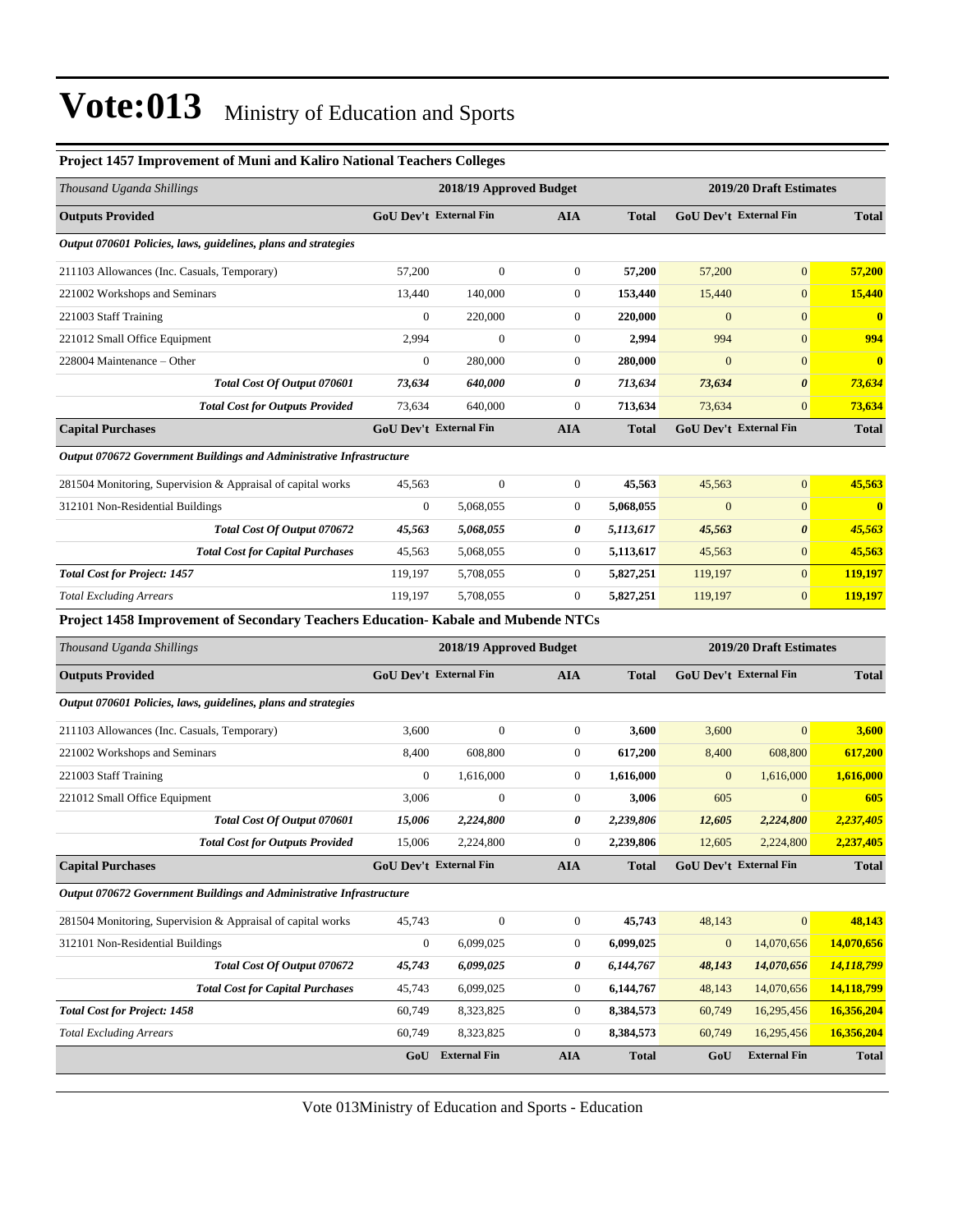# Vote:013 Ministry of Education and Sports

### Project 1457 Improvement of Muni and Kaliro National Teachers Colleges

| *Thousand Uganda Shillings* | 2018/19 Approved Budget | | | | 2019/20 Draft Estimates | | |
|---|---|---|---|---|---|---|---|
| **Outputs Provided** | **GoU Dev't** | **External Fin** | **AIA** | **Total** | **GoU Dev't** | **External Fin** | **Total** |
| ***Output 070601 Policies, laws, guidelines, plans and strategies*** | | | | | | | |
| 211103 Allowances (Inc. Casuals, Temporary) | 57,200 | 0 | 0 | **57,200** | 57,200 | 0 | **57,200** |
| 221002 Workshops and Seminars | 13,440 | 140,000 | 0 | **153,440** | 15,440 | 0 | **15,440** |
| 221003 Staff Training | 0 | 220,000 | 0 | **220,000** | 0 | 0 | **0** |
| 221012 Small Office Equipment | 2,994 | 0 | 0 | **2,994** | 994 | 0 | **994** |
| 228004 Maintenance – Other | 0 | 280,000 | 0 | **280,000** | 0 | 0 | **0** |
| ***Total Cost Of Output 070601*** | ***73,634*** | ***640,000*** | ***0*** | ***713,634*** | ***73,634*** | ***0*** | ***73,634*** |
| ***Total Cost for Outputs Provided*** | 73,634 | 640,000 | 0 | **713,634** | 73,634 | 0 | **73,634** |
| **Capital Purchases** | **GoU Dev't** | **External Fin** | **AIA** | **Total** | **GoU Dev't** | **External Fin** | **Total** |
| ***Output 070672 Government Buildings and Administrative Infrastructure*** | | | | | | | |
| 281504 Monitoring, Supervision & Appraisal of capital works | 45,563 | 0 | 0 | **45,563** | 45,563 | 0 | **45,563** |
| 312101 Non-Residential Buildings | 0 | 5,068,055 | 0 | **5,068,055** | 0 | 0 | **0** |
| ***Total Cost Of Output 070672*** | ***45,563*** | ***5,068,055*** | ***0*** | ***5,113,617*** | ***45,563*** | ***0*** | ***45,563*** |
| ***Total Cost for Capital Purchases*** | 45,563 | 5,068,055 | 0 | **5,113,617** | 45,563 | 0 | **45,563** |
| ***Total Cost for Project: 1457*** | 119,197 | 5,708,055 | 0 | **5,827,251** | 119,197 | 0 | **119,197** |
| *Total Excluding Arrears* | 119,197 | 5,708,055 | 0 | **5,827,251** | 119,197 | 0 | **119,197** |

### Project 1458 Improvement of Secondary Teachers Education- Kabale and Mubende NTCs

| *Thousand Uganda Shillings* | 2018/19 Approved Budget | | | | 2019/20 Draft Estimates | | |
|---|---|---|---|---|---|---|---|
| **Outputs Provided** | **GoU Dev't** | **External Fin** | **AIA** | **Total** | **GoU Dev't** | **External Fin** | **Total** |
| ***Output 070601 Policies, laws, guidelines, plans and strategies*** | | | | | | | |
| 211103 Allowances (Inc. Casuals, Temporary) | 3,600 | 0 | 0 | **3,600** | 3,600 | 0 | **3,600** |
| 221002 Workshops and Seminars | 8,400 | 608,800 | 0 | **617,200** | 8,400 | 608,800 | **617,200** |
| 221003 Staff Training | 0 | 1,616,000 | 0 | **1,616,000** | 0 | 1,616,000 | **1,616,000** |
| 221012 Small Office Equipment | 3,006 | 0 | 0 | **3,006** | 605 | 0 | **605** |
| ***Total Cost Of Output 070601*** | ***15,006*** | ***2,224,800*** | ***0*** | ***2,239,806*** | ***12,605*** | ***2,224,800*** | ***2,237,405*** |
| ***Total Cost for Outputs Provided*** | 15,006 | 2,224,800 | 0 | **2,239,806** | 12,605 | 2,224,800 | **2,237,405** |
| **Capital Purchases** | **GoU Dev't** | **External Fin** | **AIA** | **Total** | **GoU Dev't** | **External Fin** | **Total** |
| ***Output 070672 Government Buildings and Administrative Infrastructure*** | | | | | | | |
| 281504 Monitoring, Supervision & Appraisal of capital works | 45,743 | 0 | 0 | **45,743** | 48,143 | 0 | **48,143** |
| 312101 Non-Residential Buildings | 0 | 6,099,025 | 0 | **6,099,025** | 0 | 14,070,656 | **14,070,656** |
| ***Total Cost Of Output 070672*** | ***45,743*** | ***6,099,025*** | ***0*** | ***6,144,767*** | ***48,143*** | ***14,070,656*** | ***14,118,799*** |
| ***Total Cost for Capital Purchases*** | 45,743 | 6,099,025 | 0 | **6,144,767** | 48,143 | 14,070,656 | **14,118,799** |
| ***Total Cost for Project: 1458*** | 60,749 | 8,323,825 | 0 | **8,384,573** | 60,749 | 16,295,456 | **16,356,204** |
| *Total Excluding Arrears* | 60,749 | 8,323,825 | 0 | **8,384,573** | 60,749 | 16,295,456 | **16,356,204** |
| | **GoU** | **External Fin** | **AIA** | **Total** | **GoU** | **External Fin** | **Total** |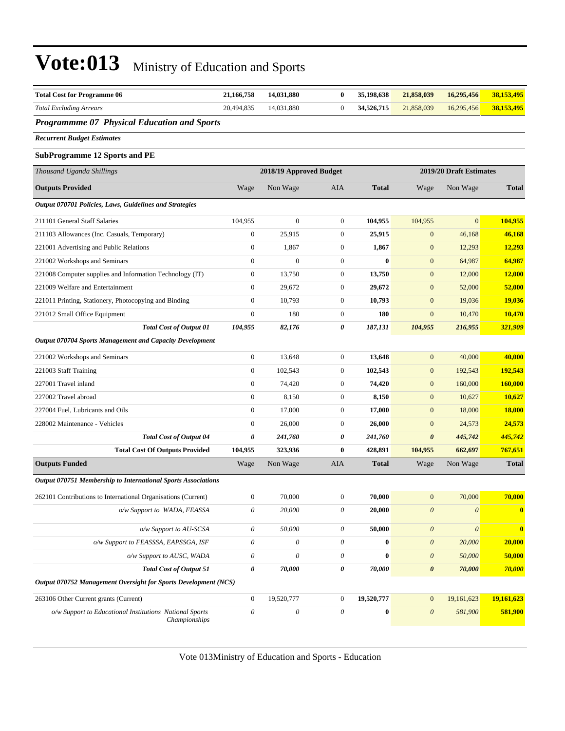# Vote:013 Ministry of Education and Sports

| | | | | | | | |
|---|---|---|---|---|---|---|---|
| **Total Cost for Programme 06** | **21,166,758** | **14,031,880** | **0** | **35,198,638** | **21,858,039** | **16,295,456** | **38,153,495** |
| *Total Excluding Arrears* | 20,494,835 | 14,031,880 | 0 | **34,526,715** | 21,858,039 | 16,295,456 | **38,153,495** |

## *Programmme 07 Physical Education and Sports*

***Recurrent Budget Estimates***

### SubProgramme 12 Sports and PE

| *Thousand Uganda Shillings* | | **2018/19 Approved Budget** | | | | **2019/20 Draft Estimates** | |
|---|---|---|---|---|---|---|---|
| **Outputs Provided** | Wage | Non Wage | AIA | **Total** | Wage | Non Wage | **Total** |
| ***Output 070701 Policies, Laws, Guidelines and Strategies*** | | | | | | | |
| 211101 General Staff Salaries | 104,955 | 0 | 0 | **104,955** | 104,955 | 0 | **104,955** |
| 211103 Allowances (Inc. Casuals, Temporary) | 0 | 25,915 | 0 | **25,915** | 0 | 46,168 | **46,168** |
| 221001 Advertising and Public Relations | 0 | 1,867 | 0 | **1,867** | 0 | 12,293 | **12,293** |
| 221002 Workshops and Seminars | 0 | 0 | 0 | **0** | 0 | 64,987 | **64,987** |
| 221008 Computer supplies and Information Technology (IT) | 0 | 13,750 | 0 | **13,750** | 0 | 12,000 | **12,000** |
| 221009 Welfare and Entertainment | 0 | 29,672 | 0 | **29,672** | 0 | 52,000 | **52,000** |
| 221011 Printing, Stationery, Photocopying and Binding | 0 | 10,793 | 0 | **10,793** | 0 | 19,036 | **19,036** |
| 221012 Small Office Equipment | 0 | 180 | 0 | **180** | 0 | 10,470 | **10,470** |
| ***Total Cost of Output 01*** | ***104,955*** | ***82,176*** | ***0*** | ***187,131*** | ***104,955*** | ***216,955*** | ***321,909*** |
| ***Output 070704 Sports Management and Capacity Development*** | | | | | | | |
| 221002 Workshops and Seminars | 0 | 13,648 | 0 | **13,648** | 0 | 40,000 | **40,000** |
| 221003 Staff Training | 0 | 102,543 | 0 | **102,543** | 0 | 192,543 | **192,543** |
| 227001 Travel inland | 0 | 74,420 | 0 | **74,420** | 0 | 160,000 | **160,000** |
| 227002 Travel abroad | 0 | 8,150 | 0 | **8,150** | 0 | 10,627 | **10,627** |
| 227004 Fuel, Lubricants and Oils | 0 | 17,000 | 0 | **17,000** | 0 | 18,000 | **18,000** |
| 228002 Maintenance - Vehicles | 0 | 26,000 | 0 | **26,000** | 0 | 24,573 | **24,573** |
| ***Total Cost of Output 04*** | ***0*** | ***241,760*** | ***0*** | ***241,760*** | ***0*** | ***445,742*** | ***445,742*** |
| **Total Cost Of Outputs Provided** | **104,955** | **323,936** | **0** | **428,891** | **104,955** | **662,697** | **767,651** |
| **Outputs Funded** | Wage | Non Wage | AIA | **Total** | Wage | Non Wage | **Total** |
| ***Output 070751 Membership to International Sports Associations*** | | | | | | | |
| 262101 Contributions to International Organisations (Current) | 0 | 70,000 | 0 | **70,000** | 0 | 70,000 | **70,000** |
| *o/w Support to WADA, FEASSA* | *0* | *20,000* | *0* | **20,000** | *0* | *0* | **0** |
| *o/w Support to AU-SCSA* | *0* | *50,000* | *0* | **50,000** | *0* | *0* | **0** |
| *o/w Support to FEASSSA, EAPSSGA, ISF* | *0* | *0* | *0* | **0** | *0* | *20,000* | **20,000** |
| *o/w Support to AUSC, WADA* | *0* | *0* | *0* | **0** | *0* | *50,000* | **50,000** |
| ***Total Cost of Output 51*** | ***0*** | ***70,000*** | ***0*** | ***70,000*** | ***0*** | ***70,000*** | ***70,000*** |
| ***Output 070752 Management Oversight for Sports Development (NCS)*** | | | | | | | |
| 263106 Other Current grants (Current) | 0 | 19,520,777 | 0 | **19,520,777** | 0 | 19,161,623 | **19,161,623** |
| *o/w Support to Educational Institutions National Sports Championships* | *0* | *0* | *0* | **0** | *0* | *581,900* | **581,900** |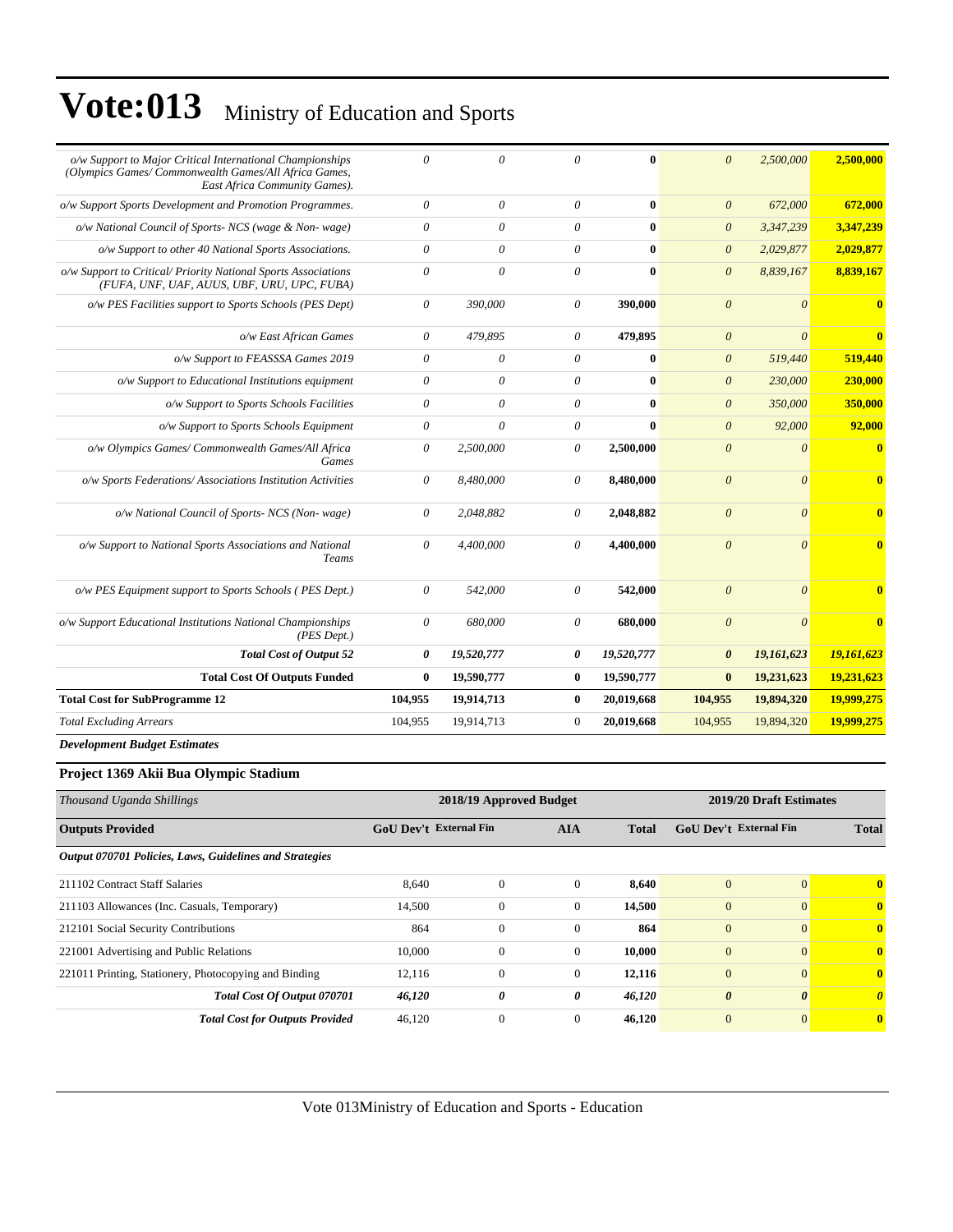# Vote:013 Ministry of Education and Sports

| | | | | | | | |
|---|---|---|---|---|---|---|---|
| *o/w Support to Major Critical International Championships (Olympics Games/ Commonwealth Games/All Africa Games, East Africa Community Games).* | *0* | *0* | *0* | **0** | *0* | *2,500,000* | **2,500,000** |
| *o/w Support Sports Development and Promotion Programmes.* | *0* | *0* | *0* | **0** | *0* | *672,000* | **672,000** |
| *o/w National Council of Sports- NCS (wage & Non- wage)* | *0* | *0* | *0* | **0** | *0* | *3,347,239* | **3,347,239** |
| *o/w Support to other 40 National Sports Associations.* | *0* | *0* | *0* | **0** | *0* | *2,029,877* | **2,029,877** |
| *o/w Support to Critical/ Priority National Sports Associations (FUFA, UNF, UAF, AUUS, UBF, URU, UPC, FUBA)* | *0* | *0* | *0* | **0** | *0* | *8,839,167* | **8,839,167** |
| *o/w PES Facilities support to Sports Schools (PES Dept)* | *0* | *390,000* | *0* | **390,000** | *0* | *0* | **0** |
| *o/w East African Games* | *0* | *479,895* | *0* | **479,895** | *0* | *0* | **0** |
| *o/w Support to FEASSSA Games 2019* | *0* | *0* | *0* | **0** | *0* | *519,440* | **519,440** |
| *o/w Support to Educational Institutions equipment* | *0* | *0* | *0* | **0** | *0* | *230,000* | **230,000** |
| *o/w Support to Sports Schools Facilities* | *0* | *0* | *0* | **0** | *0* | *350,000* | **350,000** |
| *o/w Support to Sports Schools Equipment* | *0* | *0* | *0* | **0** | *0* | *92,000* | **92,000** |
| *o/w Olympics Games/ Commonwealth Games/All Africa Games* | *0* | *2,500,000* | *0* | **2,500,000** | *0* | *0* | **0** |
| *o/w Sports Federations/ Associations Institution Activities* | *0* | *8,480,000* | *0* | **8,480,000** | *0* | *0* | **0** |
| *o/w National Council of Sports- NCS (Non- wage)* | *0* | *2,048,882* | *0* | **2,048,882** | *0* | *0* | **0** |
| *o/w Support to National Sports Associations and National Teams* | *0* | *4,400,000* | *0* | **4,400,000** | *0* | *0* | **0** |
| *o/w PES Equipment support to Sports Schools ( PES Dept.)* | *0* | *542,000* | *0* | **542,000** | *0* | *0* | **0** |
| *o/w Support Educational Institutions National Championships (PES Dept.)* | *0* | *680,000* | *0* | **680,000** | *0* | *0* | **0** |
| ***Total Cost of Output 52*** | ***0*** | ***19,520,777*** | ***0*** | ***19,520,777*** | ***0*** | ***19,161,623*** | ***19,161,623*** |
| **Total Cost Of Outputs Funded** | **0** | **19,590,777** | **0** | **19,590,777** | **0** | **19,231,623** | **19,231,623** |
| **Total Cost for SubProgramme 12** | **104,955** | **19,914,713** | **0** | **20,019,668** | **104,955** | **19,894,320** | **19,999,275** |
| *Total Excluding Arrears* | 104,955 | 19,914,713 | 0 | **20,019,668** | 104,955 | 19,894,320 | **19,999,275** |

***Development Budget Estimates***

### Project 1369 Akii Bua Olympic Stadium

| *Thousand Uganda Shillings* | 2018/19 Approved Budget | | | | 2019/20 Draft Estimates | | |
|---|---|---|---|---|---|---|---|
| **Outputs Provided** | **GoU Dev't** | **External Fin** | **AIA** | **Total** | **GoU Dev't** | **External Fin** | **Total** |
| ***Output 070701 Policies, Laws, Guidelines and Strategies*** | | | | | | | |
| 211102 Contract Staff Salaries | 8,640 | 0 | 0 | **8,640** | 0 | 0 | **0** |
| 211103 Allowances (Inc. Casuals, Temporary) | 14,500 | 0 | 0 | **14,500** | 0 | 0 | **0** |
| 212101 Social Security Contributions | 864 | 0 | 0 | **864** | 0 | 0 | **0** |
| 221001 Advertising and Public Relations | 10,000 | 0 | 0 | **10,000** | 0 | 0 | **0** |
| 221011 Printing, Stationery, Photocopying and Binding | 12,116 | 0 | 0 | **12,116** | 0 | 0 | **0** |
| ***Total Cost Of Output 070701*** | ***46,120*** | ***0*** | ***0*** | ***46,120*** | ***0*** | ***0*** | ***0*** |
| ***Total Cost for Outputs Provided*** | 46,120 | 0 | 0 | **46,120** | 0 | 0 | **0** |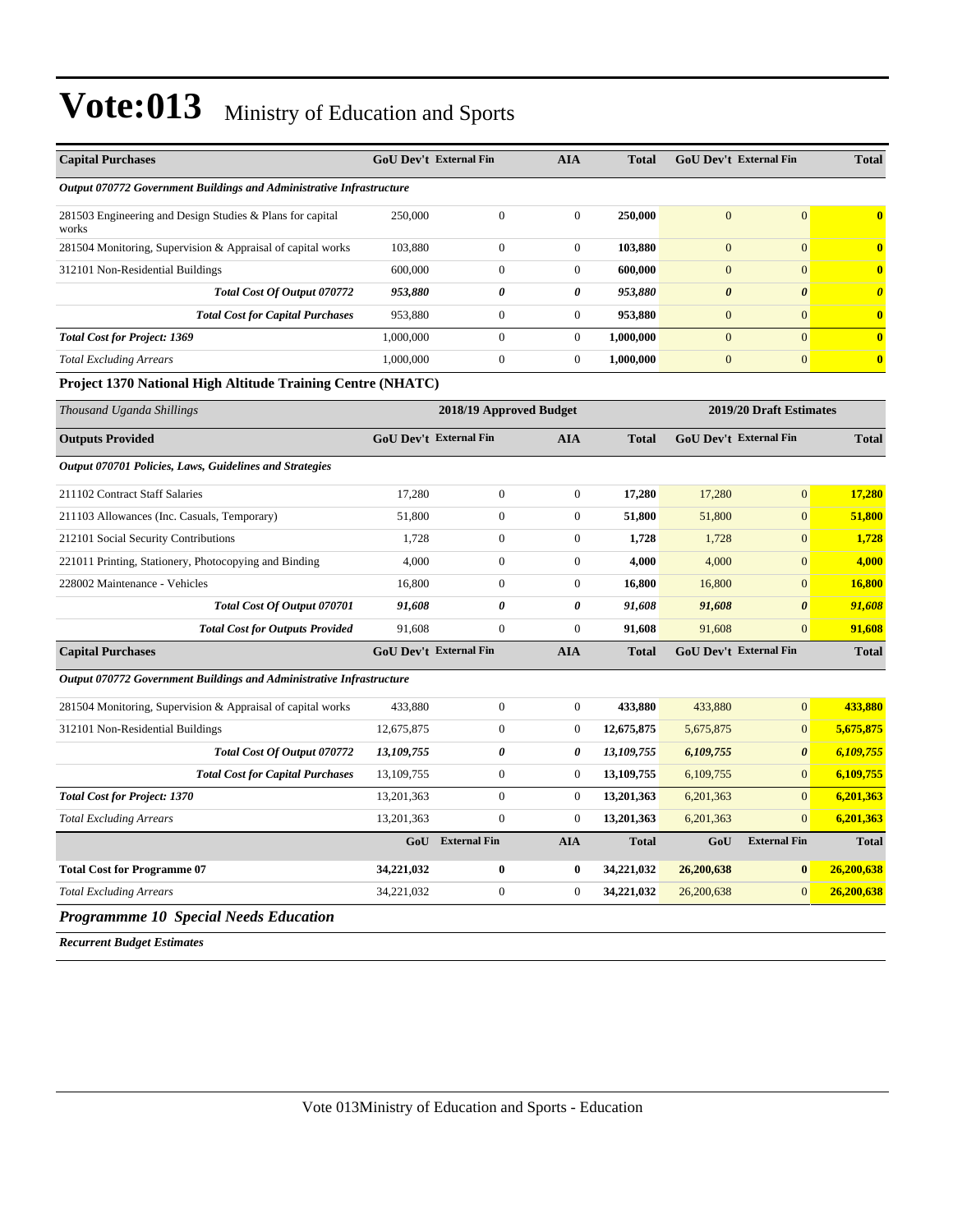# Vote:013 Ministry of Education and Sports

| Capital Purchases | GoU Dev't | External Fin | AIA | Total | GoU Dev't | External Fin | Total |
|---|---|---|---|---|---|---|---|
| *Output 070772 Government Buildings and Administrative Infrastructure* | | | | | | | |
| 281503 Engineering and Design Studies & Plans for capital works | 250,000 | 0 | 0 | **250,000** | 0 | 0 | **0** |
| 281504 Monitoring, Supervision & Appraisal of capital works | 103,880 | 0 | 0 | **103,880** | 0 | 0 | **0** |
| 312101 Non-Residential Buildings | 600,000 | 0 | 0 | **600,000** | 0 | 0 | **0** |
| ***Total Cost Of Output 070772*** | ***953,880*** | ***0*** | ***0*** | ***953,880*** | ***0*** | ***0*** | ***0*** |
| ***Total Cost for Capital Purchases*** | 953,880 | 0 | 0 | **953,880** | 0 | 0 | **0** |
| ***Total Cost for Project: 1369*** | 1,000,000 | 0 | 0 | **1,000,000** | 0 | 0 | **0** |
| *Total Excluding Arrears* | 1,000,000 | 0 | 0 | **1,000,000** | 0 | 0 | **0** |

**Project 1370 National High Altitude Training Centre (NHATC)**

| *Thousand Uganda Shillings* | 2018/19 Approved Budget | | | | 2019/20 Draft Estimates | | |
|---|---|---|---|---|---|---|---|
| **Outputs Provided** | **GoU Dev't** | **External Fin** | **AIA** | **Total** | **GoU Dev't** | **External Fin** | **Total** |
| *Output 070701 Policies, Laws, Guidelines and Strategies* | | | | | | | |
| 211102 Contract Staff Salaries | 17,280 | 0 | 0 | **17,280** | 17,280 | 0 | **17,280** |
| 211103 Allowances (Inc. Casuals, Temporary) | 51,800 | 0 | 0 | **51,800** | 51,800 | 0 | **51,800** |
| 212101 Social Security Contributions | 1,728 | 0 | 0 | **1,728** | 1,728 | 0 | **1,728** |
| 221011 Printing, Stationery, Photocopying and Binding | 4,000 | 0 | 0 | **4,000** | 4,000 | 0 | **4,000** |
| 228002 Maintenance - Vehicles | 16,800 | 0 | 0 | **16,800** | 16,800 | 0 | **16,800** |
| ***Total Cost Of Output 070701*** | ***91,608*** | ***0*** | ***0*** | ***91,608*** | ***91,608*** | ***0*** | ***91,608*** |
| ***Total Cost for Outputs Provided*** | 91,608 | 0 | 0 | **91,608** | 91,608 | 0 | **91,608** |
| **Capital Purchases** | **GoU Dev't** | **External Fin** | **AIA** | **Total** | **GoU Dev't** | **External Fin** | **Total** |
| *Output 070772 Government Buildings and Administrative Infrastructure* | | | | | | | |
| 281504 Monitoring, Supervision & Appraisal of capital works | 433,880 | 0 | 0 | **433,880** | 433,880 | 0 | **433,880** |
| 312101 Non-Residential Buildings | 12,675,875 | 0 | 0 | **12,675,875** | 5,675,875 | 0 | **5,675,875** |
| ***Total Cost Of Output 070772*** | ***13,109,755*** | ***0*** | ***0*** | ***13,109,755*** | ***6,109,755*** | ***0*** | ***6,109,755*** |
| ***Total Cost for Capital Purchases*** | 13,109,755 | 0 | 0 | **13,109,755** | 6,109,755 | 0 | **6,109,755** |
| ***Total Cost for Project: 1370*** | 13,201,363 | 0 | 0 | **13,201,363** | 6,201,363 | 0 | **6,201,363** |
| *Total Excluding Arrears* | 13,201,363 | 0 | 0 | **13,201,363** | 6,201,363 | 0 | **6,201,363** |
| | **GoU** | **External Fin** | **AIA** | **Total** | **GoU** | **External Fin** | **Total** |
| **Total Cost for Programme 07** | **34,221,032** | **0** | **0** | **34,221,032** | **26,200,638** | **0** | **26,200,638** |
| *Total Excluding Arrears* | 34,221,032 | 0 | 0 | **34,221,032** | 26,200,638 | 0 | **26,200,638** |

## *Programmme 10 Special Needs Education*

***Recurrent Budget Estimates***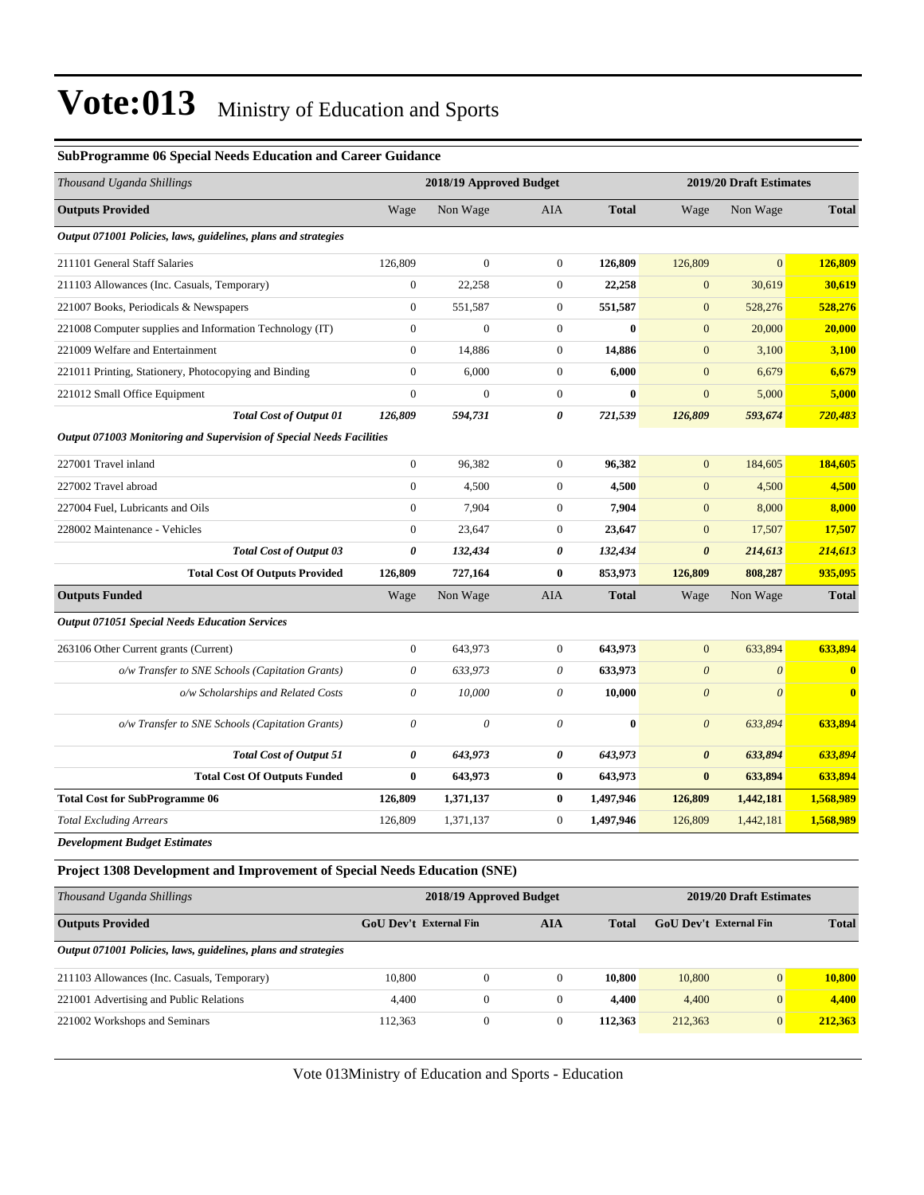# Vote:013 Ministry of Education and Sports

### SubProgramme 06 Special Needs Education and Career Guidance

| *Thousand Uganda Shillings* | 2018/19 Approved Budget | | | | 2019/20 Draft Estimates | | |
|---|---|---|---|---|---|---|---|
| **Outputs Provided** | Wage | Non Wage | AIA | **Total** | Wage | Non Wage | **Total** |
| ***Output 071001 Policies, laws, guidelines, plans and strategies*** | | | | | | | |
| 211101 General Staff Salaries | 126,809 | 0 | 0 | **126,809** | 126,809 | 0 | **126,809** |
| 211103 Allowances (Inc. Casuals, Temporary) | 0 | 22,258 | 0 | **22,258** | 0 | 30,619 | **30,619** |
| 221007 Books, Periodicals & Newspapers | 0 | 551,587 | 0 | **551,587** | 0 | 528,276 | **528,276** |
| 221008 Computer supplies and Information Technology (IT) | 0 | 0 | 0 | **0** | 0 | 20,000 | **20,000** |
| 221009 Welfare and Entertainment | 0 | 14,886 | 0 | **14,886** | 0 | 3,100 | **3,100** |
| 221011 Printing, Stationery, Photocopying and Binding | 0 | 6,000 | 0 | **6,000** | 0 | 6,679 | **6,679** |
| 221012 Small Office Equipment | 0 | 0 | 0 | **0** | 0 | 5,000 | **5,000** |
| ***Total Cost of Output 01*** | ***126,809*** | ***594,731*** | ***0*** | ***721,539*** | ***126,809*** | ***593,674*** | ***720,483*** |
| ***Output 071003 Monitoring and Supervision of Special Needs Facilities*** | | | | | | | |
| 227001 Travel inland | 0 | 96,382 | 0 | **96,382** | 0 | 184,605 | **184,605** |
| 227002 Travel abroad | 0 | 4,500 | 0 | **4,500** | 0 | 4,500 | **4,500** |
| 227004 Fuel, Lubricants and Oils | 0 | 7,904 | 0 | **7,904** | 0 | 8,000 | **8,000** |
| 228002 Maintenance - Vehicles | 0 | 23,647 | 0 | **23,647** | 0 | 17,507 | **17,507** |
| ***Total Cost of Output 03*** | ***0*** | ***132,434*** | ***0*** | ***132,434*** | ***0*** | ***214,613*** | ***214,613*** |
| **Total Cost Of Outputs Provided** | **126,809** | **727,164** | **0** | **853,973** | **126,809** | **808,287** | **935,095** |
| **Outputs Funded** | Wage | Non Wage | AIA | **Total** | Wage | Non Wage | **Total** |
| ***Output 071051 Special Needs Education Services*** | | | | | | | |
| 263106 Other Current grants (Current) | 0 | 643,973 | 0 | **643,973** | 0 | 633,894 | **633,894** |
| *o/w Transfer to SNE Schools (Capitation Grants)* | *0* | *633,973* | *0* | **633,973** | *0* | *0* | **0** |
| *o/w Scholarships and Related Costs* | *0* | *10,000* | *0* | **10,000** | *0* | *0* | **0** |
| *o/w Transfer to SNE Schools (Capitation Grants)* | *0* | *0* | *0* | **0** | *0* | *633,894* | **633,894** |
| ***Total Cost of Output 51*** | ***0*** | ***643,973*** | ***0*** | ***643,973*** | ***0*** | ***633,894*** | ***633,894*** |
| **Total Cost Of Outputs Funded** | **0** | **643,973** | **0** | **643,973** | **0** | **633,894** | **633,894** |
| **Total Cost for SubProgramme 06** | **126,809** | **1,371,137** | **0** | **1,497,946** | **126,809** | **1,442,181** | **1,568,989** |
| *Total Excluding Arrears* | 126,809 | 1,371,137 | 0 | **1,497,946** | 126,809 | 1,442,181 | **1,568,989** |

***Development Budget Estimates***

### Project 1308 Development and Improvement of Special Needs Education (SNE)

| *Thousand Uganda Shillings* | 2018/19 Approved Budget | | | | 2019/20 Draft Estimates | | |
|---|---|---|---|---|---|---|---|
| **Outputs Provided** | **GoU Dev't** | **External Fin** | **AIA** | **Total** | **GoU Dev't** | **External Fin** | **Total** |
| ***Output 071001 Policies, laws, guidelines, plans and strategies*** | | | | | | | |
| 211103 Allowances (Inc. Casuals, Temporary) | 10,800 | 0 | 0 | **10,800** | 10,800 | 0 | **10,800** |
| 221001 Advertising and Public Relations | 4,400 | 0 | 0 | **4,400** | 4,400 | 0 | **4,400** |
| 221002 Workshops and Seminars | 112,363 | 0 | 0 | **112,363** | 212,363 | 0 | **212,363** |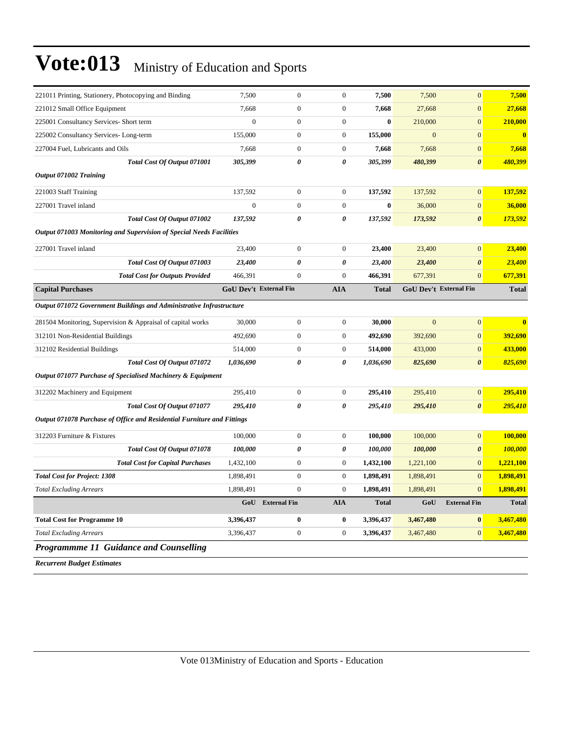| | | | | | | | |
|---|---|---|---|---|---|---|---|
| 221011 Printing, Stationery, Photocopying and Binding | 7,500 | 0 | 0 | **7,500** | 7,500 | 0 | **7,500** |
| 221012 Small Office Equipment | 7,668 | 0 | 0 | **7,668** | 27,668 | 0 | **27,668** |
| 225001 Consultancy Services- Short term | 0 | 0 | 0 | **0** | 210,000 | 0 | **210,000** |
| 225002 Consultancy Services- Long-term | 155,000 | 0 | 0 | **155,000** | 0 | 0 | **0** |
| 227004 Fuel, Lubricants and Oils | 7,668 | 0 | 0 | **7,668** | 7,668 | 0 | **7,668** |
| ***Total Cost Of Output 071001*** | ***305,399*** | ***0*** | ***0*** | ***305,399*** | ***480,399*** | ***0*** | ***480,399*** |
| ***Output 071002 Training*** | | | | | | | |
| 221003 Staff Training | 137,592 | 0 | 0 | **137,592** | 137,592 | 0 | **137,592** |
| 227001 Travel inland | 0 | 0 | 0 | **0** | 36,000 | 0 | **36,000** |
| ***Total Cost Of Output 071002*** | ***137,592*** | ***0*** | ***0*** | ***137,592*** | ***173,592*** | ***0*** | ***173,592*** |
| ***Output 071003 Monitoring and Supervision of Special Needs Facilities*** | | | | | | | |
| 227001 Travel inland | 23,400 | 0 | 0 | **23,400** | 23,400 | 0 | **23,400** |
| ***Total Cost Of Output 071003*** | ***23,400*** | ***0*** | ***0*** | ***23,400*** | ***23,400*** | ***0*** | ***23,400*** |
| ***Total Cost for Outputs Provided*** | 466,391 | 0 | 0 | **466,391** | 677,391 | 0 | **677,391** |
| **Capital Purchases** | **GoU Dev't** | **External Fin** | **AIA** | **Total** | **GoU Dev't** | **External Fin** | **Total** |
| ***Output 071072 Government Buildings and Administrative Infrastructure*** | | | | | | | |
| 281504 Monitoring, Supervision & Appraisal of capital works | 30,000 | 0 | 0 | **30,000** | 0 | 0 | **0** |
| 312101 Non-Residential Buildings | 492,690 | 0 | 0 | **492,690** | 392,690 | 0 | **392,690** |
| 312102 Residential Buildings | 514,000 | 0 | 0 | **514,000** | 433,000 | 0 | **433,000** |
| ***Total Cost Of Output 071072*** | ***1,036,690*** | ***0*** | ***0*** | ***1,036,690*** | ***825,690*** | ***0*** | ***825,690*** |
| ***Output 071077 Purchase of Specialised Machinery & Equipment*** | | | | | | | |
| 312202 Machinery and Equipment | 295,410 | 0 | 0 | **295,410** | 295,410 | 0 | **295,410** |
| ***Total Cost Of Output 071077*** | ***295,410*** | ***0*** | ***0*** | ***295,410*** | ***295,410*** | ***0*** | ***295,410*** |
| ***Output 071078 Purchase of Office and Residential Furniture and Fittings*** | | | | | | | |
| 312203 Furniture & Fixtures | 100,000 | 0 | 0 | **100,000** | 100,000 | 0 | **100,000** |
| ***Total Cost Of Output 071078*** | ***100,000*** | ***0*** | ***0*** | ***100,000*** | ***100,000*** | ***0*** | ***100,000*** |
| ***Total Cost for Capital Purchases*** | 1,432,100 | 0 | 0 | **1,432,100** | 1,221,100 | 0 | **1,221,100** |
| ***Total Cost for Project: 1308*** | 1,898,491 | 0 | 0 | **1,898,491** | 1,898,491 | 0 | **1,898,491** |
| *Total Excluding Arrears* | 1,898,491 | 0 | 0 | **1,898,491** | 1,898,491 | 0 | **1,898,491** |
| | **GoU** | **External Fin** | **AIA** | **Total** | **GoU** | **External Fin** | **Total** |
| **Total Cost for Programme 10** | **3,396,437** | **0** | **0** | **3,396,437** | **3,467,480** | **0** | **3,467,480** |
| *Total Excluding Arrears* | 3,396,437 | 0 | 0 | **3,396,437** | 3,467,480 | 0 | **3,467,480** |

## *Programmme 11 Guidance and Counselling*

***Recurrent Budget Estimates***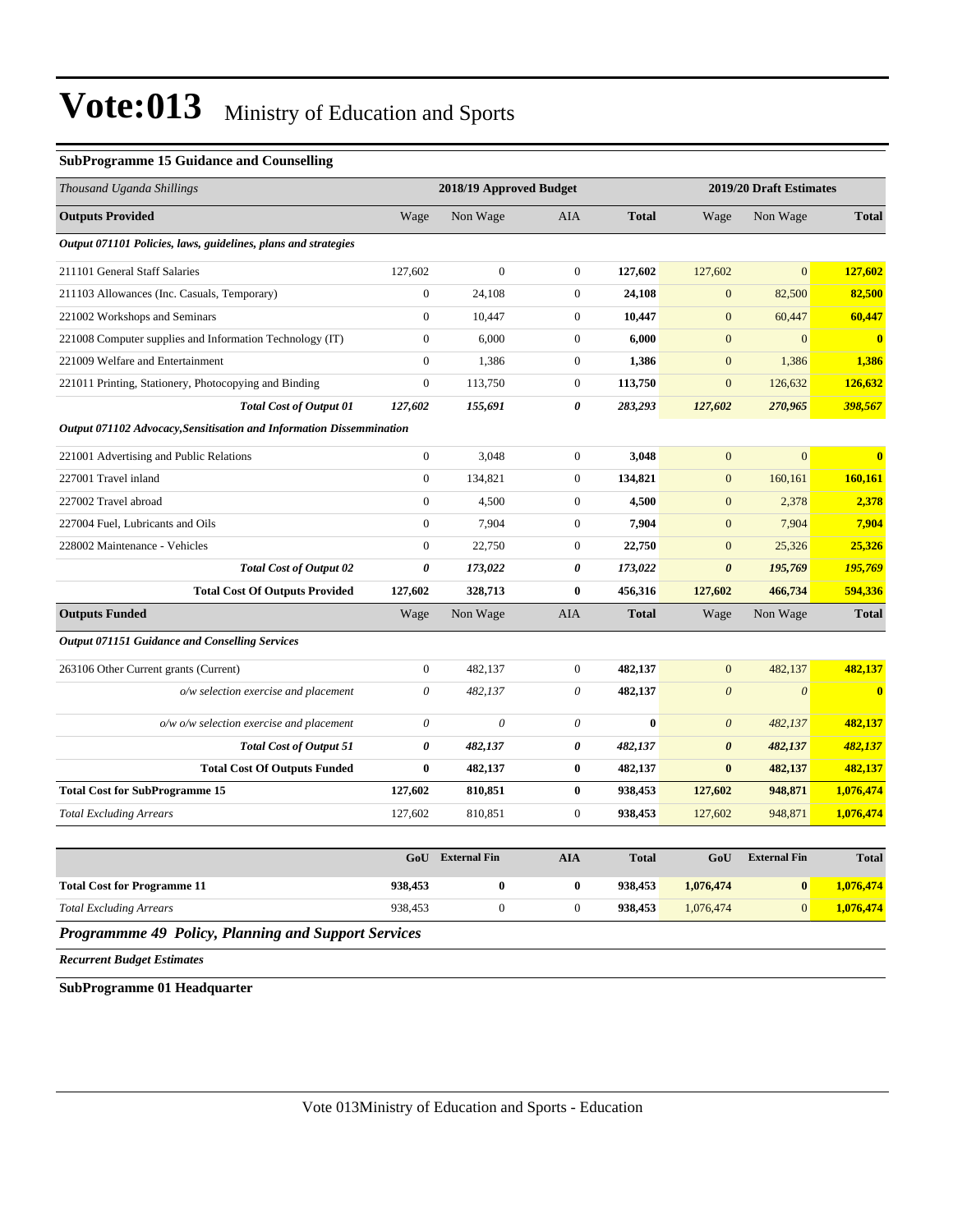# Vote:013 Ministry of Education and Sports

**SubProgramme 15 Guidance and Counselling**

| *Thousand Uganda Shillings* | 2018/19 Approved Budget | | | | 2019/20 Draft Estimates | | |
|---|---|---|---|---|---|---|---|
| **Outputs Provided** | Wage | Non Wage | AIA | **Total** | Wage | Non Wage | **Total** |
| ***Output 071101 Policies, laws, guidelines, plans and strategies*** | | | | | | | |
| 211101 General Staff Salaries | 127,602 | 0 | 0 | **127,602** | 127,602 | 0 | **127,602** |
| 211103 Allowances (Inc. Casuals, Temporary) | 0 | 24,108 | 0 | **24,108** | 0 | 82,500 | **82,500** |
| 221002 Workshops and Seminars | 0 | 10,447 | 0 | **10,447** | 0 | 60,447 | **60,447** |
| 221008 Computer supplies and Information Technology (IT) | 0 | 6,000 | 0 | **6,000** | 0 | 0 | **0** |
| 221009 Welfare and Entertainment | 0 | 1,386 | 0 | **1,386** | 0 | 1,386 | **1,386** |
| 221011 Printing, Stationery, Photocopying and Binding | 0 | 113,750 | 0 | **113,750** | 0 | 126,632 | **126,632** |
| ***Total Cost of Output 01*** | ***127,602*** | ***155,691*** | ***0*** | ***283,293*** | ***127,602*** | ***270,965*** | ***398,567*** |
| ***Output 071102 Advocacy,Sensitisation and Information Dissemination*** | | | | | | | |
| 221001 Advertising and Public Relations | 0 | 3,048 | 0 | **3,048** | 0 | 0 | **0** |
| 227001 Travel inland | 0 | 134,821 | 0 | **134,821** | 0 | 160,161 | **160,161** |
| 227002 Travel abroad | 0 | 4,500 | 0 | **4,500** | 0 | 2,378 | **2,378** |
| 227004 Fuel, Lubricants and Oils | 0 | 7,904 | 0 | **7,904** | 0 | 7,904 | **7,904** |
| 228002 Maintenance - Vehicles | 0 | 22,750 | 0 | **22,750** | 0 | 25,326 | **25,326** |
| ***Total Cost of Output 02*** | ***0*** | ***173,022*** | ***0*** | ***173,022*** | ***0*** | ***195,769*** | ***195,769*** |
| **Total Cost Of Outputs Provided** | **127,602** | **328,713** | **0** | **456,316** | **127,602** | **466,734** | **594,336** |
| **Outputs Funded** | Wage | Non Wage | AIA | **Total** | Wage | Non Wage | **Total** |
| ***Output 071151 Guidance and Conselling Services*** | | | | | | | |
| 263106 Other Current grants (Current) | 0 | 482,137 | 0 | **482,137** | 0 | 482,137 | **482,137** |
| *o/w selection exercise and placement* | *0* | *482,137* | *0* | **482,137** | *0* | *0* | **0** |
| *o/w o/w selection exercise and placement* | *0* | *0* | *0* | **0** | *0* | *482,137* | **482,137** |
| ***Total Cost of Output 51*** | ***0*** | ***482,137*** | ***0*** | ***482,137*** | ***0*** | ***482,137*** | ***482,137*** |
| **Total Cost Of Outputs Funded** | **0** | **482,137** | **0** | **482,137** | **0** | **482,137** | **482,137** |
| **Total Cost for SubProgramme 15** | **127,602** | **810,851** | **0** | **938,453** | **127,602** | **948,871** | **1,076,474** |
| *Total Excluding Arrears* | 127,602 | 810,851 | 0 | **938,453** | 127,602 | 948,871 | **1,076,474** |

| | GoU | External Fin | AIA | Total | GoU | External Fin | Total |
|---|---|---|---|---|---|---|---|
| **Total Cost for Programme 11** | **938,453** | **0** | **0** | **938,453** | **1,076,474** | **0** | **1,076,474** |
| *Total Excluding Arrears* | 938,453 | 0 | 0 | **938,453** | 1,076,474 | 0 | **1,076,474** |

## *Programmme 49 Policy, Planning and Support Services*

***Recurrent Budget Estimates***

**SubProgramme 01 Headquarter**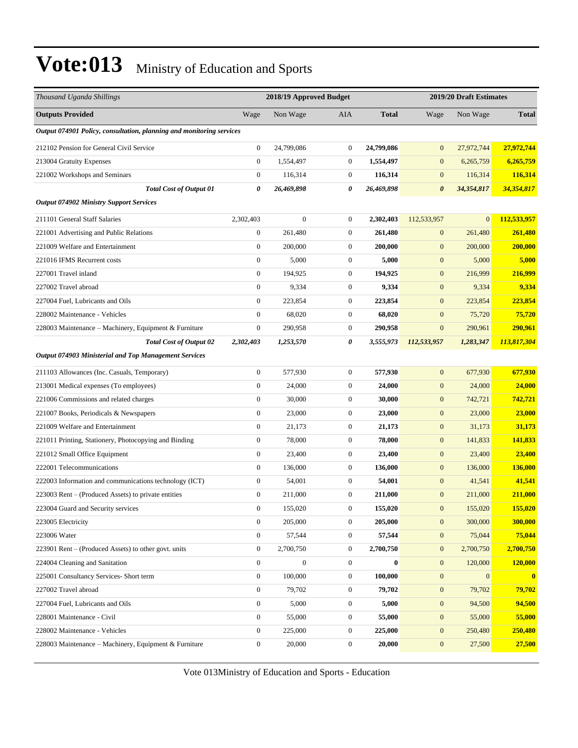# Vote:013 Ministry of Education and Sports

| *Thousand Uganda Shillings* | 2018/19 Approved Budget | | | | 2019/20 Draft Estimates | | |
|---|---|---|---|---|---|---|---|
| **Outputs Provided** | Wage | Non Wage | AIA | **Total** | Wage | Non Wage | **Total** |
| ***Output 074901 Policy, consultation, planning and monitoring services*** | | | | | | | |
| 212102 Pension for General Civil Service | 0 | 24,799,086 | 0 | **24,799,086** | 0 | 27,972,744 | **27,972,744** |
| 213004 Gratuity Expenses | 0 | 1,554,497 | 0 | **1,554,497** | 0 | 6,265,759 | **6,265,759** |
| 221002 Workshops and Seminars | 0 | 116,314 | 0 | **116,314** | 0 | 116,314 | **116,314** |
| ***Total Cost of Output 01*** | ***0*** | ***26,469,898*** | ***0*** | ***26,469,898*** | ***0*** | ***34,354,817*** | ***34,354,817*** |
| ***Output 074902 Ministry Support Services*** | | | | | | | |
| 211101 General Staff Salaries | 2,302,403 | 0 | 0 | **2,302,403** | 112,533,957 | 0 | **112,533,957** |
| 221001 Advertising and Public Relations | 0 | 261,480 | 0 | **261,480** | 0 | 261,480 | **261,480** |
| 221009 Welfare and Entertainment | 0 | 200,000 | 0 | **200,000** | 0 | 200,000 | **200,000** |
| 221016 IFMS Recurrent costs | 0 | 5,000 | 0 | **5,000** | 0 | 5,000 | **5,000** |
| 227001 Travel inland | 0 | 194,925 | 0 | **194,925** | 0 | 216,999 | **216,999** |
| 227002 Travel abroad | 0 | 9,334 | 0 | **9,334** | 0 | 9,334 | **9,334** |
| 227004 Fuel, Lubricants and Oils | 0 | 223,854 | 0 | **223,854** | 0 | 223,854 | **223,854** |
| 228002 Maintenance - Vehicles | 0 | 68,020 | 0 | **68,020** | 0 | 75,720 | **75,720** |
| 228003 Maintenance – Machinery, Equipment & Furniture | 0 | 290,958 | 0 | **290,958** | 0 | 290,961 | **290,961** |
| ***Total Cost of Output 02*** | ***2,302,403*** | ***1,253,570*** | ***0*** | ***3,555,973*** | ***112,533,957*** | ***1,283,347*** | ***113,817,304*** |
| ***Output 074903 Ministerial and Top Management Services*** | | | | | | | |
| 211103 Allowances (Inc. Casuals, Temporary) | 0 | 577,930 | 0 | **577,930** | 0 | 677,930 | **677,930** |
| 213001 Medical expenses (To employees) | 0 | 24,000 | 0 | **24,000** | 0 | 24,000 | **24,000** |
| 221006 Commissions and related charges | 0 | 30,000 | 0 | **30,000** | 0 | 742,721 | **742,721** |
| 221007 Books, Periodicals & Newspapers | 0 | 23,000 | 0 | **23,000** | 0 | 23,000 | **23,000** |
| 221009 Welfare and Entertainment | 0 | 21,173 | 0 | **21,173** | 0 | 31,173 | **31,173** |
| 221011 Printing, Stationery, Photocopying and Binding | 0 | 78,000 | 0 | **78,000** | 0 | 141,833 | **141,833** |
| 221012 Small Office Equipment | 0 | 23,400 | 0 | **23,400** | 0 | 23,400 | **23,400** |
| 222001 Telecommunications | 0 | 136,000 | 0 | **136,000** | 0 | 136,000 | **136,000** |
| 222003 Information and communications technology (ICT) | 0 | 54,001 | 0 | **54,001** | 0 | 41,541 | **41,541** |
| 223003 Rent – (Produced Assets) to private entities | 0 | 211,000 | 0 | **211,000** | 0 | 211,000 | **211,000** |
| 223004 Guard and Security services | 0 | 155,020 | 0 | **155,020** | 0 | 155,020 | **155,020** |
| 223005 Electricity | 0 | 205,000 | 0 | **205,000** | 0 | 300,000 | **300,000** |
| 223006 Water | 0 | 57,544 | 0 | **57,544** | 0 | 75,044 | **75,044** |
| 223901 Rent – (Produced Assets) to other govt. units | 0 | 2,700,750 | 0 | **2,700,750** | 0 | 2,700,750 | **2,700,750** |
| 224004 Cleaning and Sanitation | 0 | 0 | 0 | **0** | 0 | 120,000 | **120,000** |
| 225001 Consultancy Services- Short term | 0 | 100,000 | 0 | **100,000** | 0 | 0 | **0** |
| 227002 Travel abroad | 0 | 79,702 | 0 | **79,702** | 0 | 79,702 | **79,702** |
| 227004 Fuel, Lubricants and Oils | 0 | 5,000 | 0 | **5,000** | 0 | 94,500 | **94,500** |
| 228001 Maintenance - Civil | 0 | 55,000 | 0 | **55,000** | 0 | 55,000 | **55,000** |
| 228002 Maintenance - Vehicles | 0 | 225,000 | 0 | **225,000** | 0 | 250,480 | **250,480** |
| 228003 Maintenance – Machinery, Equipment & Furniture | 0 | 20,000 | 0 | **20,000** | 0 | 27,500 | **27,500** |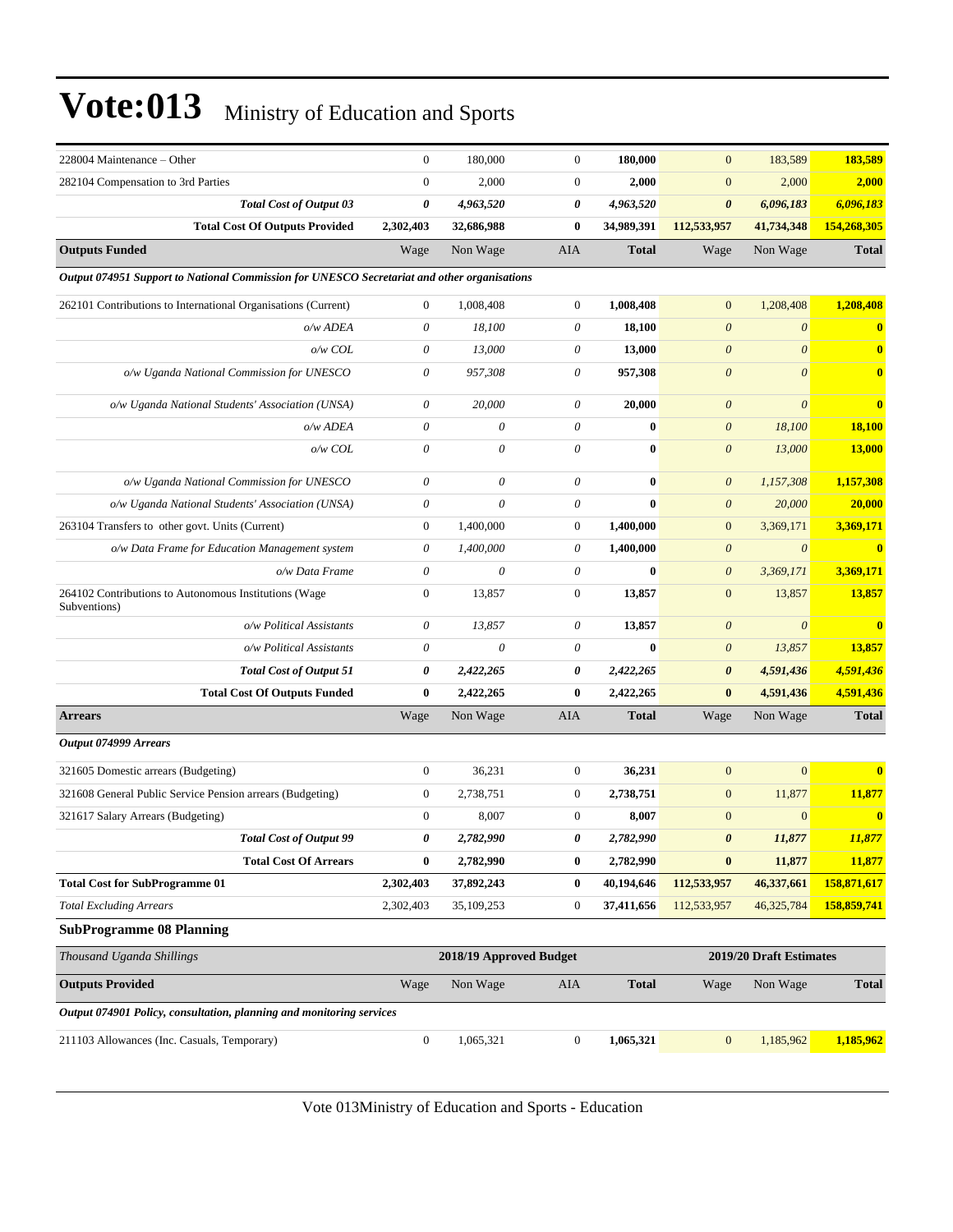# Vote:013 Ministry of Education and Sports

| | | | | | | | |
|---|---|---|---|---|---|---|---|
| 228004 Maintenance – Other | 0 | 180,000 | 0 | **180,000** | 0 | 183,589 | **183,589** |
| 282104 Compensation to 3rd Parties | 0 | 2,000 | 0 | **2,000** | 0 | 2,000 | **2,000** |
| ***Total Cost of Output 03*** | ***0*** | ***4,963,520*** | ***0*** | ***4,963,520*** | ***0*** | ***6,096,183*** | ***6,096,183*** |
| **Total Cost Of Outputs Provided** | **2,302,403** | **32,686,988** | **0** | **34,989,391** | **112,533,957** | **41,734,348** | **154,268,305** |
| **Outputs Funded** | Wage | Non Wage | AIA | **Total** | Wage | Non Wage | **Total** |
| ***Output 074951 Support to National Commission for UNESCO Secretariat and other organisations*** | | | | | | | |
| 262101 Contributions to International Organisations (Current) | 0 | 1,008,408 | 0 | **1,008,408** | 0 | 1,208,408 | **1,208,408** |
| *o/w ADEA* | *0* | *18,100* | *0* | **18,100** | *0* | *0* | **0** |
| *o/w COL* | *0* | *13,000* | *0* | **13,000** | *0* | *0* | **0** |
| *o/w Uganda National Commission for UNESCO* | *0* | *957,308* | *0* | **957,308** | *0* | *0* | **0** |
| *o/w Uganda National Students' Association (UNSA)* | *0* | *20,000* | *0* | **20,000** | *0* | *0* | **0** |
| *o/w ADEA* | *0* | *0* | *0* | **0** | *0* | *18,100* | **18,100** |
| *o/w COL* | *0* | *0* | *0* | **0** | *0* | *13,000* | **13,000** |
| *o/w Uganda National Commission for UNESCO* | *0* | *0* | *0* | **0** | *0* | *1,157,308* | **1,157,308** |
| *o/w Uganda National Students' Association (UNSA)* | *0* | *0* | *0* | **0** | *0* | *20,000* | **20,000** |
| 263104 Transfers to other govt. Units (Current) | 0 | 1,400,000 | 0 | **1,400,000** | 0 | 3,369,171 | **3,369,171** |
| *o/w Data Frame for Education Management system* | *0* | *1,400,000* | *0* | **1,400,000** | *0* | *0* | **0** |
| *o/w Data Frame* | *0* | *0* | *0* | **0** | *0* | *3,369,171* | **3,369,171** |
| 264102 Contributions to Autonomous Institutions (Wage Subventions) | 0 | 13,857 | 0 | **13,857** | 0 | 13,857 | **13,857** |
| *o/w Political Assistants* | *0* | *13,857* | *0* | **13,857** | *0* | *0* | **0** |
| *o/w Political Assistants* | *0* | *0* | *0* | **0** | *0* | *13,857* | **13,857** |
| ***Total Cost of Output 51*** | ***0*** | ***2,422,265*** | ***0*** | ***2,422,265*** | ***0*** | ***4,591,436*** | ***4,591,436*** |
| **Total Cost Of Outputs Funded** | **0** | **2,422,265** | **0** | **2,422,265** | **0** | **4,591,436** | **4,591,436** |
| **Arrears** | Wage | Non Wage | AIA | **Total** | Wage | Non Wage | **Total** |
| ***Output 074999 Arrears*** | | | | | | | |
| 321605 Domestic arrears (Budgeting) | 0 | 36,231 | 0 | **36,231** | 0 | 0 | **0** |
| 321608 General Public Service Pension arrears (Budgeting) | 0 | 2,738,751 | 0 | **2,738,751** | 0 | 11,877 | **11,877** |
| 321617 Salary Arrears (Budgeting) | 0 | 8,007 | 0 | **8,007** | 0 | 0 | **0** |
| ***Total Cost of Output 99*** | ***0*** | ***2,782,990*** | ***0*** | ***2,782,990*** | ***0*** | ***11,877*** | ***11,877*** |
| **Total Cost Of Arrears** | **0** | **2,782,990** | **0** | **2,782,990** | **0** | **11,877** | **11,877** |
| **Total Cost for SubProgramme 01** | **2,302,403** | **37,892,243** | **0** | **40,194,646** | **112,533,957** | **46,337,661** | **158,871,617** |
| *Total Excluding Arrears* | 2,302,403 | 35,109,253 | 0 | **37,411,656** | 112,533,957 | 46,325,784 | **158,859,741** |

### SubProgramme 08 Planning

| *Thousand Uganda Shillings* | 2018/19 Approved Budget | | | | 2019/20 Draft Estimates | | |
|---|---|---|---|---|---|---|---|
| **Outputs Provided** | Wage | Non Wage | AIA | **Total** | Wage | Non Wage | **Total** |
| ***Output 074901 Policy, consultation, planning and monitoring services*** | | | | | | | |
| 211103 Allowances (Inc. Casuals, Temporary) | 0 | 1,065,321 | 0 | **1,065,321** | 0 | 1,185,962 | **1,185,962** |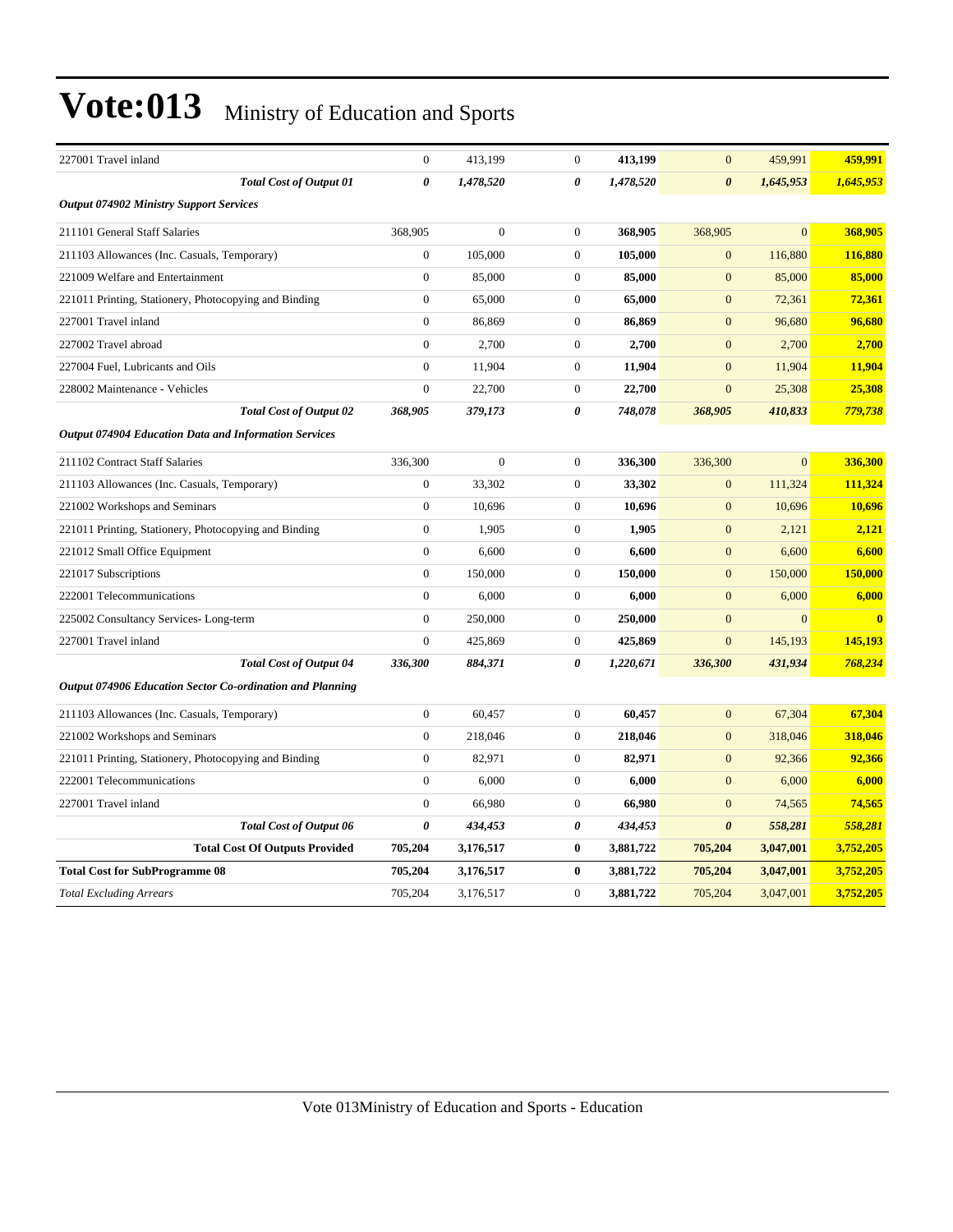# Vote:013 Ministry of Education and Sports

| | | | | | | | |
|---|---|---|---|---|---|---|---|
| 227001 Travel inland | 0 | 413,199 | 0 | **413,199** | 0 | 459,991 | **459,991** |
| ***Total Cost of Output 01*** | ***0*** | ***1,478,520*** | ***0*** | ***1,478,520*** | ***0*** | ***1,645,953*** | ***1,645,953*** |
| ***Output 074902 Ministry Support Services*** | | | | | | | |
| 211101 General Staff Salaries | 368,905 | 0 | 0 | **368,905** | 368,905 | 0 | **368,905** |
| 211103 Allowances (Inc. Casuals, Temporary) | 0 | 105,000 | 0 | **105,000** | 0 | 116,880 | **116,880** |
| 221009 Welfare and Entertainment | 0 | 85,000 | 0 | **85,000** | 0 | 85,000 | **85,000** |
| 221011 Printing, Stationery, Photocopying and Binding | 0 | 65,000 | 0 | **65,000** | 0 | 72,361 | **72,361** |
| 227001 Travel inland | 0 | 86,869 | 0 | **86,869** | 0 | 96,680 | **96,680** |
| 227002 Travel abroad | 0 | 2,700 | 0 | **2,700** | 0 | 2,700 | **2,700** |
| 227004 Fuel, Lubricants and Oils | 0 | 11,904 | 0 | **11,904** | 0 | 11,904 | **11,904** |
| 228002 Maintenance - Vehicles | 0 | 22,700 | 0 | **22,700** | 0 | 25,308 | **25,308** |
| ***Total Cost of Output 02*** | ***368,905*** | ***379,173*** | ***0*** | ***748,078*** | ***368,905*** | ***410,833*** | ***779,738*** |
| ***Output 074904 Education Data and Information Services*** | | | | | | | |
| 211102 Contract Staff Salaries | 336,300 | 0 | 0 | **336,300** | 336,300 | 0 | **336,300** |
| 211103 Allowances (Inc. Casuals, Temporary) | 0 | 33,302 | 0 | **33,302** | 0 | 111,324 | **111,324** |
| 221002 Workshops and Seminars | 0 | 10,696 | 0 | **10,696** | 0 | 10,696 | **10,696** |
| 221011 Printing, Stationery, Photocopying and Binding | 0 | 1,905 | 0 | **1,905** | 0 | 2,121 | **2,121** |
| 221012 Small Office Equipment | 0 | 6,600 | 0 | **6,600** | 0 | 6,600 | **6,600** |
| 221017 Subscriptions | 0 | 150,000 | 0 | **150,000** | 0 | 150,000 | **150,000** |
| 222001 Telecommunications | 0 | 6,000 | 0 | **6,000** | 0 | 6,000 | **6,000** |
| 225002 Consultancy Services- Long-term | 0 | 250,000 | 0 | **250,000** | 0 | 0 | **0** |
| 227001 Travel inland | 0 | 425,869 | 0 | **425,869** | 0 | 145,193 | **145,193** |
| ***Total Cost of Output 04*** | ***336,300*** | ***884,371*** | ***0*** | ***1,220,671*** | ***336,300*** | ***431,934*** | ***768,234*** |
| ***Output 074906 Education Sector Co-ordination and Planning*** | | | | | | | |
| 211103 Allowances (Inc. Casuals, Temporary) | 0 | 60,457 | 0 | **60,457** | 0 | 67,304 | **67,304** |
| 221002 Workshops and Seminars | 0 | 218,046 | 0 | **218,046** | 0 | 318,046 | **318,046** |
| 221011 Printing, Stationery, Photocopying and Binding | 0 | 82,971 | 0 | **82,971** | 0 | 92,366 | **92,366** |
| 222001 Telecommunications | 0 | 6,000 | 0 | **6,000** | 0 | 6,000 | **6,000** |
| 227001 Travel inland | 0 | 66,980 | 0 | **66,980** | 0 | 74,565 | **74,565** |
| ***Total Cost of Output 06*** | ***0*** | ***434,453*** | ***0*** | ***434,453*** | ***0*** | ***558,281*** | ***558,281*** |
| **Total Cost Of Outputs Provided** | **705,204** | **3,176,517** | **0** | **3,881,722** | **705,204** | **3,047,001** | **3,752,205** |
| **Total Cost for SubProgramme 08** | **705,204** | **3,176,517** | **0** | **3,881,722** | **705,204** | **3,047,001** | **3,752,205** |
| *Total Excluding Arrears* | 705,204 | 3,176,517 | 0 | **3,881,722** | 705,204 | 3,047,001 | **3,752,205** |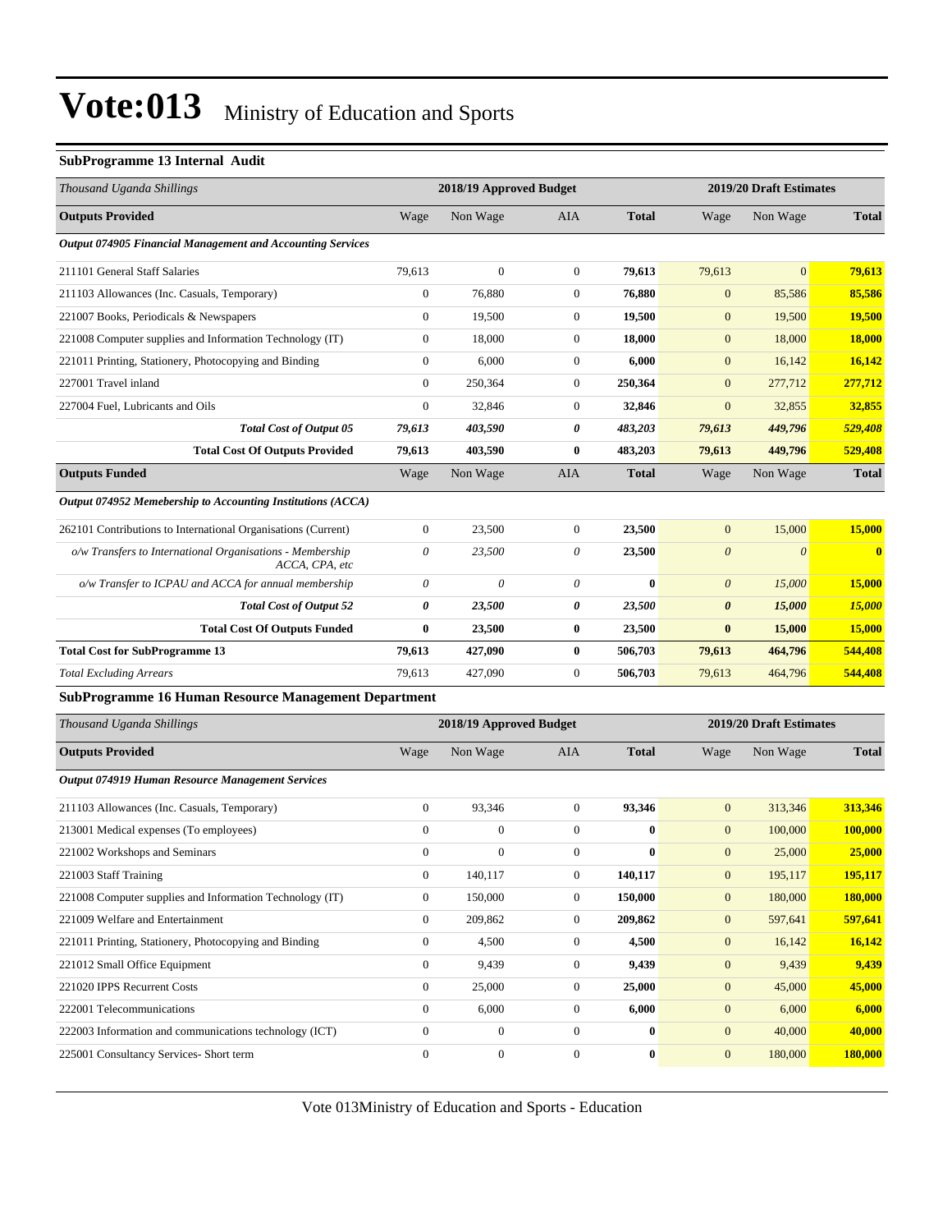# Vote:013 Ministry of Education and Sports

### SubProgramme 13 Internal Audit

| *Thousand Uganda Shillings* | 2018/19 Approved Budget | | | | 2019/20 Draft Estimates | | |
|---|---|---|---|---|---|---|---|
| **Outputs Provided** | Wage | Non Wage | AIA | **Total** | Wage | Non Wage | **Total** |
| ***Output 074905 Financial Management and Accounting Services*** | | | | | | | |
| 211101 General Staff Salaries | 79,613 | 0 | 0 | **79,613** | 79,613 | 0 | **79,613** |
| 211103 Allowances (Inc. Casuals, Temporary) | 0 | 76,880 | 0 | **76,880** | 0 | 85,586 | **85,586** |
| 221007 Books, Periodicals & Newspapers | 0 | 19,500 | 0 | **19,500** | 0 | 19,500 | **19,500** |
| 221008 Computer supplies and Information Technology (IT) | 0 | 18,000 | 0 | **18,000** | 0 | 18,000 | **18,000** |
| 221011 Printing, Stationery, Photocopying and Binding | 0 | 6,000 | 0 | **6,000** | 0 | 16,142 | **16,142** |
| 227001 Travel inland | 0 | 250,364 | 0 | **250,364** | 0 | 277,712 | **277,712** |
| 227004 Fuel, Lubricants and Oils | 0 | 32,846 | 0 | **32,846** | 0 | 32,855 | **32,855** |
| ***Total Cost of Output 05*** | ***79,613*** | ***403,590*** | ***0*** | ***483,203*** | ***79,613*** | ***449,796*** | ***529,408*** |
| **Total Cost Of Outputs Provided** | **79,613** | **403,590** | **0** | **483,203** | **79,613** | **449,796** | **529,408** |
| **Outputs Funded** | Wage | Non Wage | AIA | **Total** | Wage | Non Wage | **Total** |
| ***Output 074952 Memebership to Accounting Institutions (ACCA)*** | | | | | | | |
| 262101 Contributions to International Organisations (Current) | 0 | 23,500 | 0 | **23,500** | 0 | 15,000 | **15,000** |
| *o/w Transfers to International Organisations - Membership ACCA, CPA, etc* | *0* | *23,500* | *0* | **23,500** | *0* | *0* | **0** |
| *o/w Transfer to ICPAU and ACCA for annual membership* | *0* | *0* | *0* | **0** | *0* | *15,000* | **15,000** |
| ***Total Cost of Output 52*** | ***0*** | ***23,500*** | ***0*** | ***23,500*** | ***0*** | ***15,000*** | ***15,000*** |
| **Total Cost Of Outputs Funded** | **0** | **23,500** | **0** | **23,500** | **0** | **15,000** | **15,000** |
| **Total Cost for SubProgramme 13** | **79,613** | **427,090** | **0** | **506,703** | **79,613** | **464,796** | **544,408** |
| *Total Excluding Arrears* | 79,613 | 427,090 | 0 | **506,703** | 79,613 | 464,796 | **544,408** |

### SubProgramme 16 Human Resource Management Department

| *Thousand Uganda Shillings* | 2018/19 Approved Budget | | | | 2019/20 Draft Estimates | | |
|---|---|---|---|---|---|---|---|
| **Outputs Provided** | Wage | Non Wage | AIA | **Total** | Wage | Non Wage | **Total** |
| ***Output 074919 Human Resource Management Services*** | | | | | | | |
| 211103 Allowances (Inc. Casuals, Temporary) | 0 | 93,346 | 0 | **93,346** | 0 | 313,346 | **313,346** |
| 213001 Medical expenses (To employees) | 0 | 0 | 0 | **0** | 0 | 100,000 | **100,000** |
| 221002 Workshops and Seminars | 0 | 0 | 0 | **0** | 0 | 25,000 | **25,000** |
| 221003 Staff Training | 0 | 140,117 | 0 | **140,117** | 0 | 195,117 | **195,117** |
| 221008 Computer supplies and Information Technology (IT) | 0 | 150,000 | 0 | **150,000** | 0 | 180,000 | **180,000** |
| 221009 Welfare and Entertainment | 0 | 209,862 | 0 | **209,862** | 0 | 597,641 | **597,641** |
| 221011 Printing, Stationery, Photocopying and Binding | 0 | 4,500 | 0 | **4,500** | 0 | 16,142 | **16,142** |
| 221012 Small Office Equipment | 0 | 9,439 | 0 | **9,439** | 0 | 9,439 | **9,439** |
| 221020 IPPS Recurrent Costs | 0 | 25,000 | 0 | **25,000** | 0 | 45,000 | **45,000** |
| 222001 Telecommunications | 0 | 6,000 | 0 | **6,000** | 0 | 6,000 | **6,000** |
| 222003 Information and communications technology (ICT) | 0 | 0 | 0 | **0** | 0 | 40,000 | **40,000** |
| 225001 Consultancy Services- Short term | 0 | 0 | 0 | **0** | 0 | 180,000 | **180,000** |

Vote 013Ministry of Education and Sports - Education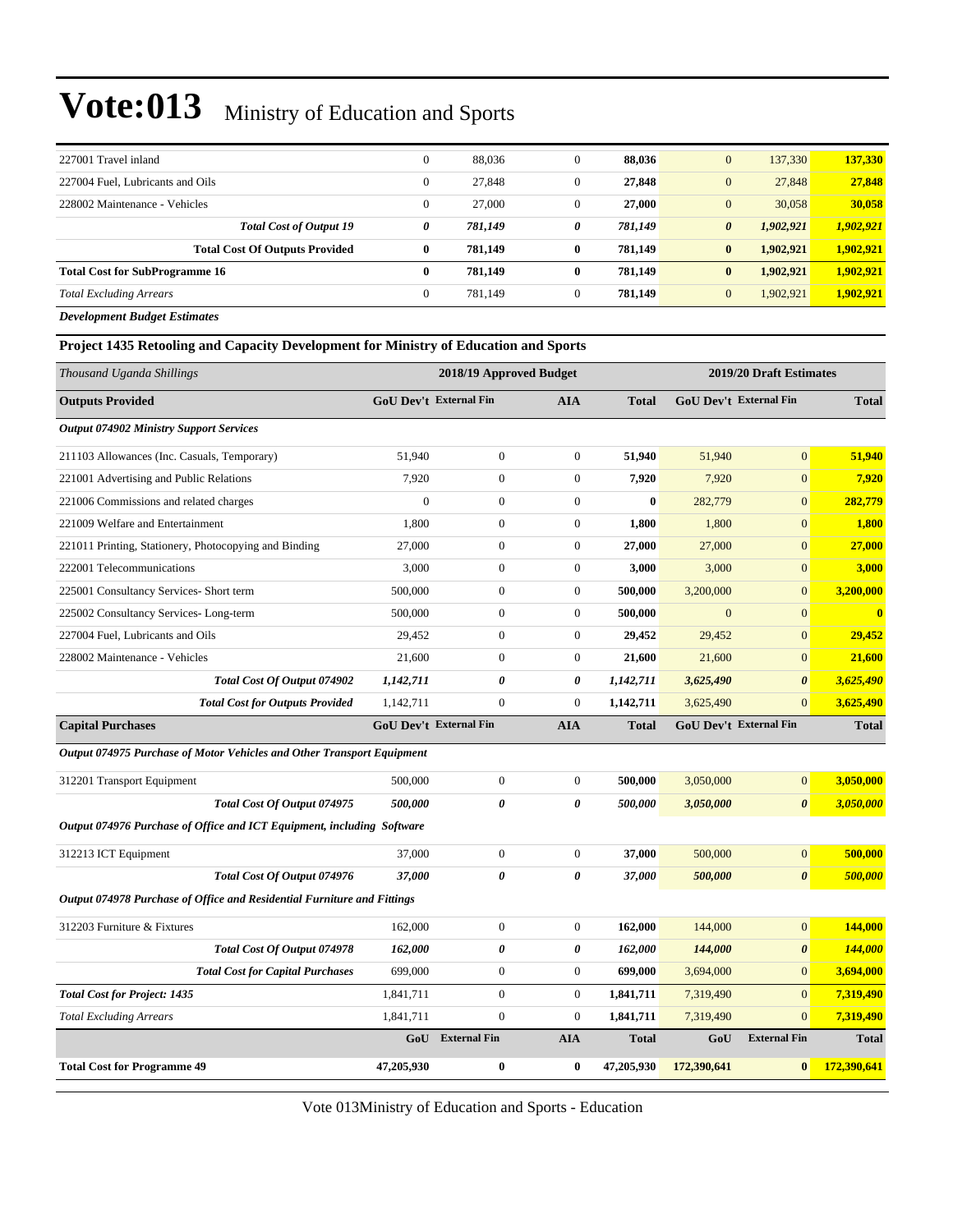| 227001 Travel inland | 0 | 88,036 | 0 | **88,036** | 0 | 137,330 | **137,330** |
|---|---|---|---|---|---|---|---|
| 227004 Fuel, Lubricants and Oils | 0 | 27,848 | 0 | **27,848** | 0 | 27,848 | **27,848** |
| 228002 Maintenance - Vehicles | 0 | 27,000 | 0 | **27,000** | 0 | 30,058 | **30,058** |
| ***Total Cost of Output 19*** | ***0*** | ***781,149*** | ***0*** | ***781,149*** | ***0*** | ***1,902,921*** | ***1,902,921*** |
| **Total Cost Of Outputs Provided** | **0** | **781,149** | **0** | **781,149** | **0** | **1,902,921** | **1,902,921** |
| **Total Cost for SubProgramme 16** | **0** | **781,149** | **0** | **781,149** | **0** | **1,902,921** | **1,902,921** |
| *Total Excluding Arrears* | 0 | 781,149 | 0 | 781,149 | 0 | 1,902,921 | **1,902,921** |

***Development Budget Estimates***

**Project 1435 Retooling and Capacity Development for Ministry of Education and Sports**

| *Thousand Uganda Shillings* | 2018/19 Approved Budget | | | | 2019/20 Draft Estimates | | |
|---|---|---|---|---|---|---|---|
| **Outputs Provided** | **GoU Dev't** | **External Fin** | **AIA** | **Total** | **GoU Dev't** | **External Fin** | **Total** |
| ***Output 074902 Ministry Support Services*** | | | | | | | |
| 211103 Allowances (Inc. Casuals, Temporary) | 51,940 | 0 | 0 | **51,940** | 51,940 | 0 | **51,940** |
| 221001 Advertising and Public Relations | 7,920 | 0 | 0 | **7,920** | 7,920 | 0 | **7,920** |
| 221006 Commissions and related charges | 0 | 0 | 0 | **0** | 282,779 | 0 | **282,779** |
| 221009 Welfare and Entertainment | 1,800 | 0 | 0 | **1,800** | 1,800 | 0 | **1,800** |
| 221011 Printing, Stationery, Photocopying and Binding | 27,000 | 0 | 0 | **27,000** | 27,000 | 0 | **27,000** |
| 222001 Telecommunications | 3,000 | 0 | 0 | **3,000** | 3,000 | 0 | **3,000** |
| 225001 Consultancy Services- Short term | 500,000 | 0 | 0 | **500,000** | 3,200,000 | 0 | **3,200,000** |
| 225002 Consultancy Services- Long-term | 500,000 | 0 | 0 | **500,000** | 0 | 0 | **0** |
| 227004 Fuel, Lubricants and Oils | 29,452 | 0 | 0 | **29,452** | 29,452 | 0 | **29,452** |
| 228002 Maintenance - Vehicles | 21,600 | 0 | 0 | **21,600** | 21,600 | 0 | **21,600** |
| ***Total Cost Of Output 074902*** | ***1,142,711*** | ***0*** | ***0*** | ***1,142,711*** | ***3,625,490*** | ***0*** | ***3,625,490*** |
| ***Total Cost for Outputs Provided*** | 1,142,711 | 0 | 0 | **1,142,711** | 3,625,490 | 0 | **3,625,490** |
| **Capital Purchases** | **GoU Dev't** | **External Fin** | **AIA** | **Total** | **GoU Dev't** | **External Fin** | **Total** |
| ***Output 074975 Purchase of Motor Vehicles and Other Transport Equipment*** | | | | | | | |
| 312201 Transport Equipment | 500,000 | 0 | 0 | **500,000** | 3,050,000 | 0 | **3,050,000** |
| ***Total Cost Of Output 074975*** | ***500,000*** | ***0*** | ***0*** | ***500,000*** | ***3,050,000*** | ***0*** | ***3,050,000*** |
| ***Output 074976 Purchase of Office and ICT Equipment, including Software*** | | | | | | | |
| 312213 ICT Equipment | 37,000 | 0 | 0 | **37,000** | 500,000 | 0 | **500,000** |
| ***Total Cost Of Output 074976*** | ***37,000*** | ***0*** | ***0*** | ***37,000*** | ***500,000*** | ***0*** | ***500,000*** |
| ***Output 074978 Purchase of Office and Residential Furniture and Fittings*** | | | | | | | |
| 312203 Furniture & Fixtures | 162,000 | 0 | 0 | **162,000** | 144,000 | 0 | **144,000** |
| ***Total Cost Of Output 074978*** | ***162,000*** | ***0*** | ***0*** | ***162,000*** | ***144,000*** | ***0*** | ***144,000*** |
| ***Total Cost for Capital Purchases*** | 699,000 | 0 | 0 | **699,000** | 3,694,000 | 0 | **3,694,000** |
| ***Total Cost for Project: 1435*** | 1,841,711 | 0 | 0 | **1,841,711** | 7,319,490 | 0 | **7,319,490** |
| *Total Excluding Arrears* | 1,841,711 | 0 | 0 | **1,841,711** | 7,319,490 | 0 | **7,319,490** |
| | **GoU** | **External Fin** | **AIA** | **Total** | **GoU** | **External Fin** | **Total** |
| **Total Cost for Programme 49** | **47,205,930** | **0** | **0** | **47,205,930** | **172,390,641** | **0** | **172,390,641** |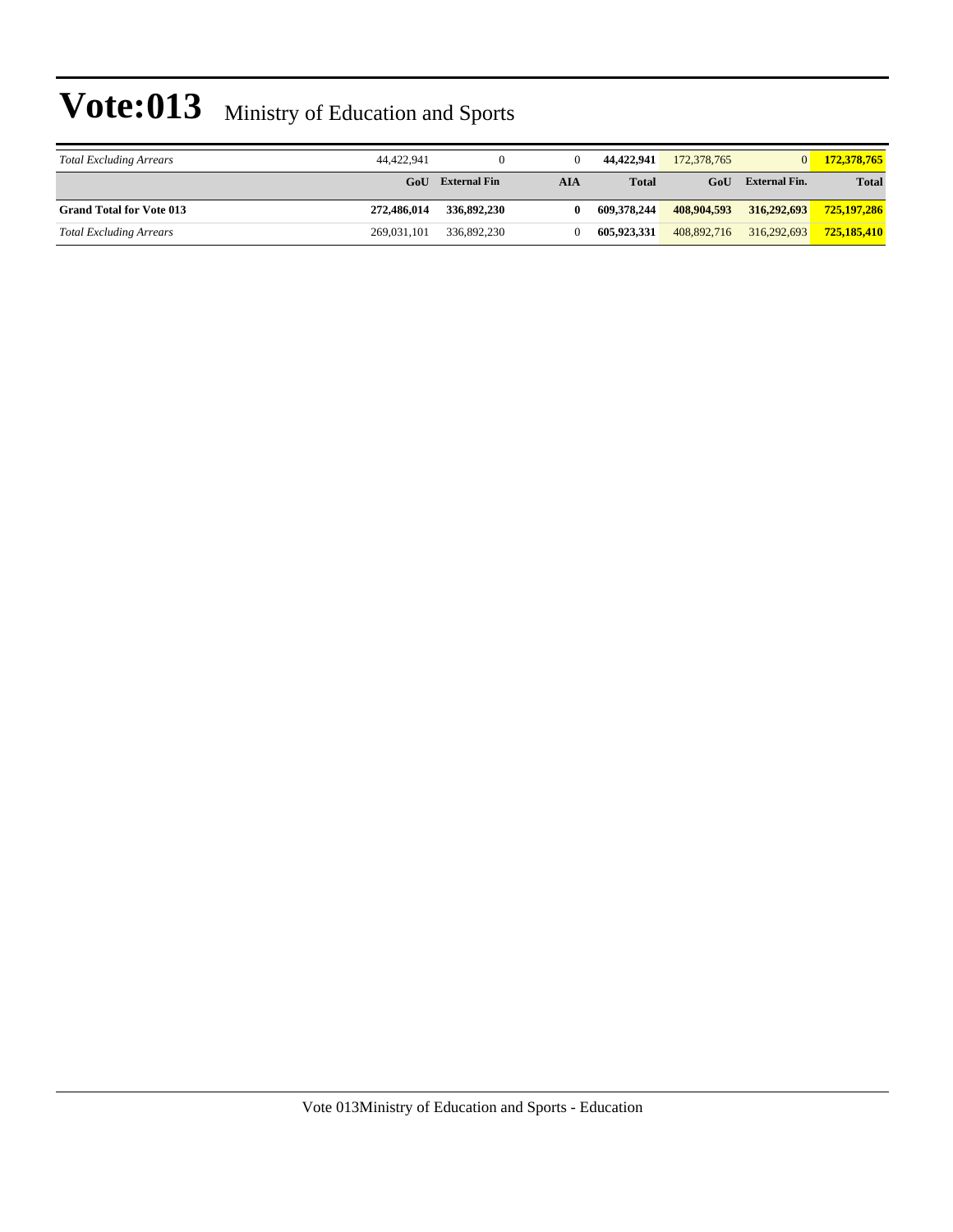| | | | | | | | |
|---|---|---|---|---|---|---|---|
| *Total Excluding Arrears* | 44,422,941 | 0 | 0 | **44,422,941** | 172,378,765 | 0 | **172,378,765** |
| | **GoU** | **External Fin** | **AIA** | **Total** | **GoU** | **External Fin.** | **Total** |
| **Grand Total for Vote 013** | **272,486,014** | **336,892,230** | **0** | **609,378,244** | **408,904,593** | **316,292,693** | **725,197,286** |
| *Total Excluding Arrears* | 269,031,101 | 336,892,230 | 0 | **605,923,331** | 408,892,716 | 316,292,693 | **725,185,410** |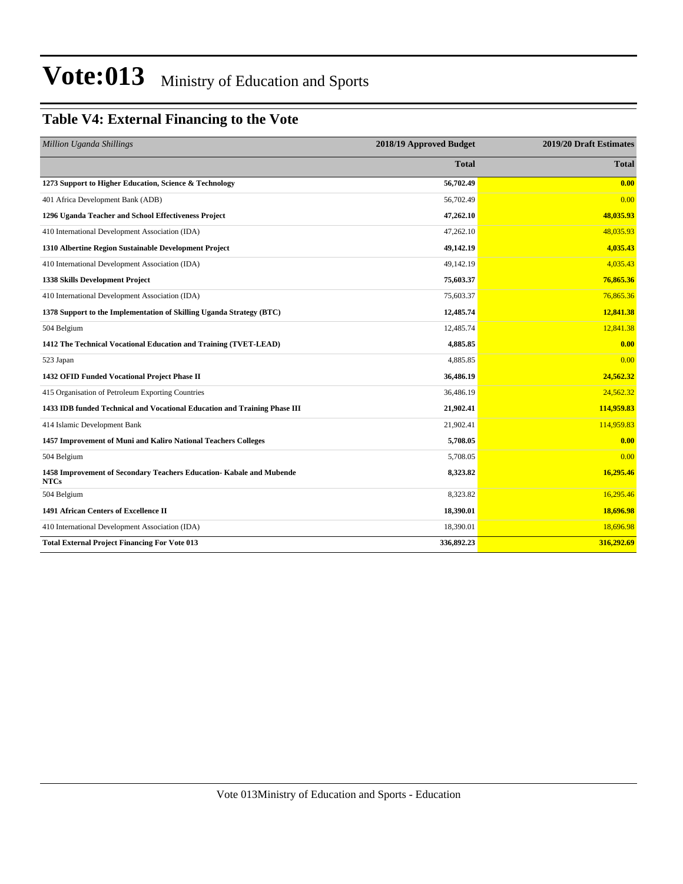# Vote:013 Ministry of Education and Sports

## Table V4: External Financing to the Vote

| *Million Uganda Shillings* | 2018/19 Approved Budget | 2019/20 Draft Estimates |
|---|---|---|
| | **Total** | **Total** |
| **1273 Support to Higher Education, Science & Technology** | **56,702.49** | **0.00** |
| 401 Africa Development Bank (ADB) | 56,702.49 | 0.00 |
| **1296 Uganda Teacher and School Effectiveness Project** | **47,262.10** | **48,035.93** |
| 410 International Development Association (IDA) | 47,262.10 | 48,035.93 |
| **1310 Albertine Region Sustainable Development Project** | **49,142.19** | **4,035.43** |
| 410 International Development Association (IDA) | 49,142.19 | 4,035.43 |
| **1338 Skills Development Project** | **75,603.37** | **76,865.36** |
| 410 International Development Association (IDA) | 75,603.37 | 76,865.36 |
| **1378 Support to the Implementation of Skilling Uganda Strategy (BTC)** | **12,485.74** | **12,841.38** |
| 504 Belgium | 12,485.74 | 12,841.38 |
| **1412 The Technical Vocational Education and Training (TVET-LEAD)** | **4,885.85** | **0.00** |
| 523 Japan | 4,885.85 | 0.00 |
| **1432 OFID Funded Vocational Project Phase II** | **36,486.19** | **24,562.32** |
| 415 Organisation of Petroleum Exporting Countries | 36,486.19 | 24,562.32 |
| **1433 IDB funded Technical and Vocational Education and Training Phase III** | **21,902.41** | **114,959.83** |
| 414 Islamic Development Bank | 21,902.41 | 114,959.83 |
| **1457 Improvement of Muni and Kaliro National Teachers Colleges** | **5,708.05** | **0.00** |
| 504 Belgium | 5,708.05 | 0.00 |
| **1458 Improvement of Secondary Teachers Education- Kabale and Mubende NTCs** | **8,323.82** | **16,295.46** |
| 504 Belgium | 8,323.82 | 16,295.46 |
| **1491 African Centers of Excellence II** | **18,390.01** | **18,696.98** |
| 410 International Development Association (IDA) | 18,390.01 | 18,696.98 |
| **Total External Project Financing For Vote 013** | **336,892.23** | **316,292.69** |